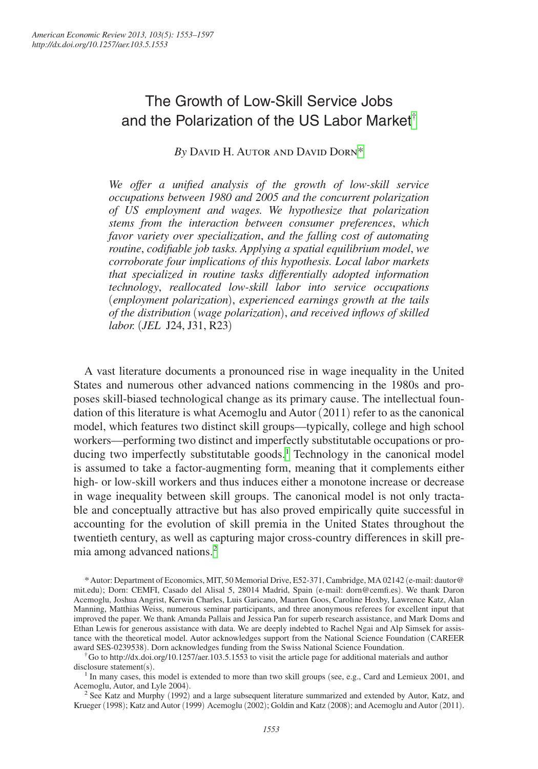# The Growth of Low-Skill Service Jobs and the Polarization of the US Labor Market[†]

*By* David H. Autor and David Dorn[*]

*We offer a unified analysis of the growth of low-skill service occupations between 1980 and 2005 and the concurrent polarization of US employment and wages. We hypothesize that polarization stems from the interaction between consumer preferences, which favor variety over specialization, and the falling cost of automating routine, codifiable job tasks. Applying a spatial equilibrium model, we corroborate four implications of this hypothesis. Local labor markets that specialized in routine tasks differentially adopted information technology, reallocated low-skill labor into service occupations (employment polarization), experienced earnings growth at the tails of the distribution (wage polarization), and received inflows of skilled labor.* (*JEL* J24, J31, R23)

A vast literature documents a pronounced rise in wage inequality in the United States and numerous other advanced nations commencing in the 1980s and proposes skill-biased technological change as its primary cause. The intellectual foundation of this literature is what Acemoglu and Autor (2011) refer to as the canonical model, which features two distinct skill groups—typically, college and high school workers—performing two distinct and imperfectly substitutable occupations or producing two imperfectly substitutable goods.[1] Technology in the canonical model is assumed to take a factor-augmenting form, meaning that it complements either high- or low-skill workers and thus induces either a monotone increase or decrease in wage inequality between skill groups. The canonical model is not only tractable and conceptually attractive but has also proved empirically quite successful in accounting for the evolution of skill premia in the United States throughout the twentieth century, as well as capturing major cross-country differences in skill premia among advanced nations.[2]

[*] Autor: Department of Economics, MIT, 50 Memorial Drive, E52-371, Cambridge, MA 02142 (e-mail: dautor@mit.edu); Dorn: CEMFI, Casado del Alisal 5, 28014 Madrid, Spain (e-mail: dorn@cemfi.es). We thank Daron Acemoglu, Joshua Angrist, Kerwin Charles, Luis Garicano, Maarten Goos, Caroline Hoxby, Lawrence Katz, Alan Manning, Matthias Weiss, numerous seminar participants, and three anonymous referees for excellent input that improved the paper. We thank Amanda Pallais and Jessica Pan for superb research assistance, and Mark Doms and Ethan Lewis for generous assistance with data. We are deeply indebted to Rachel Ngai and Alp Simsek for assistance with the theoretical model. Autor acknowledges support from the National Science Foundation (CAREER award SES-0239538). Dorn acknowledges funding from the Swiss National Science Foundation.

[†] Go to http://dx.doi.org/10.1257/aer.103.5.1553 to visit the article page for additional materials and author disclosure statement(s).

[1] In many cases, this model is extended to more than two skill groups (see, e.g., Card and Lemieux 2001, and Acemoglu, Autor, and Lyle 2004).

[2] See Katz and Murphy (1992) and a large subsequent literature summarized and extended by Autor, Katz, and Krueger (1998); Katz and Autor (1999) Acemoglu (2002); Goldin and Katz (2008); and Acemoglu and Autor (2011).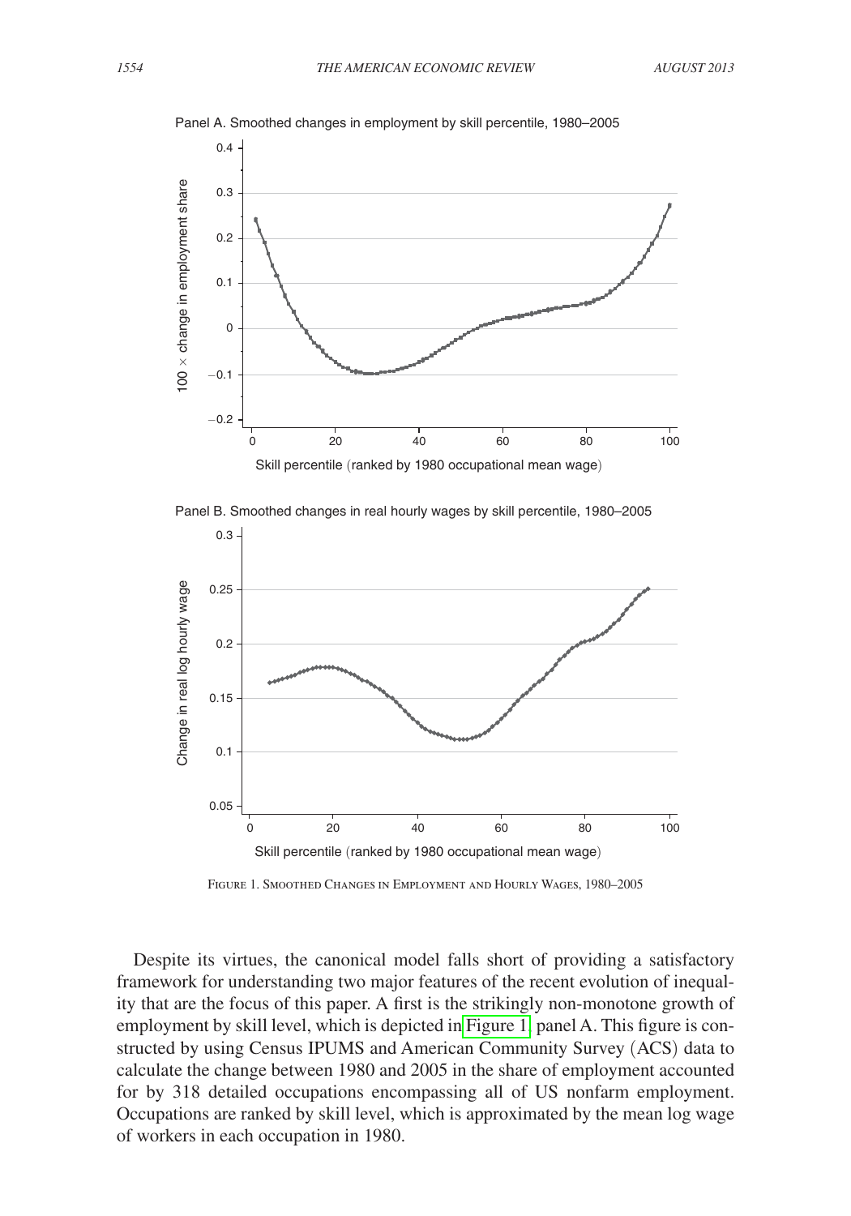Figure 1. Smoothed Changes in Employment and Hourly Wages, 1980–2005

Despite its virtues, the canonical model falls short of providing a satisfactory framework for understanding two major features of the recent evolution of inequality that are the focus of this paper. A first is the strikingly non-monotone growth of employment by skill level, which is depicted in Figure 1, panel A. This figure is constructed by using Census IPUMS and American Community Survey (ACS) data to calculate the change between 1980 and 2005 in the share of employment accounted for by 318 detailed occupations encompassing all of US nonfarm employment. Occupations are ranked by skill level, which is approximated by the mean log wage of workers in each occupation in 1980.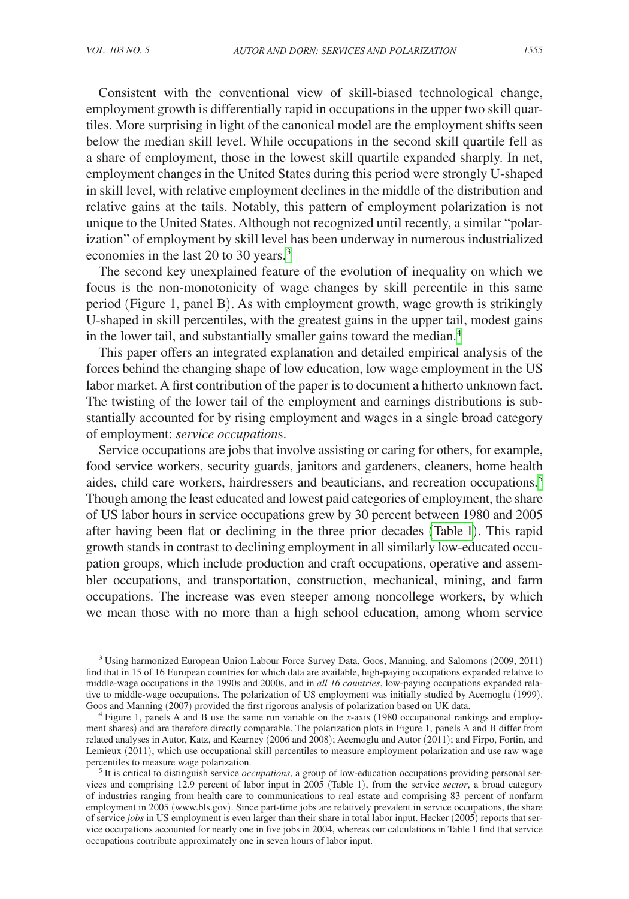Consistent with the conventional view of skill-biased technological change, employment growth is differentially rapid in occupations in the upper two skill quartiles. More surprising in light of the canonical model are the employment shifts seen below the median skill level. While occupations in the second skill quartile fell as a share of employment, those in the lowest skill quartile expanded sharply. In net, employment changes in the United States during this period were strongly U-shaped in skill level, with relative employment declines in the middle of the distribution and relative gains at the tails. Notably, this pattern of employment polarization is not unique to the United States. Although not recognized until recently, a similar "polarization" of employment by skill level has been underway in numerous industrialized economies in the last 20 to 30 years.[3]

The second key unexplained feature of the evolution of inequality on which we focus is the non-monotonicity of wage changes by skill percentile in this same period (Figure 1, panel B). As with employment growth, wage growth is strikingly U-shaped in skill percentiles, with the greatest gains in the upper tail, modest gains in the lower tail, and substantially smaller gains toward the median.[4]

This paper offers an integrated explanation and detailed empirical analysis of the forces behind the changing shape of low education, low wage employment in the US labor market. A first contribution of the paper is to document a hitherto unknown fact. The twisting of the lower tail of the employment and earnings distributions is substantially accounted for by rising employment and wages in a single broad category of employment: *service occupation*s.

Service occupations are jobs that involve assisting or caring for others, for example, food service workers, security guards, janitors and gardeners, cleaners, home health aides, child care workers, hairdressers and beauticians, and recreation occupations.[5] Though among the least educated and lowest paid categories of employment, the share of US labor hours in service occupations grew by 30 percent between 1980 and 2005 after having been flat or declining in the three prior decades (Table 1). This rapid growth stands in contrast to declining employment in all similarly low-educated occupation groups, which include production and craft occupations, operative and assembler occupations, and transportation, construction, mechanical, mining, and farm occupations. The increase was even steeper among noncollege workers, by which we mean those with no more than a high school education, among whom service

[3] Using harmonized European Union Labour Force Survey Data, Goos, Manning, and Salomons (2009, 2011) find that in 15 of 16 European countries for which data are available, high-paying occupations expanded relative to middle-wage occupations in the 1990s and 2000s, and in *all 16 countries*, low-paying occupations expanded relative to middle-wage occupations. The polarization of US employment was initially studied by Acemoglu (1999). Goos and Manning (2007) provided the first rigorous analysis of polarization based on UK data.

[4] Figure 1, panels A and B use the same run variable on the *x*-axis (1980 occupational rankings and employment shares) and are therefore directly comparable. The polarization plots in Figure 1, panels A and B differ from related analyses in Autor, Katz, and Kearney (2006 and 2008); Acemoglu and Autor (2011); and Firpo, Fortin, and Lemieux (2011), which use occupational skill percentiles to measure employment polarization and use raw wage percentiles to measure wage polarization.

[5] It is critical to distinguish service *occupations*, a group of low-education occupations providing personal services and comprising 12.9 percent of labor input in 2005 (Table 1), from the service *sector*, a broad category of industries ranging from health care to communications to real estate and comprising 83 percent of nonfarm employment in 2005 (www.bls.gov). Since part-time jobs are relatively prevalent in service occupations, the share of service *jobs* in US employment is even larger than their share in total labor input. Hecker (2005) reports that service occupations accounted for nearly one in five jobs in 2004, whereas our calculations in Table 1 find that service occupations contribute approximately one in seven hours of labor input.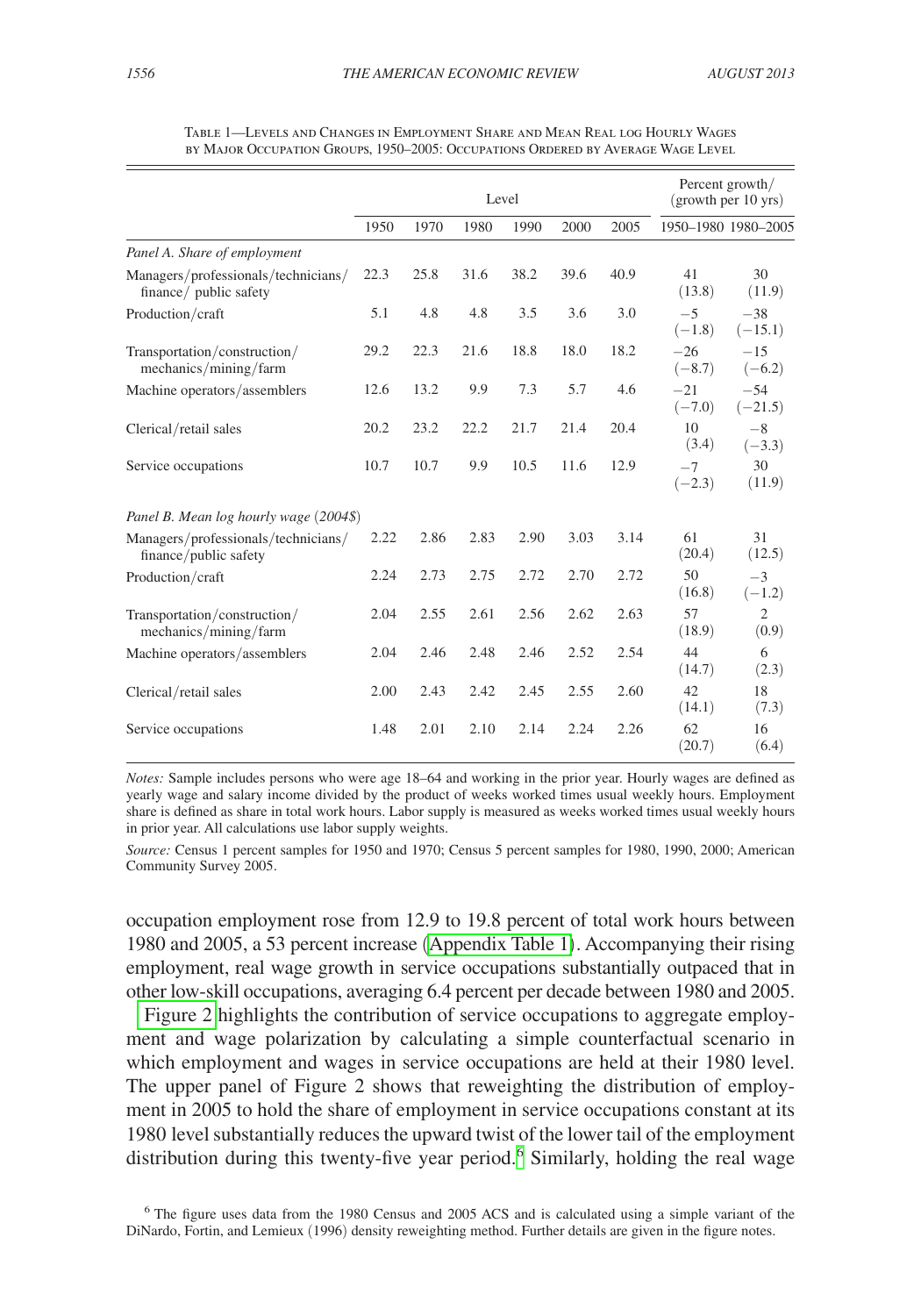Table 1—Levels and Changes in Employment Share and Mean Real log Hourly Wages by Major Occupation Groups, 1950–2005: Occupations Ordered by Average Wage Level

| | Level | | | | | | Percent growth/ (growth per 10 yrs) | |
|---|---|---|---|---|---|---|---|---|
| | 1950 | 1970 | 1980 | 1990 | 2000 | 2005 | 1950–1980 | 1980–2005 |
| *Panel A. Share of employment* | | | | | | | | |
| Managers/professionals/technicians/ finance/ public safety | 22.3 | 25.8 | 31.6 | 38.2 | 39.6 | 40.9 | 41 (13.8) | 30 (11.9) |
| Production/craft | 5.1 | 4.8 | 4.8 | 3.5 | 3.6 | 3.0 | −5 (−1.8) | −38 (−15.1) |
| Transportation/construction/ mechanics/mining/farm | 29.2 | 22.3 | 21.6 | 18.8 | 18.0 | 18.2 | −26 (−8.7) | −15 (−6.2) |
| Machine operators/assemblers | 12.6 | 13.2 | 9.9 | 7.3 | 5.7 | 4.6 | −21 (−7.0) | −54 (−21.5) |
| Clerical/retail sales | 20.2 | 23.2 | 22.2 | 21.7 | 21.4 | 20.4 | 10 (3.4) | −8 (−3.3) |
| Service occupations | 10.7 | 10.7 | 9.9 | 10.5 | 11.6 | 12.9 | −7 (−2.3) | 30 (11.9) |
| *Panel B. Mean log hourly wage (2004$)* | | | | | | | | |
| Managers/professionals/technicians/ finance/public safety | 2.22 | 2.86 | 2.83 | 2.90 | 3.03 | 3.14 | 61 (20.4) | 31 (12.5) |
| Production/craft | 2.24 | 2.73 | 2.75 | 2.72 | 2.70 | 2.72 | 50 (16.8) | −3 (−1.2) |
| Transportation/construction/ mechanics/mining/farm | 2.04 | 2.55 | 2.61 | 2.56 | 2.62 | 2.63 | 57 (18.9) | 2 (0.9) |
| Machine operators/assemblers | 2.04 | 2.46 | 2.48 | 2.46 | 2.52 | 2.54 | 44 (14.7) | 6 (2.3) |
| Clerical/retail sales | 2.00 | 2.43 | 2.42 | 2.45 | 2.55 | 2.60 | 42 (14.1) | 18 (7.3) |
| Service occupations | 1.48 | 2.01 | 2.10 | 2.14 | 2.24 | 2.26 | 62 (20.7) | 16 (6.4) |

*Notes:* Sample includes persons who were age 18–64 and working in the prior year. Hourly wages are defined as yearly wage and salary income divided by the product of weeks worked times usual weekly hours. Employment share is defined as share in total work hours. Labor supply is measured as weeks worked times usual weekly hours in prior year. All calculations use labor supply weights.

*Source:* Census 1 percent samples for 1950 and 1970; Census 5 percent samples for 1980, 1990, 2000; American Community Survey 2005.

occupation employment rose from 12.9 to 19.8 percent of total work hours between 1980 and 2005, a 53 percent increase (Appendix Table 1). Accompanying their rising employment, real wage growth in service occupations substantially outpaced that in other low-skill occupations, averaging 6.4 percent per decade between 1980 and 2005.

Figure 2 highlights the contribution of service occupations to aggregate employment and wage polarization by calculating a simple counterfactual scenario in which employment and wages in service occupations are held at their 1980 level. The upper panel of Figure 2 shows that reweighting the distribution of employment in 2005 to hold the share of employment in service occupations constant at its 1980 level substantially reduces the upward twist of the lower tail of the employment distribution during this twenty-five year period.[6] Similarly, holding the real wage

[6] The figure uses data from the 1980 Census and 2005 ACS and is calculated using a simple variant of the DiNardo, Fortin, and Lemieux (1996) density reweighting method. Further details are given in the figure notes.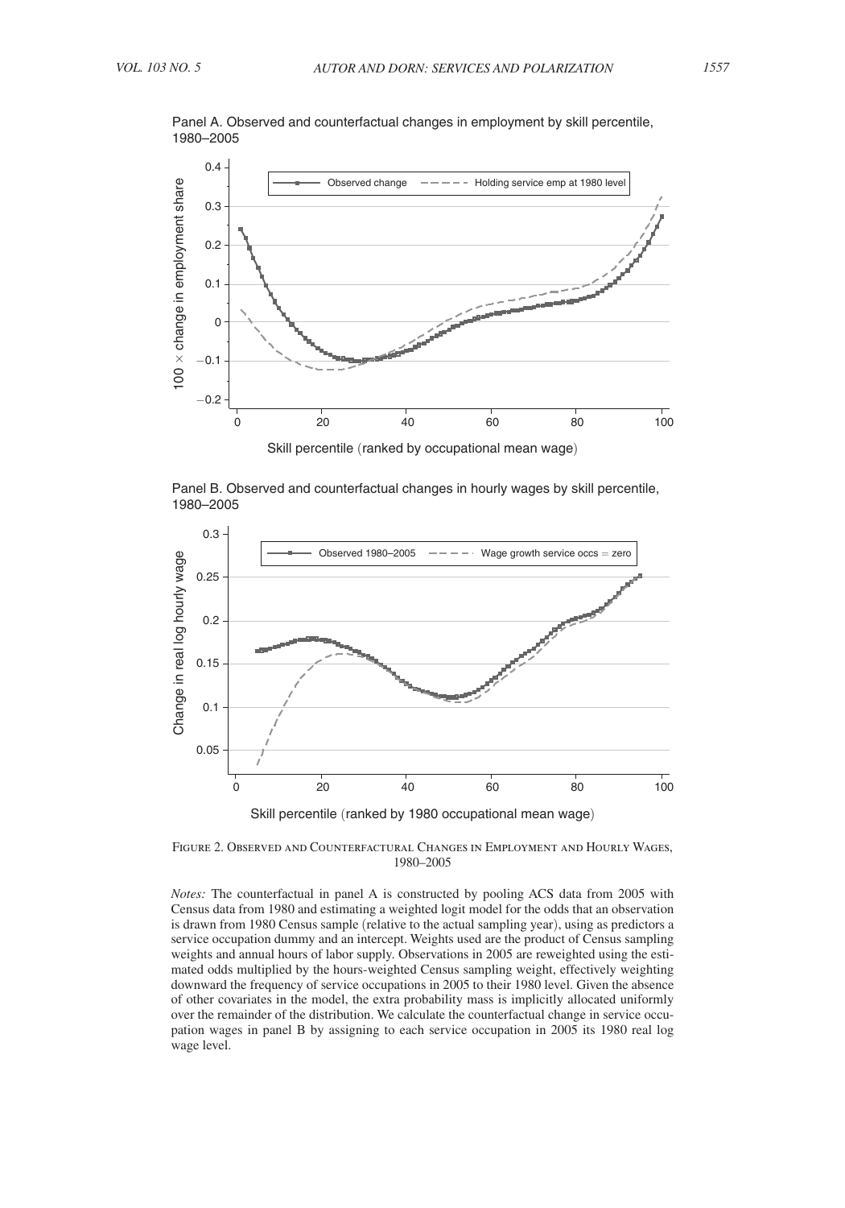Panel A. Observed and counterfactual changes in employment by skill percentile, 1980–2005

Panel B. Observed and counterfactual changes in hourly wages by skill percentile, 1980–2005

Figure 2. Observed and Counterfactural Changes in Employment and Hourly Wages, 1980–2005

*Notes:* The counterfactual in panel A is constructed by pooling ACS data from 2005 with Census data from 1980 and estimating a weighted logit model for the odds that an observation is drawn from 1980 Census sample (relative to the actual sampling year), using as predictors a service occupation dummy and an intercept. Weights used are the product of Census sampling weights and annual hours of labor supply. Observations in 2005 are reweighted using the estimated odds multiplied by the hours-weighted Census sampling weight, effectively weighting downward the frequency of service occupations in 2005 to their 1980 level. Given the absence of other covariates in the model, the extra probability mass is implicitly allocated uniformly over the remainder of the distribution. We calculate the counterfactual change in service occupation wages in panel B by assigning to each service occupation in 2005 its 1980 real log wage level.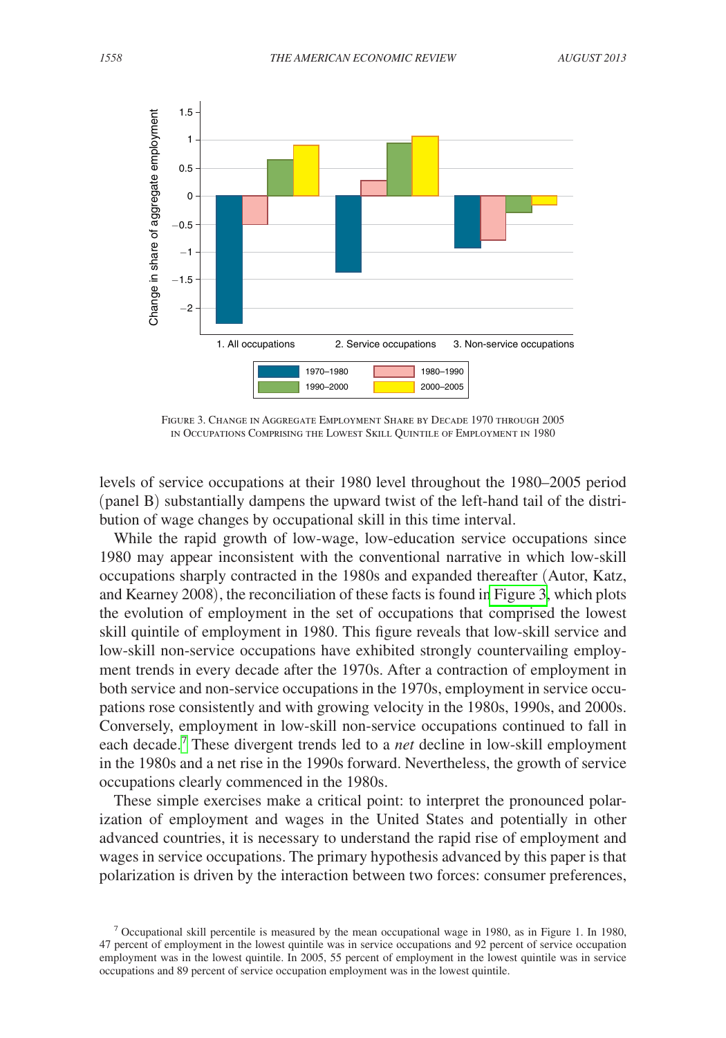Figure 3. Change in Aggregate Employment Share by Decade 1970 through 2005 in Occupations Comprising the Lowest Skill Quintile of Employment in 1980

levels of service occupations at their 1980 level throughout the 1980–2005 period (panel B) substantially dampens the upward twist of the left-hand tail of the distribution of wage changes by occupational skill in this time interval.

While the rapid growth of low-wage, low-education service occupations since 1980 may appear inconsistent with the conventional narrative in which low-skill occupations sharply contracted in the 1980s and expanded thereafter (Autor, Katz, and Kearney 2008), the reconciliation of these facts is found in Figure 3, which plots the evolution of employment in the set of occupations that comprised the lowest skill quintile of employment in 1980. This figure reveals that low-skill service and low-skill non-service occupations have exhibited strongly countervailing employment trends in every decade after the 1970s. After a contraction of employment in both service and non-service occupations in the 1970s, employment in service occupations rose consistently and with growing velocity in the 1980s, 1990s, and 2000s. Conversely, employment in low-skill non-service occupations continued to fall in each decade.[7] These divergent trends led to a *net* decline in low-skill employment in the 1980s and a net rise in the 1990s forward. Nevertheless, the growth of service occupations clearly commenced in the 1980s.

These simple exercises make a critical point: to interpret the pronounced polarization of employment and wages in the United States and potentially in other advanced countries, it is necessary to understand the rapid rise of employment and wages in service occupations. The primary hypothesis advanced by this paper is that polarization is driven by the interaction between two forces: consumer preferences,

[7] Occupational skill percentile is measured by the mean occupational wage in 1980, as in Figure 1. In 1980, 47 percent of employment in the lowest quintile was in service occupations and 92 percent of service occupation employment was in the lowest quintile. In 2005, 55 percent of employment in the lowest quintile was in service occupations and 89 percent of service occupation employment was in the lowest quintile.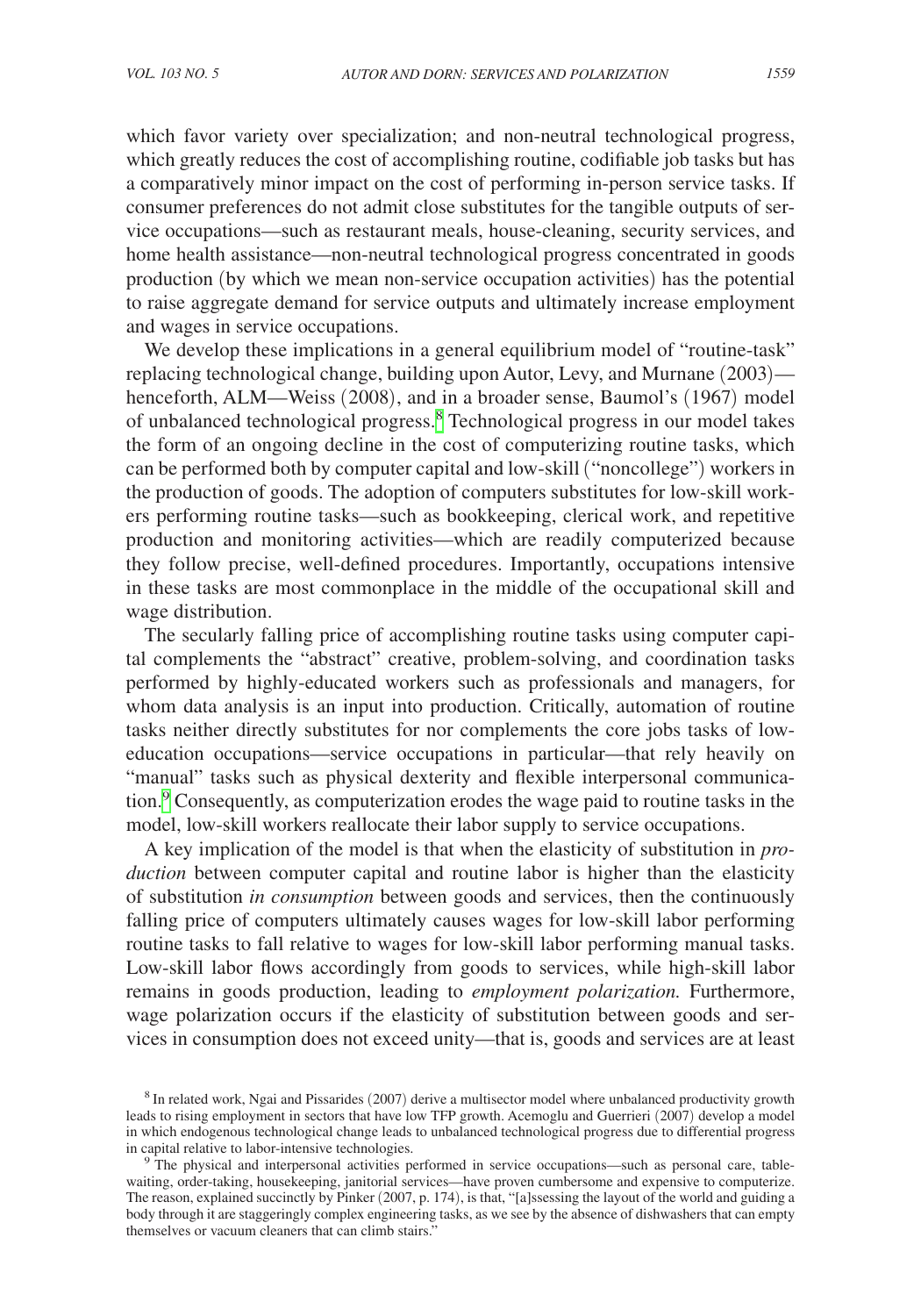which favor variety over specialization; and non-neutral technological progress, which greatly reduces the cost of accomplishing routine, codifiable job tasks but has a comparatively minor impact on the cost of performing in-person service tasks. If consumer preferences do not admit close substitutes for the tangible outputs of service occupations—such as restaurant meals, house-cleaning, security services, and home health assistance—non-neutral technological progress concentrated in goods production (by which we mean non-service occupation activities) has the potential to raise aggregate demand for service outputs and ultimately increase employment and wages in service occupations.

We develop these implications in a general equilibrium model of "routine-task" replacing technological change, building upon Autor, Levy, and Murnane (2003)—henceforth, ALM—Weiss (2008), and in a broader sense, Baumol's (1967) model of unbalanced technological progress.[8] Technological progress in our model takes the form of an ongoing decline in the cost of computerizing routine tasks, which can be performed both by computer capital and low-skill ("noncollege") workers in the production of goods. The adoption of computers substitutes for low-skill workers performing routine tasks—such as bookkeeping, clerical work, and repetitive production and monitoring activities—which are readily computerized because they follow precise, well-defined procedures. Importantly, occupations intensive in these tasks are most commonplace in the middle of the occupational skill and wage distribution.

The secularly falling price of accomplishing routine tasks using computer capital complements the "abstract" creative, problem-solving, and coordination tasks performed by highly-educated workers such as professionals and managers, for whom data analysis is an input into production. Critically, automation of routine tasks neither directly substitutes for nor complements the core jobs tasks of low-education occupations—service occupations in particular—that rely heavily on "manual" tasks such as physical dexterity and flexible interpersonal communication.[9] Consequently, as computerization erodes the wage paid to routine tasks in the model, low-skill workers reallocate their labor supply to service occupations.

A key implication of the model is that when the elasticity of substitution in *production* between computer capital and routine labor is higher than the elasticity of substitution *in consumption* between goods and services, then the continuously falling price of computers ultimately causes wages for low-skill labor performing routine tasks to fall relative to wages for low-skill labor performing manual tasks. Low-skill labor flows accordingly from goods to services, while high-skill labor remains in goods production, leading to *employment polarization.* Furthermore, wage polarization occurs if the elasticity of substitution between goods and services in consumption does not exceed unity—that is, goods and services are at least

[8] In related work, Ngai and Pissarides (2007) derive a multisector model where unbalanced productivity growth leads to rising employment in sectors that have low TFP growth. Acemoglu and Guerrieri (2007) develop a model in which endogenous technological change leads to unbalanced technological progress due to differential progress in capital relative to labor-intensive technologies.

[9] The physical and interpersonal activities performed in service occupations—such as personal care, table-waiting, order-taking, housekeeping, janitorial services—have proven cumbersome and expensive to computerize. The reason, explained succinctly by Pinker (2007, p. 174), is that, "[a]ssessing the layout of the world and guiding a body through it are staggeringly complex engineering tasks, as we see by the absence of dishwashers that can empty themselves or vacuum cleaners that can climb stairs."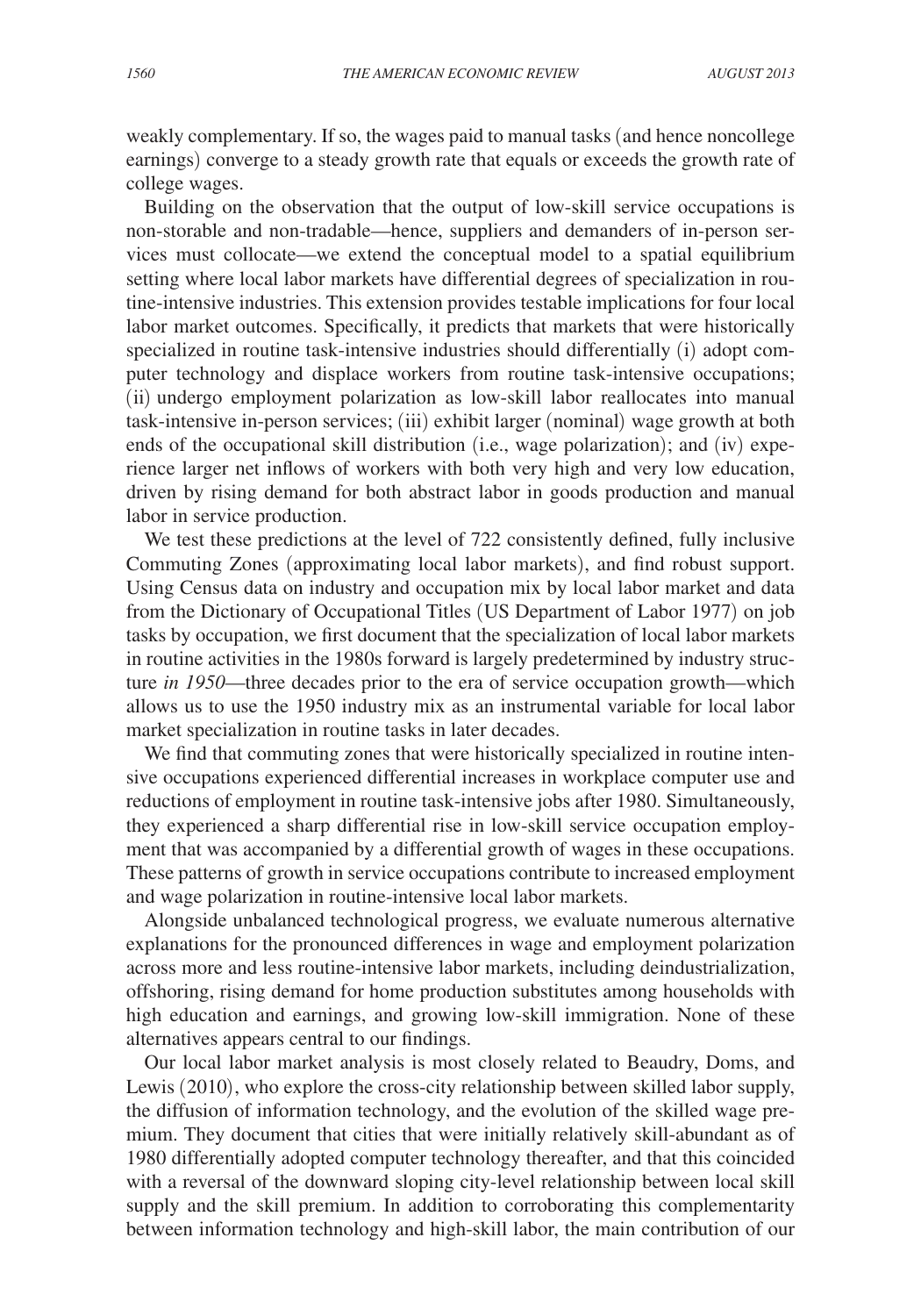weakly complementary. If so, the wages paid to manual tasks (and hence noncollege earnings) converge to a steady growth rate that equals or exceeds the growth rate of college wages.

Building on the observation that the output of low-skill service occupations is non-storable and non-tradable—hence, suppliers and demanders of in-person services must collocate—we extend the conceptual model to a spatial equilibrium setting where local labor markets have differential degrees of specialization in routine-intensive industries. This extension provides testable implications for four local labor market outcomes. Specifically, it predicts that markets that were historically specialized in routine task-intensive industries should differentially (i) adopt computer technology and displace workers from routine task-intensive occupations; (ii) undergo employment polarization as low-skill labor reallocates into manual task-intensive in-person services; (iii) exhibit larger (nominal) wage growth at both ends of the occupational skill distribution (i.e., wage polarization); and (iv) experience larger net inflows of workers with both very high and very low education, driven by rising demand for both abstract labor in goods production and manual labor in service production.

We test these predictions at the level of 722 consistently defined, fully inclusive Commuting Zones (approximating local labor markets), and find robust support. Using Census data on industry and occupation mix by local labor market and data from the Dictionary of Occupational Titles (US Department of Labor 1977) on job tasks by occupation, we first document that the specialization of local labor markets in routine activities in the 1980s forward is largely predetermined by industry structure *in 1950*—three decades prior to the era of service occupation growth—which allows us to use the 1950 industry mix as an instrumental variable for local labor market specialization in routine tasks in later decades.

We find that commuting zones that were historically specialized in routine intensive occupations experienced differential increases in workplace computer use and reductions of employment in routine task-intensive jobs after 1980. Simultaneously, they experienced a sharp differential rise in low-skill service occupation employment that was accompanied by a differential growth of wages in these occupations. These patterns of growth in service occupations contribute to increased employment and wage polarization in routine-intensive local labor markets.

Alongside unbalanced technological progress, we evaluate numerous alternative explanations for the pronounced differences in wage and employment polarization across more and less routine-intensive labor markets, including deindustrialization, offshoring, rising demand for home production substitutes among households with high education and earnings, and growing low-skill immigration. None of these alternatives appears central to our findings.

Our local labor market analysis is most closely related to Beaudry, Doms, and Lewis (2010), who explore the cross-city relationship between skilled labor supply, the diffusion of information technology, and the evolution of the skilled wage premium. They document that cities that were initially relatively skill-abundant as of 1980 differentially adopted computer technology thereafter, and that this coincided with a reversal of the downward sloping city-level relationship between local skill supply and the skill premium. In addition to corroborating this complementarity between information technology and high-skill labor, the main contribution of our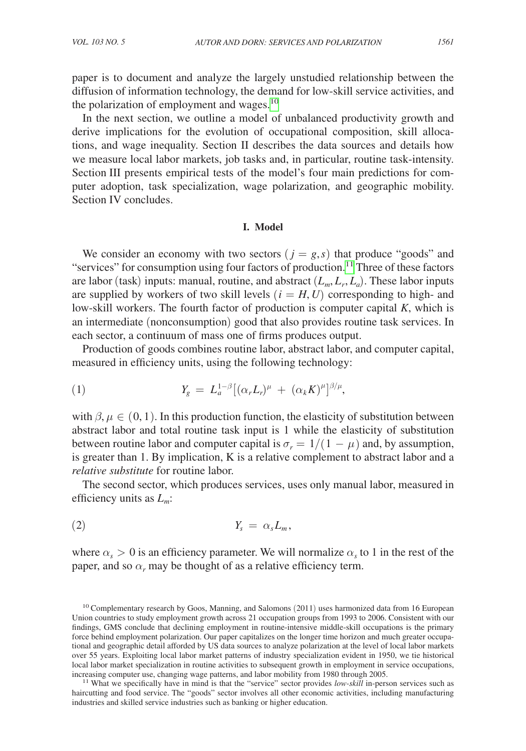paper is to document and analyze the largely unstudied relationship between the diffusion of information technology, the demand for low-skill service activities, and the polarization of employment and wages.[10]

In the next section, we outline a model of unbalanced productivity growth and derive implications for the evolution of occupational composition, skill allocations, and wage inequality. Section II describes the data sources and details how we measure local labor markets, job tasks and, in particular, routine task-intensity. Section III presents empirical tests of the model's four main predictions for computer adoption, task specialization, wage polarization, and geographic mobility. Section IV concludes.

## I. Model

We consider an economy with two sectors ($j = g, s$) that produce "goods" and "services" for consumption using four factors of production.[11] Three of these factors are labor (task) inputs: manual, routine, and abstract ($L_m, L_r, L_a$). These labor inputs are supplied by workers of two skill levels ($i = H, U$) corresponding to high- and low-skill workers. The fourth factor of production is computer capital $K$, which is an intermediate (nonconsumption) good that also provides routine task services. In each sector, a continuum of mass one of firms produces output.

Production of goods combines routine labor, abstract labor, and computer capital, measured in efficiency units, using the following technology:

$$Y_g = L_a^{1-\beta}\left[(\alpha_r L_r)^{\mu} + (\alpha_k K)^{\mu}\right]^{\beta/\mu}, \tag{1}$$

with $\beta, \mu \in (0,1)$. In this production function, the elasticity of substitution between abstract labor and total routine task input is 1 while the elasticity of substitution between routine labor and computer capital is $\sigma_r = 1/(1-\mu)$ and, by assumption, is greater than 1. By implication, K is a relative complement to abstract labor and a *relative substitute* for routine labor.

The second sector, which produces services, uses only manual labor, measured in efficiency units as $L_m$:

$$Y_s = \alpha_s L_m, \tag{2}$$

where $\alpha_s > 0$ is an efficiency parameter. We will normalize $\alpha_s$ to 1 in the rest of the paper, and so $\alpha_r$ may be thought of as a relative efficiency term.

[10] Complementary research by Goos, Manning, and Salomons (2011) uses harmonized data from 16 European Union countries to study employment growth across 21 occupation groups from 1993 to 2006. Consistent with our findings, GMS conclude that declining employment in routine-intensive middle-skill occupations is the primary force behind employment polarization. Our paper capitalizes on the longer time horizon and much greater occupational and geographic detail afforded by US data sources to analyze polarization at the level of local labor markets over 55 years. Exploiting local labor market patterns of industry specialization evident in 1950, we tie historical local labor market specialization in routine activities to subsequent growth in employment in service occupations, increasing computer use, changing wage patterns, and labor mobility from 1980 through 2005.

[11] What we specifically have in mind is that the "service" sector provides *low-skill* in-person services such as haircutting and food service. The "goods" sector involves all other economic activities, including manufacturing industries and skilled service industries such as banking or higher education.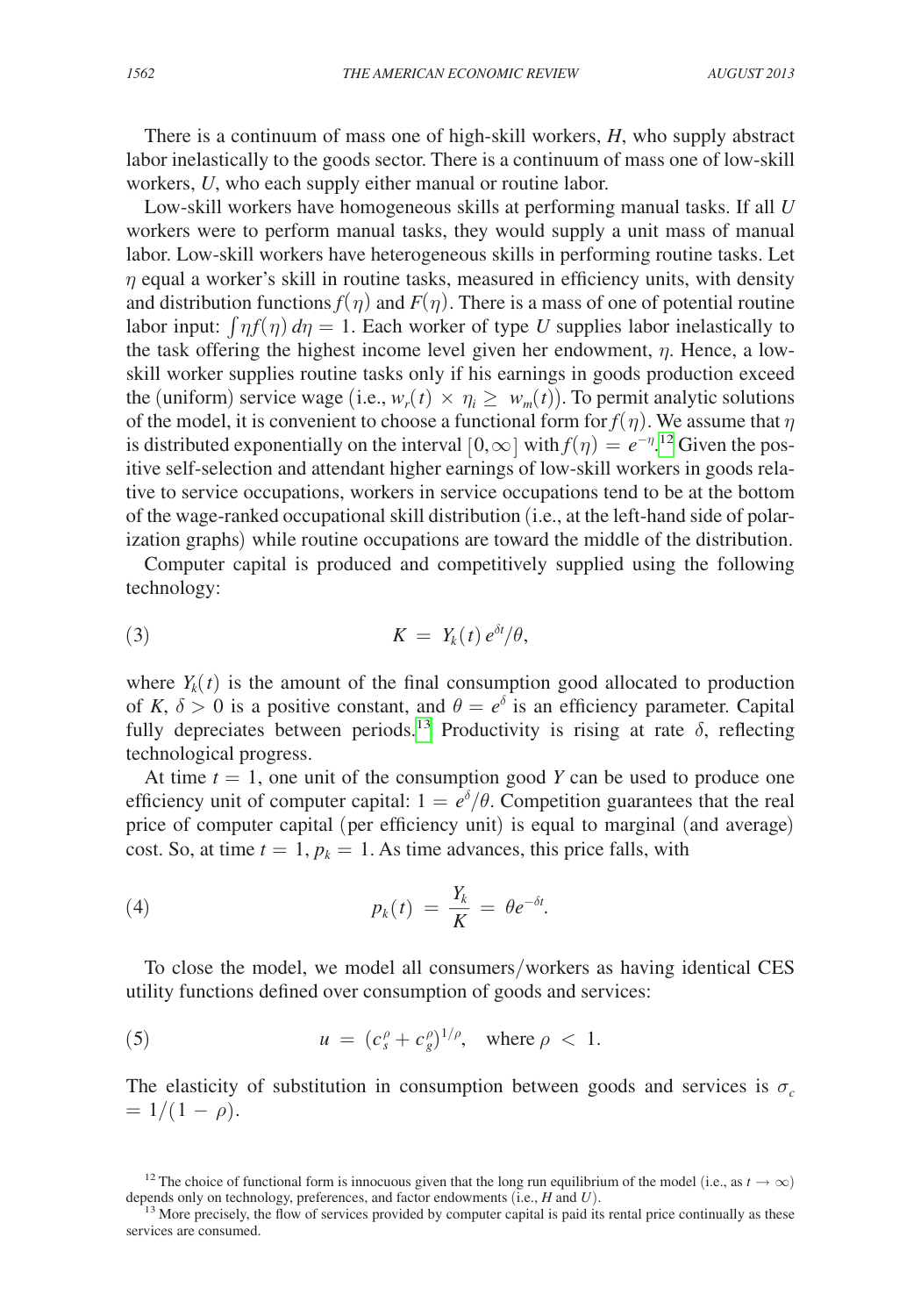There is a continuum of mass one of high-skill workers, $H$, who supply abstract labor inelastically to the goods sector. There is a continuum of mass one of low-skill workers, $U$, who each supply either manual or routine labor.

Low-skill workers have homogeneous skills at performing manual tasks. If all $U$ workers were to perform manual tasks, they would supply a unit mass of manual labor. Low-skill workers have heterogeneous skills in performing routine tasks. Let $\eta$ equal a worker's skill in routine tasks, measured in efficiency units, with density and distribution functions $f(\eta)$ and $F(\eta)$. There is a mass of one of potential routine labor input: $\int \eta f(\eta)\, d\eta = 1$. Each worker of type $U$ supplies labor inelastically to the task offering the highest income level given her endowment, $\eta$. Hence, a low-skill worker supplies routine tasks only if his earnings in goods production exceed the (uniform) service wage (i.e., $w_r(t) \times \eta_i \geq w_m(t)$). To permit analytic solutions of the model, it is convenient to choose a functional form for $f(\eta)$. We assume that $\eta$ is distributed exponentially on the interval $[0, \infty]$ with $f(\eta) = e^{-\eta}$.[12] Given the positive self-selection and attendant higher earnings of low-skill workers in goods relative to service occupations, workers in service occupations tend to be at the bottom of the wage-ranked occupational skill distribution (i.e., at the left-hand side of polarization graphs) while routine occupations are toward the middle of the distribution.

Computer capital is produced and competitively supplied using the following technology:

$$K = Y_k(t)\, e^{\delta t}/\theta, \tag{3}$$

where $Y_k(t)$ is the amount of the final consumption good allocated to production of $K$, $\delta > 0$ is a positive constant, and $\theta = e^{\delta}$ is an efficiency parameter. Capital fully depreciates between periods.[13] Productivity is rising at rate $\delta$, reflecting technological progress.

At time $t = 1$, one unit of the consumption good $Y$ can be used to produce one efficiency unit of computer capital: $1 = e^{\delta}/\theta$. Competition guarantees that the real price of computer capital (per efficiency unit) is equal to marginal (and average) cost. So, at time $t = 1$, $p_k = 1$. As time advances, this price falls, with

$$p_k(t) = \frac{Y_k}{K} = \theta e^{-\delta t}. \tag{4}$$

To close the model, we model all consumers/workers as having identical CES utility functions defined over consumption of goods and services:

$$u = (c_s^{\rho} + c_g^{\rho})^{1/\rho}, \quad \text{where } \rho < 1. \tag{5}$$

The elasticity of substitution in consumption between goods and services is $\sigma_c = 1/(1 - \rho)$.

[12] The choice of functional form is innocuous given that the long run equilibrium of the model (i.e., as $t \to \infty$) depends only on technology, preferences, and factor endowments (i.e., $H$ and $U$).

[13] More precisely, the flow of services provided by computer capital is paid its rental price continually as these services are consumed.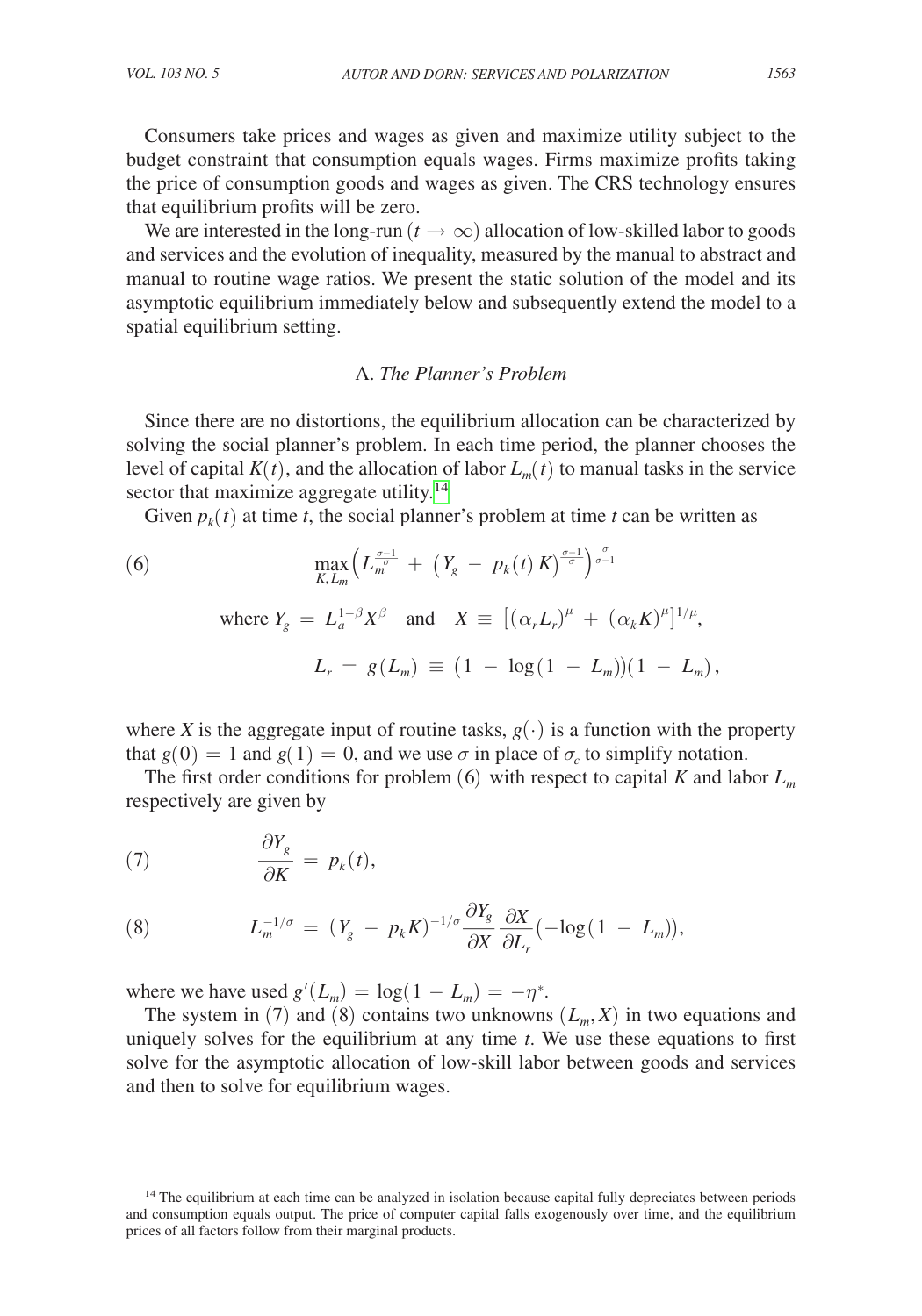Consumers take prices and wages as given and maximize utility subject to the budget constraint that consumption equals wages. Firms maximize profits taking the price of consumption goods and wages as given. The CRS technology ensures that equilibrium profits will be zero.

We are interested in the long-run ($t \rightarrow \infty$) allocation of low-skilled labor to goods and services and the evolution of inequality, measured by the manual to abstract and manual to routine wage ratios. We present the static solution of the model and its asymptotic equilibrium immediately below and subsequently extend the model to a spatial equilibrium setting.

### A. *The Planner's Problem*

Since there are no distortions, the equilibrium allocation can be characterized by solving the social planner's problem. In each time period, the planner chooses the level of capital $K(t)$, and the allocation of labor $L_m(t)$ to manual tasks in the service sector that maximize aggregate utility.[14]

Given $p_k(t)$ at time $t$, the social planner's problem at time $t$ can be written as

$$\max_{K, L_m} \left( L_m^{\frac{\sigma-1}{\sigma}} + \left( Y_g - p_k(t) K \right)^{\frac{\sigma-1}{\sigma}} \right)^{\frac{\sigma}{\sigma-1}} \tag{6}$$

$$\text{where } Y_g = L_a^{1-\beta} X^{\beta} \quad \text{and} \quad X \equiv \left[ (\alpha_r L_r)^{\mu} + (\alpha_k K)^{\mu} \right]^{1/\mu},$$

$$L_r = g(L_m) \equiv \left(1 - \log(1 - L_m)\right)(1 - L_m),$$

where $X$ is the aggregate input of routine tasks, $g(\cdot)$ is a function with the property that $g(0) = 1$ and $g(1) = 0$, and we use $\sigma$ in place of $\sigma_c$ to simplify notation.

The first order conditions for problem (6) with respect to capital $K$ and labor $L_m$ respectively are given by

$$\frac{\partial Y_g}{\partial K} = p_k(t), \tag{7}$$

$$L_m^{-1/\sigma} = \left(Y_g - p_k K\right)^{-1/\sigma} \frac{\partial Y_g}{\partial X} \frac{\partial X}{\partial L_r} \left(-\log(1 - L_m)\right), \tag{8}$$

where we have used $g'(L_m) = \log(1 - L_m) = -\eta^*$.

The system in (7) and (8) contains two unknowns $(L_m, X)$ in two equations and uniquely solves for the equilibrium at any time $t$. We use these equations to first solve for the asymptotic allocation of low-skill labor between goods and services and then to solve for equilibrium wages.

[14] The equilibrium at each time can be analyzed in isolation because capital fully depreciates between periods and consumption equals output. The price of computer capital falls exogenously over time, and the equilibrium prices of all factors follow from their marginal products.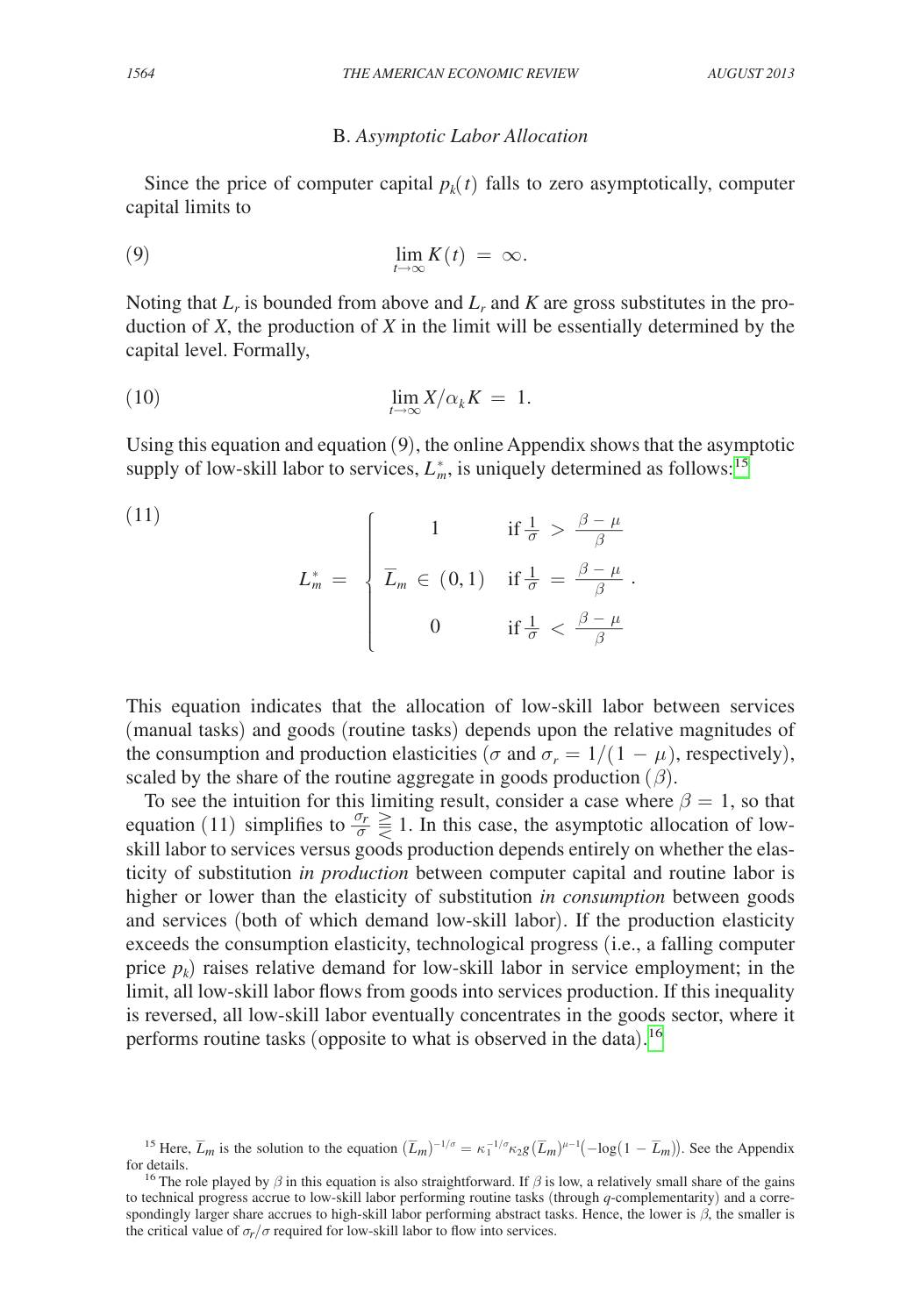### B. *Asymptotic Labor Allocation*

Since the price of computer capital $p_k(t)$ falls to zero asymptotically, computer capital limits to

$$\lim_{t \to \infty} K(t) = \infty. \tag{9}$$

Noting that $L_r$ is bounded from above and $L_r$ and $K$ are gross substitutes in the production of $X$, the production of $X$ in the limit will be essentially determined by the capital level. Formally,

$$\lim_{t \to \infty} X / \alpha_k K = 1. \tag{10}$$

Using this equation and equation (9), the online Appendix shows that the asymptotic supply of low-skill labor to services, $L_m^*$, is uniquely determined as follows:[15]

$$L_m^* = \begin{cases} 1 & \text{if } \frac{1}{\sigma} > \frac{\beta - \mu}{\beta} \\ \overline{L}_m \in (0,1) & \text{if } \frac{1}{\sigma} = \frac{\beta - \mu}{\beta} \\ 0 & \text{if } \frac{1}{\sigma} < \frac{\beta - \mu}{\beta} \end{cases}. \tag{11}$$

This equation indicates that the allocation of low-skill labor between services (manual tasks) and goods (routine tasks) depends upon the relative magnitudes of the consumption and production elasticities ($\sigma$ and $\sigma_r = 1/(1 - \mu)$, respectively), scaled by the share of the routine aggregate in goods production ($\beta$).

To see the intuition for this limiting result, consider a case where $\beta = 1$, so that equation (11) simplifies to $\frac{\sigma_r}{\sigma} \gtreqless 1$. In this case, the asymptotic allocation of low-skill labor to services versus goods production depends entirely on whether the elasticity of substitution *in production* between computer capital and routine labor is higher or lower than the elasticity of substitution *in consumption* between goods and services (both of which demand low-skill labor). If the production elasticity exceeds the consumption elasticity, technological progress (i.e., a falling computer price $p_k$) raises relative demand for low-skill labor in service employment; in the limit, all low-skill labor flows from goods into services production. If this inequality is reversed, all low-skill labor eventually concentrates in the goods sector, where it performs routine tasks (opposite to what is observed in the data).[16]

---

[15] Here, $\overline{L}_m$ is the solution to the equation $(\overline{L}_m)^{-1/\sigma} = \kappa_1^{-1/\sigma} \kappa_2 g (\overline{L}_m)^{\mu - 1}(-\log(1 - \overline{L}_m))$. See the Appendix for details.

[16] The role played by $\beta$ in this equation is also straightforward. If $\beta$ is low, a relatively small share of the gains to technical progress accrue to low-skill labor performing routine tasks (through $q$-complementarity) and a correspondingly larger share accrues to high-skill labor performing abstract tasks. Hence, the lower is $\beta$, the smaller is the critical value of $\sigma_r / \sigma$ required for low-skill labor to flow into services.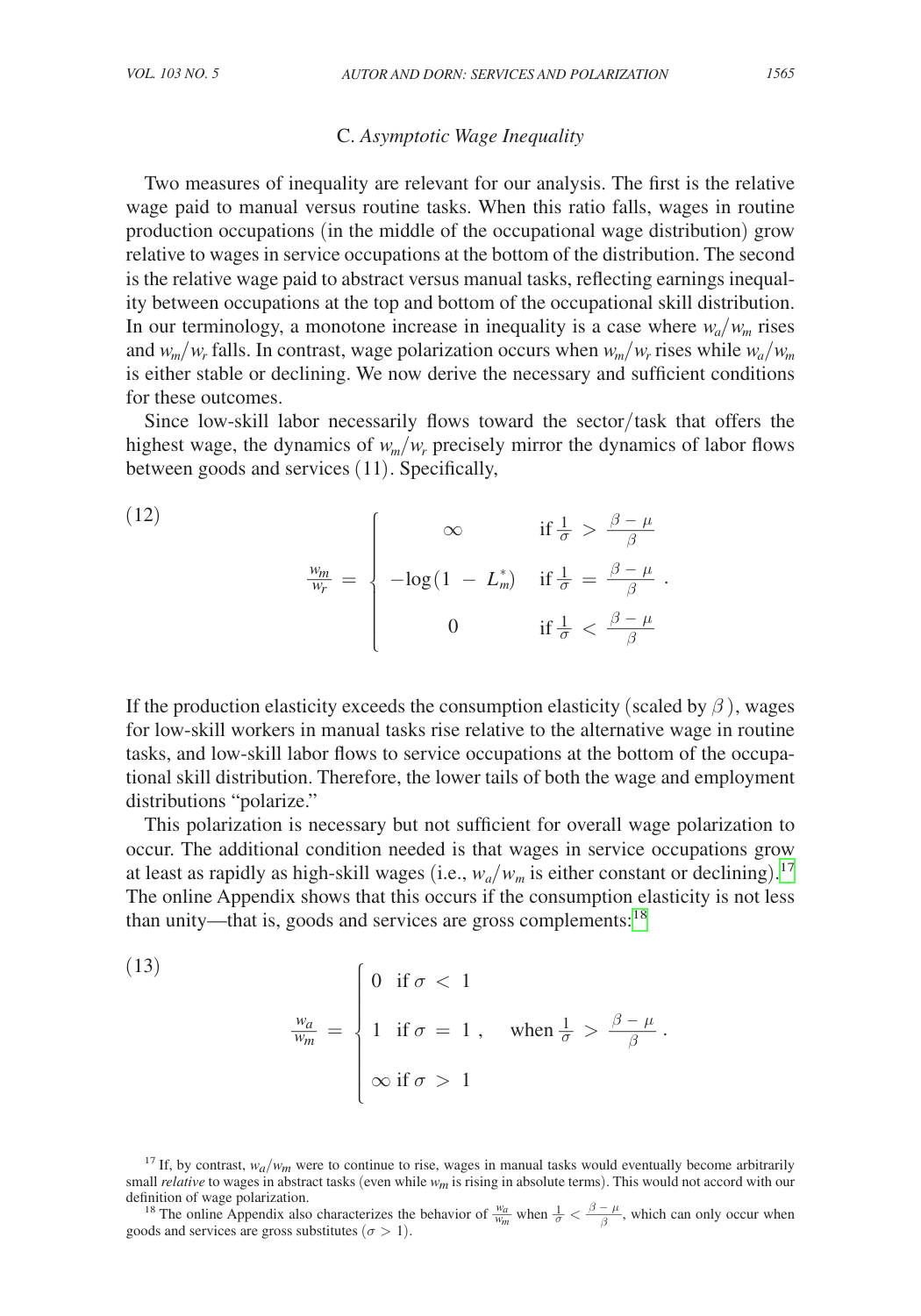### C. *Asymptotic Wage Inequality*

Two measures of inequality are relevant for our analysis. The first is the relative wage paid to manual versus routine tasks. When this ratio falls, wages in routine production occupations (in the middle of the occupational wage distribution) grow relative to wages in service occupations at the bottom of the distribution. The second is the relative wage paid to abstract versus manual tasks, reflecting earnings inequality between occupations at the top and bottom of the occupational skill distribution. In our terminology, a monotone increase in inequality is a case where $w_a/w_m$ rises and $w_m/w_r$ falls. In contrast, wage polarization occurs when $w_m/w_r$ rises while $w_a/w_m$ is either stable or declining. We now derive the necessary and sufficient conditions for these outcomes.

Since low-skill labor necessarily flows toward the sector/task that offers the highest wage, the dynamics of $w_m/w_r$ precisely mirror the dynamics of labor flows between goods and services (11). Specifically,

$$
\frac{w_m}{w_r} = \begin{cases} \infty & \text{if } \frac{1}{\sigma} > \frac{\beta - \mu}{\beta} \\ -\log(1 - L_m^*) & \text{if } \frac{1}{\sigma} = \frac{\beta - \mu}{\beta} \\ 0 & \text{if } \frac{1}{\sigma} < \frac{\beta - \mu}{\beta} \end{cases} . \tag{12}
$$

If the production elasticity exceeds the consumption elasticity (scaled by $\beta$), wages for low-skill workers in manual tasks rise relative to the alternative wage in routine tasks, and low-skill labor flows to service occupations at the bottom of the occupational skill distribution. Therefore, the lower tails of both the wage and employment distributions "polarize."

This polarization is necessary but not sufficient for overall wage polarization to occur. The additional condition needed is that wages in service occupations grow at least as rapidly as high-skill wages (i.e., $w_a/w_m$ is either constant or declining).[17] The online Appendix shows that this occurs if the consumption elasticity is not less than unity—that is, goods and services are gross complements:[18]

$$
\frac{w_a}{w_m} = \begin{cases} 0 & \text{if } \sigma < 1 \\ 1 & \text{if } \sigma = 1 \\ \infty & \text{if } \sigma > 1 \end{cases} , \quad \text{when } \frac{1}{\sigma} > \frac{\beta - \mu}{\beta} . \tag{13}
$$

[17] If, by contrast, $w_a/w_m$ were to continue to rise, wages in manual tasks would eventually become arbitrarily small *relative* to wages in abstract tasks (even while $w_m$ is rising in absolute terms). This would not accord with our definition of wage polarization.

[18] The online Appendix also characterizes the behavior of $\frac{w_a}{w_m}$ when $\frac{1}{\sigma} < \frac{\beta - \mu}{\beta}$, which can only occur when goods and services are gross substitutes ($\sigma > 1$).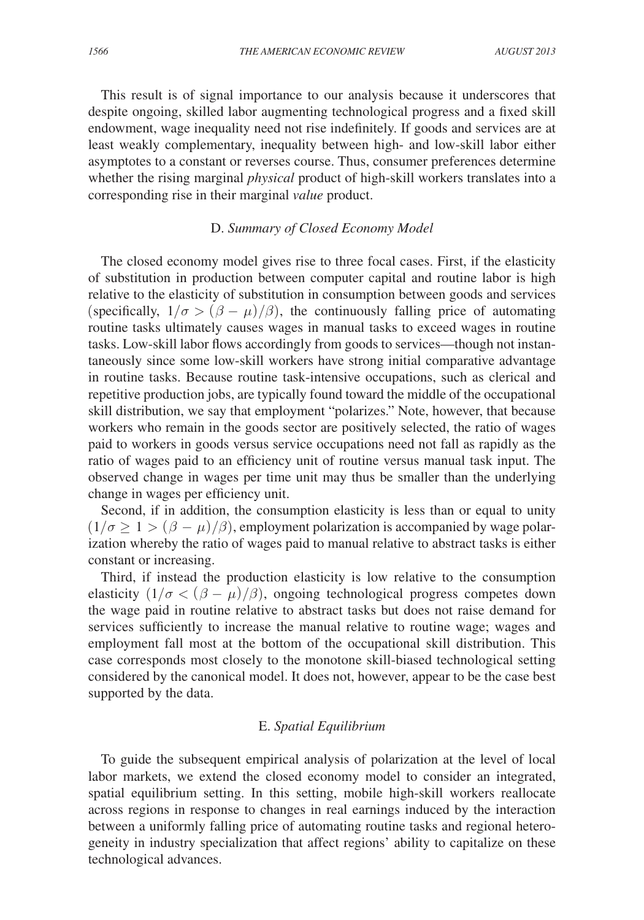This result is of signal importance to our analysis because it underscores that despite ongoing, skilled labor augmenting technological progress and a fixed skill endowment, wage inequality need not rise indefinitely. If goods and services are at least weakly complementary, inequality between high- and low-skill labor either asymptotes to a constant or reverses course. Thus, consumer preferences determine whether the rising marginal *physical* product of high-skill workers translates into a corresponding rise in their marginal *value* product.

### D. *Summary of Closed Economy Model*

The closed economy model gives rise to three focal cases. First, if the elasticity of substitution in production between computer capital and routine labor is high relative to the elasticity of substitution in consumption between goods and services (specifically, $1/\sigma > (\beta - \mu)/\beta$), the continuously falling price of automating routine tasks ultimately causes wages in manual tasks to exceed wages in routine tasks. Low-skill labor flows accordingly from goods to services—though not instantaneously since some low-skill workers have strong initial comparative advantage in routine tasks. Because routine task-intensive occupations, such as clerical and repetitive production jobs, are typically found toward the middle of the occupational skill distribution, we say that employment "polarizes." Note, however, that because workers who remain in the goods sector are positively selected, the ratio of wages paid to workers in goods versus service occupations need not fall as rapidly as the ratio of wages paid to an efficiency unit of routine versus manual task input. The observed change in wages per time unit may thus be smaller than the underlying change in wages per efficiency unit.

Second, if in addition, the consumption elasticity is less than or equal to unity $(1/\sigma \geq 1 > (\beta - \mu)/\beta)$, employment polarization is accompanied by wage polarization whereby the ratio of wages paid to manual relative to abstract tasks is either constant or increasing.

Third, if instead the production elasticity is low relative to the consumption elasticity $(1/\sigma < (\beta - \mu)/\beta)$, ongoing technological progress competes down the wage paid in routine relative to abstract tasks but does not raise demand for services sufficiently to increase the manual relative to routine wage; wages and employment fall most at the bottom of the occupational skill distribution. This case corresponds most closely to the monotone skill-biased technological setting considered by the canonical model. It does not, however, appear to be the case best supported by the data.

### E. *Spatial Equilibrium*

To guide the subsequent empirical analysis of polarization at the level of local labor markets, we extend the closed economy model to consider an integrated, spatial equilibrium setting. In this setting, mobile high-skill workers reallocate across regions in response to changes in real earnings induced by the interaction between a uniformly falling price of automating routine tasks and regional heterogeneity in industry specialization that affect regions' ability to capitalize on these technological advances.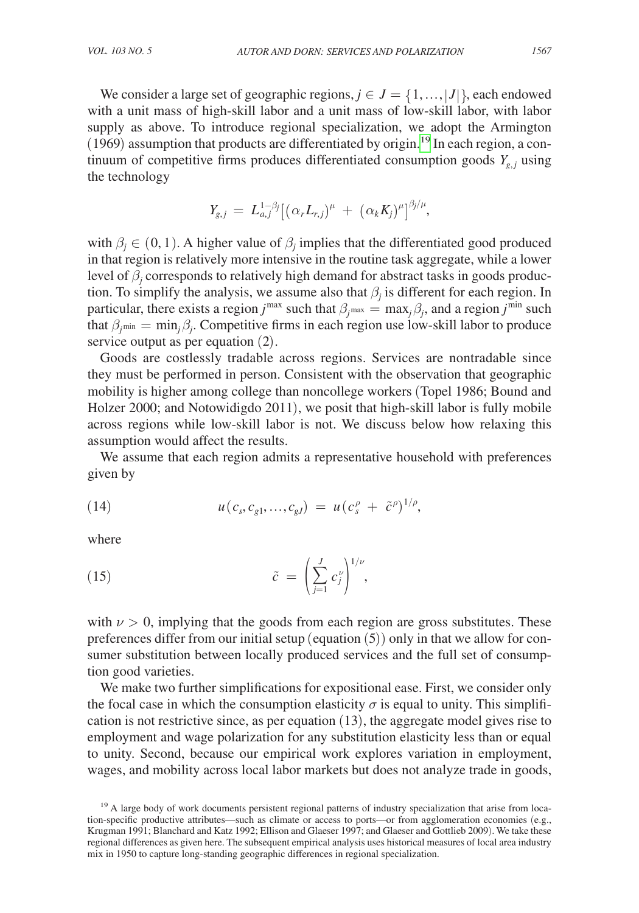We consider a large set of geographic regions, $j \in J = \{1, \ldots, |J|\}$, each endowed with a unit mass of high-skill labor and a unit mass of low-skill labor, with labor supply as above. To introduce regional specialization, we adopt the Armington (1969) assumption that products are differentiated by origin.[19] In each region, a continuum of competitive firms produces differentiated consumption goods $Y_{g,j}$ using the technology

$$Y_{g,j} = L_{a,j}^{1-\beta_j}\left[(\alpha_r L_{r,j})^{\mu} + (\alpha_k K_j)^{\mu}\right]^{\beta_j/\mu},$$

with $\beta_j \in (0,1)$. A higher value of $\beta_j$ implies that the differentiated good produced in that region is relatively more intensive in the routine task aggregate, while a lower level of $\beta_j$ corresponds to relatively high demand for abstract tasks in goods production. To simplify the analysis, we assume also that $\beta_j$ is different for each region. In particular, there exists a region $j^{\max}$ such that $\beta_{j^{\max}} = \max_j \beta_j$, and a region $j^{\min}$ such that $\beta_{j^{\min}} = \min_j \beta_j$. Competitive firms in each region use low-skill labor to produce service output as per equation (2).

Goods are costlessly tradable across regions. Services are nontradable since they must be performed in person. Consistent with the observation that geographic mobility is higher among college than noncollege workers (Topel 1986; Bound and Holzer 2000; and Notowidigdo 2011), we posit that high-skill labor is fully mobile across regions while low-skill labor is not. We discuss below how relaxing this assumption would affect the results.

We assume that each region admits a representative household with preferences given by

$$u(c_s, c_{g1}, \ldots, c_{gJ}) = u(c_s^{\rho} + \tilde{c}^{\rho})^{1/\rho}, \tag{14}$$

where

$$\tilde{c} = \left(\sum_{j=1}^{J} c_j^{\nu}\right)^{1/\nu}, \tag{15}$$

with $\nu > 0$, implying that the goods from each region are gross substitutes. These preferences differ from our initial setup (equation (5)) only in that we allow for consumer substitution between locally produced services and the full set of consumption good varieties.

We make two further simplifications for expositional ease. First, we consider only the focal case in which the consumption elasticity $\sigma$ is equal to unity. This simplification is not restrictive since, as per equation (13), the aggregate model gives rise to employment and wage polarization for any substitution elasticity less than or equal to unity. Second, because our empirical work explores variation in employment, wages, and mobility across local labor markets but does not analyze trade in goods,

[19] A large body of work documents persistent regional patterns of industry specialization that arise from location-specific productive attributes—such as climate or access to ports—or from agglomeration economies (e.g., Krugman 1991; Blanchard and Katz 1992; Ellison and Glaeser 1997; and Glaeser and Gottlieb 2009). We take these regional differences as given here. The subsequent empirical analysis uses historical measures of local area industry mix in 1950 to capture long-standing geographic differences in regional specialization.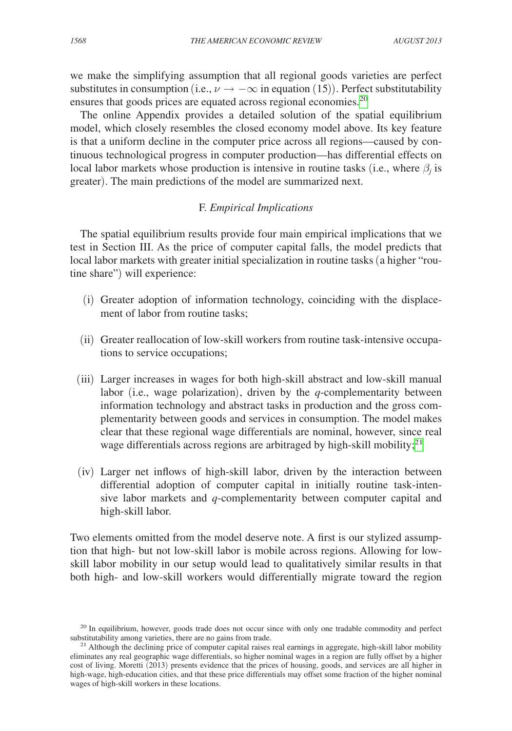we make the simplifying assumption that all regional goods varieties are perfect substitutes in consumption (i.e., $\nu \rightarrow -\infty$ in equation (15)). Perfect substitutability ensures that goods prices are equated across regional economies.[20]

The online Appendix provides a detailed solution of the spatial equilibrium model, which closely resembles the closed economy model above. Its key feature is that a uniform decline in the computer price across all regions—caused by continuous technological progress in computer production—has differential effects on local labor markets whose production is intensive in routine tasks (i.e., where $\beta_j$ is greater). The main predictions of the model are summarized next.

### F. *Empirical Implications*

The spatial equilibrium results provide four main empirical implications that we test in Section III. As the price of computer capital falls, the model predicts that local labor markets with greater initial specialization in routine tasks (a higher "routine share") will experience:

(i) Greater adoption of information technology, coinciding with the displacement of labor from routine tasks;

(ii) Greater reallocation of low-skill workers from routine task-intensive occupations to service occupations;

(iii) Larger increases in wages for both high-skill abstract and low-skill manual labor (i.e., wage polarization), driven by the *q*-complementarity between information technology and abstract tasks in production and the gross complementarity between goods and services in consumption. The model makes clear that these regional wage differentials are nominal, however, since real wage differentials across regions are arbitraged by high-skill mobility;[21]

(iv) Larger net inflows of high-skill labor, driven by the interaction between differential adoption of computer capital in initially routine task-intensive labor markets and *q*-complementarity between computer capital and high-skill labor.

Two elements omitted from the model deserve note. A first is our stylized assumption that high- but not low-skill labor is mobile across regions. Allowing for low-skill labor mobility in our setup would lead to qualitatively similar results in that both high- and low-skill workers would differentially migrate toward the region

[20] In equilibrium, however, goods trade does not occur since with only one tradable commodity and perfect substitutability among varieties, there are no gains from trade.

[21] Although the declining price of computer capital raises real earnings in aggregate, high-skill labor mobility eliminates any real geographic wage differentials, so higher nominal wages in a region are fully offset by a higher cost of living. Moretti (2013) presents evidence that the prices of housing, goods, and services are all higher in high-wage, high-education cities, and that these price differentials may offset some fraction of the higher nominal wages of high-skill workers in these locations.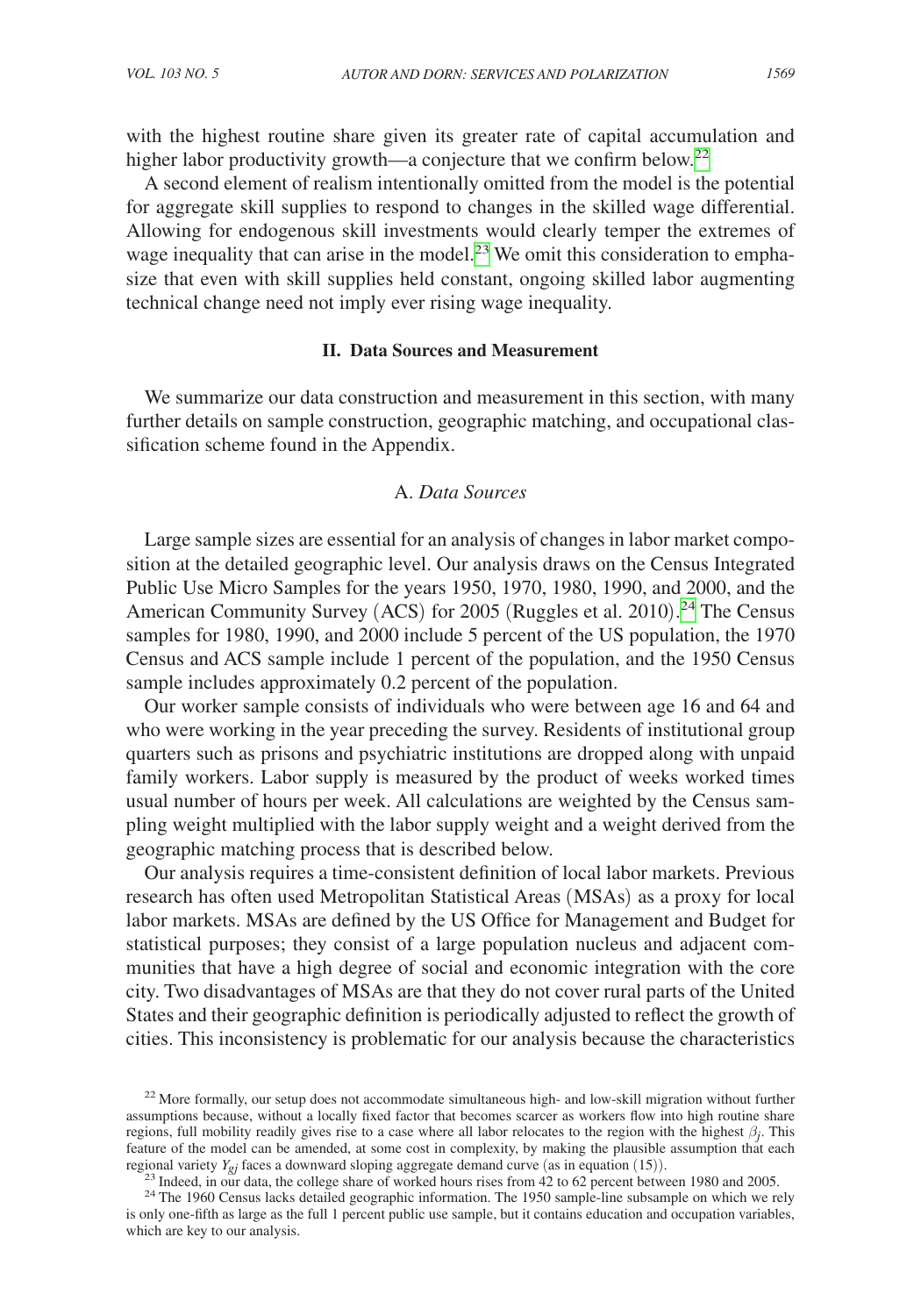with the highest routine share given its greater rate of capital accumulation and higher labor productivity growth—a conjecture that we confirm below.[22]

A second element of realism intentionally omitted from the model is the potential for aggregate skill supplies to respond to changes in the skilled wage differential. Allowing for endogenous skill investments would clearly temper the extremes of wage inequality that can arise in the model.[23] We omit this consideration to emphasize that even with skill supplies held constant, ongoing skilled labor augmenting technical change need not imply ever rising wage inequality.

## II. Data Sources and Measurement

We summarize our data construction and measurement in this section, with many further details on sample construction, geographic matching, and occupational classification scheme found in the Appendix.

### A. *Data Sources*

Large sample sizes are essential for an analysis of changes in labor market composition at the detailed geographic level. Our analysis draws on the Census Integrated Public Use Micro Samples for the years 1950, 1970, 1980, 1990, and 2000, and the American Community Survey (ACS) for 2005 (Ruggles et al. 2010).[24] The Census samples for 1980, 1990, and 2000 include 5 percent of the US population, the 1970 Census and ACS sample include 1 percent of the population, and the 1950 Census sample includes approximately 0.2 percent of the population.

Our worker sample consists of individuals who were between age 16 and 64 and who were working in the year preceding the survey. Residents of institutional group quarters such as prisons and psychiatric institutions are dropped along with unpaid family workers. Labor supply is measured by the product of weeks worked times usual number of hours per week. All calculations are weighted by the Census sampling weight multiplied with the labor supply weight and a weight derived from the geographic matching process that is described below.

Our analysis requires a time-consistent definition of local labor markets. Previous research has often used Metropolitan Statistical Areas (MSAs) as a proxy for local labor markets. MSAs are defined by the US Office for Management and Budget for statistical purposes; they consist of a large population nucleus and adjacent communities that have a high degree of social and economic integration with the core city. Two disadvantages of MSAs are that they do not cover rural parts of the United States and their geographic definition is periodically adjusted to reflect the growth of cities. This inconsistency is problematic for our analysis because the characteristics

[22] More formally, our setup does not accommodate simultaneous high- and low-skill migration without further assumptions because, without a locally fixed factor that becomes scarcer as workers flow into high routine share regions, full mobility readily gives rise to a case where all labor relocates to the region with the highest $\beta_j$. This feature of the model can be amended, at some cost in complexity, by making the plausible assumption that each regional variety $Y_{gj}$ faces a downward sloping aggregate demand curve (as in equation (15)).

[23] Indeed, in our data, the college share of worked hours rises from 42 to 62 percent between 1980 and 2005.

[24] The 1960 Census lacks detailed geographic information. The 1950 sample-line subsample on which we rely is only one-fifth as large as the full 1 percent public use sample, but it contains education and occupation variables, which are key to our analysis.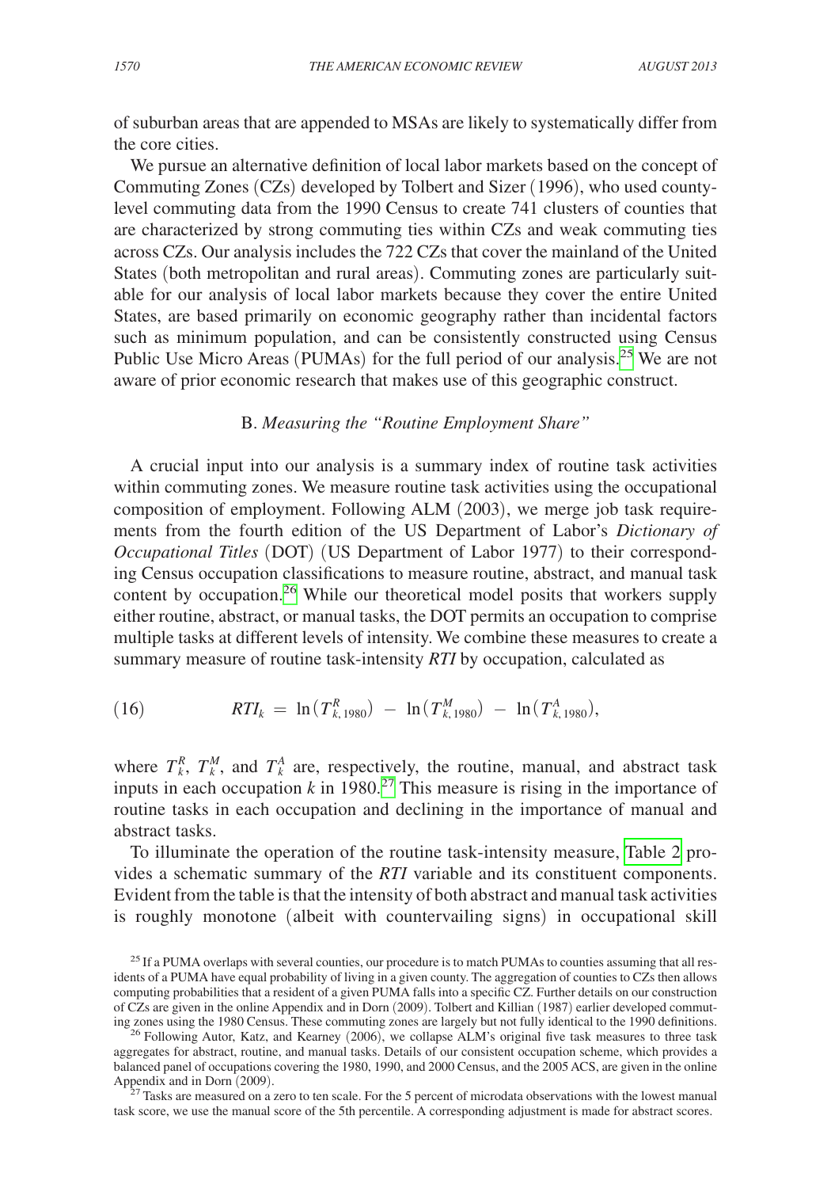of suburban areas that are appended to MSAs are likely to systematically differ from the core cities.

We pursue an alternative definition of local labor markets based on the concept of Commuting Zones (CZs) developed by Tolbert and Sizer (1996), who used county-level commuting data from the 1990 Census to create 741 clusters of counties that are characterized by strong commuting ties within CZs and weak commuting ties across CZs. Our analysis includes the 722 CZs that cover the mainland of the United States (both metropolitan and rural areas). Commuting zones are particularly suitable for our analysis of local labor markets because they cover the entire United States, are based primarily on economic geography rather than incidental factors such as minimum population, and can be consistently constructed using Census Public Use Micro Areas (PUMAs) for the full period of our analysis.[25] We are not aware of prior economic research that makes use of this geographic construct.

### B. *Measuring the "Routine Employment Share"*

A crucial input into our analysis is a summary index of routine task activities within commuting zones. We measure routine task activities using the occupational composition of employment. Following ALM (2003), we merge job task requirements from the fourth edition of the US Department of Labor's *Dictionary of Occupational Titles* (DOT) (US Department of Labor 1977) to their corresponding Census occupation classifications to measure routine, abstract, and manual task content by occupation.[26] While our theoretical model posits that workers supply either routine, abstract, or manual tasks, the DOT permits an occupation to comprise multiple tasks at different levels of intensity. We combine these measures to create a summary measure of routine task-intensity *RTI* by occupation, calculated as

$$RTI_k = \ln(T^R_{k,1980}) - \ln(T^M_{k,1980}) - \ln(T^A_{k,1980}), \tag{16}$$

where $T^R_k$, $T^M_k$, and $T^A_k$ are, respectively, the routine, manual, and abstract task inputs in each occupation $k$ in 1980.[27] This measure is rising in the importance of routine tasks in each occupation and declining in the importance of manual and abstract tasks.

To illuminate the operation of the routine task-intensity measure, Table 2 provides a schematic summary of the *RTI* variable and its constituent components. Evident from the table is that the intensity of both abstract and manual task activities is roughly monotone (albeit with countervailing signs) in occupational skill

[25] If a PUMA overlaps with several counties, our procedure is to match PUMAs to counties assuming that all residents of a PUMA have equal probability of living in a given county. The aggregation of counties to CZs then allows computing probabilities that a resident of a given PUMA falls into a specific CZ. Further details on our construction of CZs are given in the online Appendix and in Dorn (2009). Tolbert and Killian (1987) earlier developed commuting zones using the 1980 Census. These commuting zones are largely but not fully identical to the 1990 definitions.

[26] Following Autor, Katz, and Kearney (2006), we collapse ALM's original five task measures to three task aggregates for abstract, routine, and manual tasks. Details of our consistent occupation scheme, which provides a balanced panel of occupations covering the 1980, 1990, and 2000 Census, and the 2005 ACS, are given in the online Appendix and in Dorn (2009).

[27] Tasks are measured on a zero to ten scale. For the 5 percent of microdata observations with the lowest manual task score, we use the manual score of the 5th percentile. A corresponding adjustment is made for abstract scores.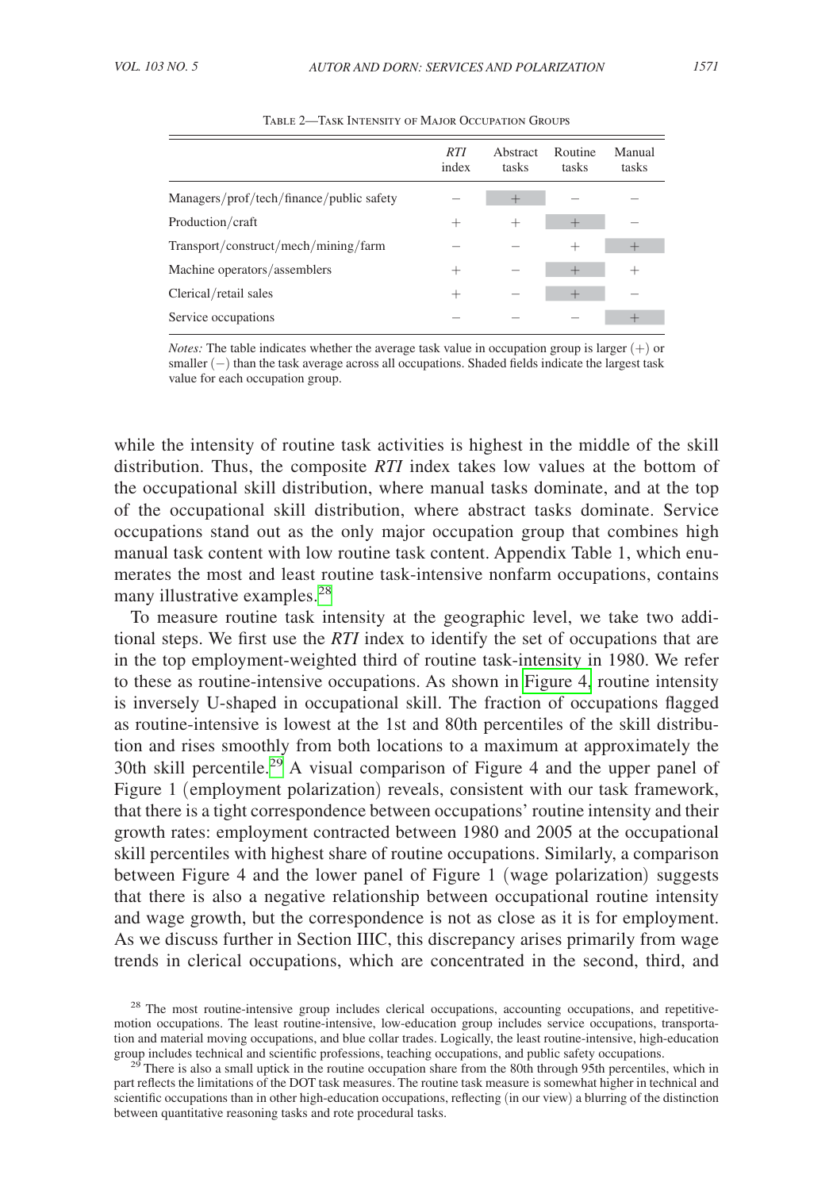Table 2—Task Intensity of Major Occupation Groups

| | *RTI* index | Abstract tasks | Routine tasks | Manual tasks |
|---|---|---|---|---|
| Managers/prof/tech/finance/public safety | − | **+** | − | − |
| Production/craft | + | + | **+** | − |
| Transport/construct/mech/mining/farm | − | − | + | **+** |
| Machine operators/assemblers | + | − | **+** | + |
| Clerical/retail sales | + | − | **+** | − |
| Service occupations | − | − | − | **+** |

*Notes:* The table indicates whether the average task value in occupation group is larger (+) or smaller (−) than the task average across all occupations. Shaded fields indicate the largest task value for each occupation group.

while the intensity of routine task activities is highest in the middle of the skill distribution. Thus, the composite *RTI* index takes low values at the bottom of the occupational skill distribution, where manual tasks dominate, and at the top of the occupational skill distribution, where abstract tasks dominate. Service occupations stand out as the only major occupation group that combines high manual task content with low routine task content. Appendix Table 1, which enumerates the most and least routine task-intensive nonfarm occupations, contains many illustrative examples.[28]

To measure routine task intensity at the geographic level, we take two additional steps. We first use the *RTI* index to identify the set of occupations that are in the top employment-weighted third of routine task-intensity in 1980. We refer to these as routine-intensive occupations. As shown in Figure 4, routine intensity is inversely U-shaped in occupational skill. The fraction of occupations flagged as routine-intensive is lowest at the 1st and 80th percentiles of the skill distribution and rises smoothly from both locations to a maximum at approximately the 30th skill percentile.[29] A visual comparison of Figure 4 and the upper panel of Figure 1 (employment polarization) reveals, consistent with our task framework, that there is a tight correspondence between occupations' routine intensity and their growth rates: employment contracted between 1980 and 2005 at the occupational skill percentiles with highest share of routine occupations. Similarly, a comparison between Figure 4 and the lower panel of Figure 1 (wage polarization) suggests that there is also a negative relationship between occupational routine intensity and wage growth, but the correspondence is not as close as it is for employment. As we discuss further in Section IIIC, this discrepancy arises primarily from wage trends in clerical occupations, which are concentrated in the second, third, and

[28] The most routine-intensive group includes clerical occupations, accounting occupations, and repetitive-motion occupations. The least routine-intensive, low-education group includes service occupations, transportation and material moving occupations, and blue collar trades. Logically, the least routine-intensive, high-education group includes technical and scientific professions, teaching occupations, and public safety occupations.

[29] There is also a small uptick in the routine occupation share from the 80th through 95th percentiles, which in part reflects the limitations of the DOT task measures. The routine task measure is somewhat higher in technical and scientific occupations than in other high-education occupations, reflecting (in our view) a blurring of the distinction between quantitative reasoning tasks and rote procedural tasks.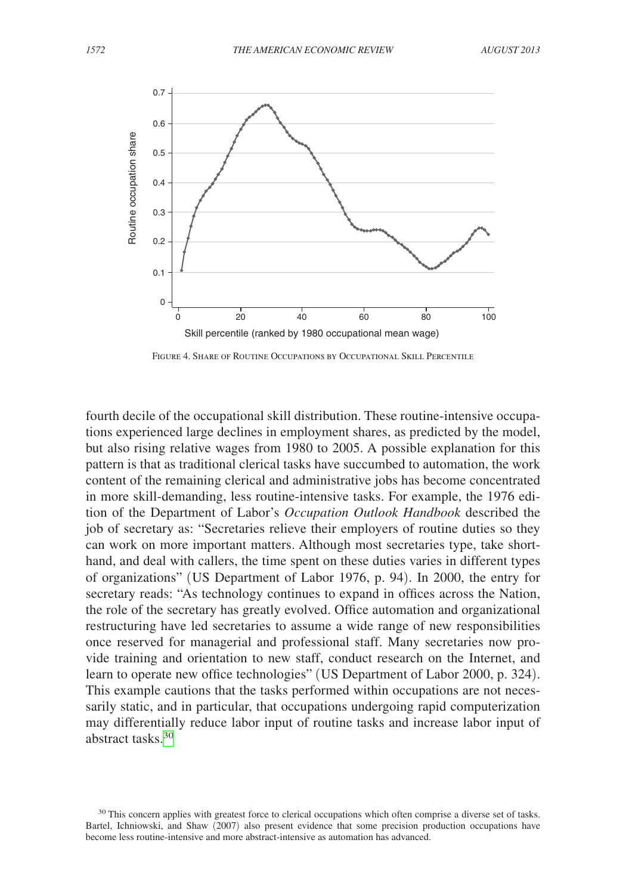Figure 4. Share of Routine Occupations by Occupational Skill Percentile

fourth decile of the occupational skill distribution. These routine-intensive occupations experienced large declines in employment shares, as predicted by the model, but also rising relative wages from 1980 to 2005. A possible explanation for this pattern is that as traditional clerical tasks have succumbed to automation, the work content of the remaining clerical and administrative jobs has become concentrated in more skill-demanding, less routine-intensive tasks. For example, the 1976 edition of the Department of Labor's *Occupation Outlook Handbook* described the job of secretary as: "Secretaries relieve their employers of routine duties so they can work on more important matters. Although most secretaries type, take shorthand, and deal with callers, the time spent on these duties varies in different types of organizations" (US Department of Labor 1976, p. 94). In 2000, the entry for secretary reads: "As technology continues to expand in offices across the Nation, the role of the secretary has greatly evolved. Office automation and organizational restructuring have led secretaries to assume a wide range of new responsibilities once reserved for managerial and professional staff. Many secretaries now provide training and orientation to new staff, conduct research on the Internet, and learn to operate new office technologies" (US Department of Labor 2000, p. 324). This example cautions that the tasks performed within occupations are not necessarily static, and in particular, that occupations undergoing rapid computerization may differentially reduce labor input of routine tasks and increase labor input of abstract tasks.[30]

[30] This concern applies with greatest force to clerical occupations which often comprise a diverse set of tasks. Bartel, Ichniowski, and Shaw (2007) also present evidence that some precision production occupations have become less routine-intensive and more abstract-intensive as automation has advanced.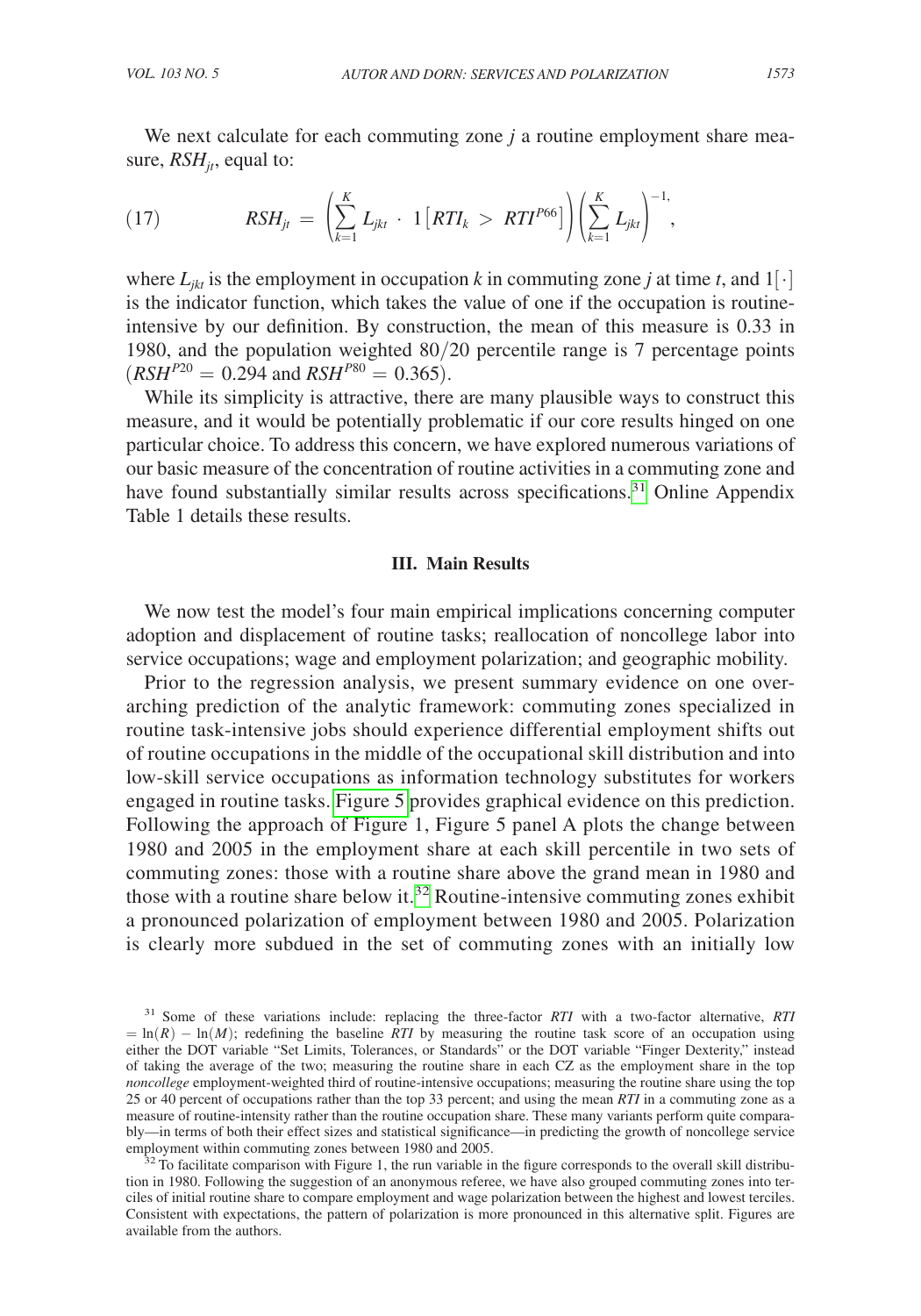We next calculate for each commuting zone $j$ a routine employment share measure, $RSH_{jt}$, equal to:

$$RSH_{jt} = \left( \sum_{k=1}^{K} L_{jkt} \cdot 1\left[RTI_k > RTI^{P66}\right] \right) \left( \sum_{k=1}^{K} L_{jkt} \right)^{-1}, \quad (17)$$

where $L_{jkt}$ is the employment in occupation $k$ in commuting zone $j$ at time $t$, and $1[\cdot]$ is the indicator function, which takes the value of one if the occupation is routine-intensive by our definition. By construction, the mean of this measure is 0.33 in 1980, and the population weighted 80/20 percentile range is 7 percentage points ($RSH^{P20} = 0.294$ and $RSH^{P80} = 0.365$).

While its simplicity is attractive, there are many plausible ways to construct this measure, and it would be potentially problematic if our core results hinged on one particular choice. To address this concern, we have explored numerous variations of our basic measure of the concentration of routine activities in a commuting zone and have found substantially similar results across specifications.[31] Online Appendix Table 1 details these results.

## III. Main Results

We now test the model's four main empirical implications concerning computer adoption and displacement of routine tasks; reallocation of noncollege labor into service occupations; wage and employment polarization; and geographic mobility.

Prior to the regression analysis, we present summary evidence on one overarching prediction of the analytic framework: commuting zones specialized in routine task-intensive jobs should experience differential employment shifts out of routine occupations in the middle of the occupational skill distribution and into low-skill service occupations as information technology substitutes for workers engaged in routine tasks. Figure 5 provides graphical evidence on this prediction. Following the approach of Figure 1, Figure 5 panel A plots the change between 1980 and 2005 in the employment share at each skill percentile in two sets of commuting zones: those with a routine share above the grand mean in 1980 and those with a routine share below it.[32] Routine-intensive commuting zones exhibit a pronounced polarization of employment between 1980 and 2005. Polarization is clearly more subdued in the set of commuting zones with an initially low

[31] Some of these variations include: replacing the three-factor *RTI* with a two-factor alternative, $RTI = \ln(R) - \ln(M)$; redefining the baseline *RTI* by measuring the routine task score of an occupation using either the DOT variable "Set Limits, Tolerances, or Standards" or the DOT variable "Finger Dexterity," instead of taking the average of the two; measuring the routine share in each CZ as the employment share in the top *noncollege* employment-weighted third of routine-intensive occupations; measuring the routine share using the top 25 or 40 percent of occupations rather than the top 33 percent; and using the mean *RTI* in a commuting zone as a measure of routine-intensity rather than the routine occupation share. These many variants perform quite comparably—in terms of both their effect sizes and statistical significance—in predicting the growth of noncollege service employment within commuting zones between 1980 and 2005.

[32] To facilitate comparison with Figure 1, the run variable in the figure corresponds to the overall skill distribution in 1980. Following the suggestion of an anonymous referee, we have also grouped commuting zones into terciles of initial routine share to compare employment and wage polarization between the highest and lowest terciles. Consistent with expectations, the pattern of polarization is more pronounced in this alternative split. Figures are available from the authors.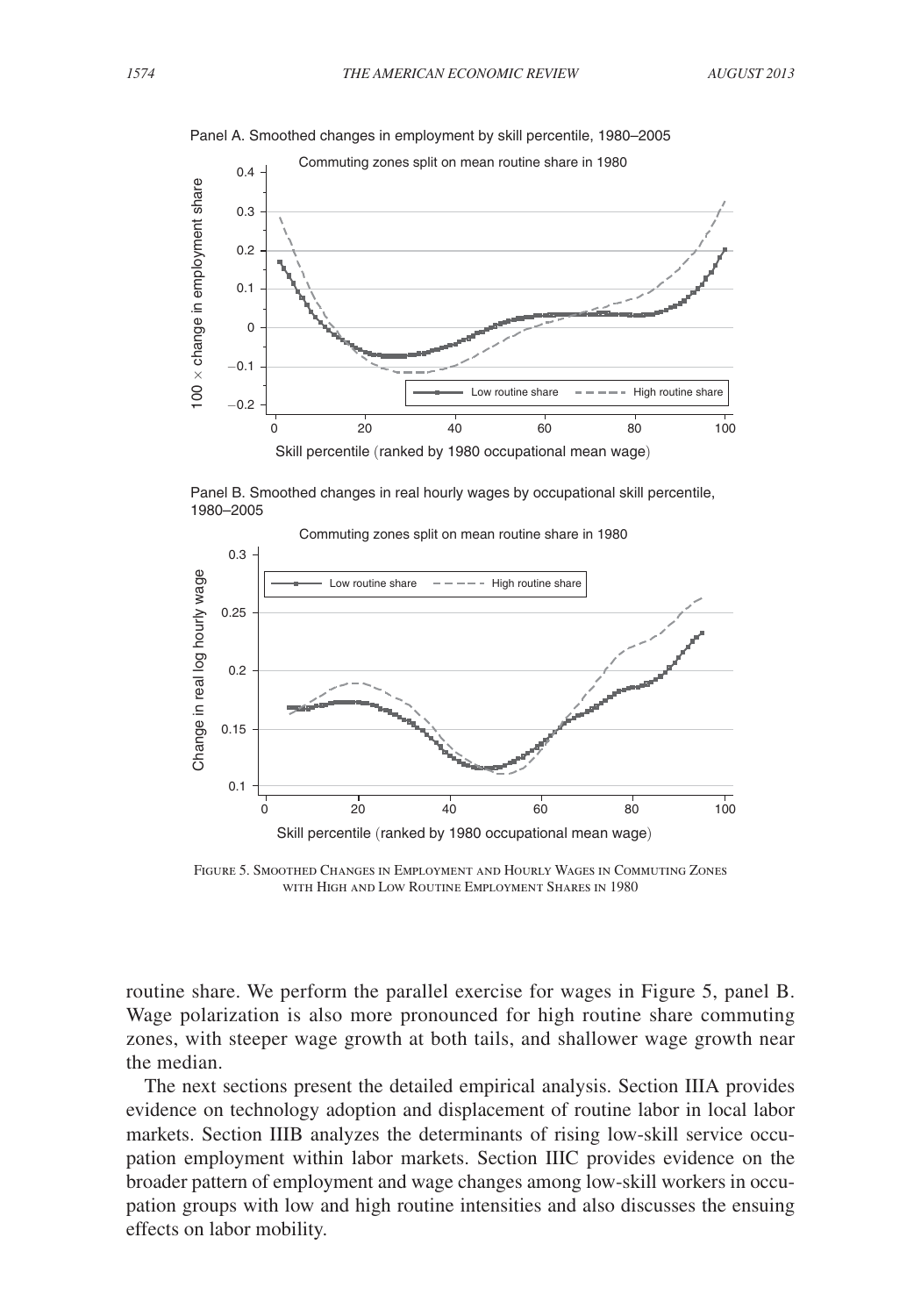Panel A. Smoothed changes in employment by skill percentile, 1980–2005

Panel B. Smoothed changes in real hourly wages by occupational skill percentile, 1980–2005

Figure 5. Smoothed Changes in Employment and Hourly Wages in Commuting Zones with High and Low Routine Employment Shares in 1980

routine share. We perform the parallel exercise for wages in Figure 5, panel B. Wage polarization is also more pronounced for high routine share commuting zones, with steeper wage growth at both tails, and shallower wage growth near the median.

The next sections present the detailed empirical analysis. Section IIIA provides evidence on technology adoption and displacement of routine labor in local labor markets. Section IIIB analyzes the determinants of rising low-skill service occupation employment within labor markets. Section IIIC provides evidence on the broader pattern of employment and wage changes among low-skill workers in occupation groups with low and high routine intensities and also discusses the ensuing effects on labor mobility.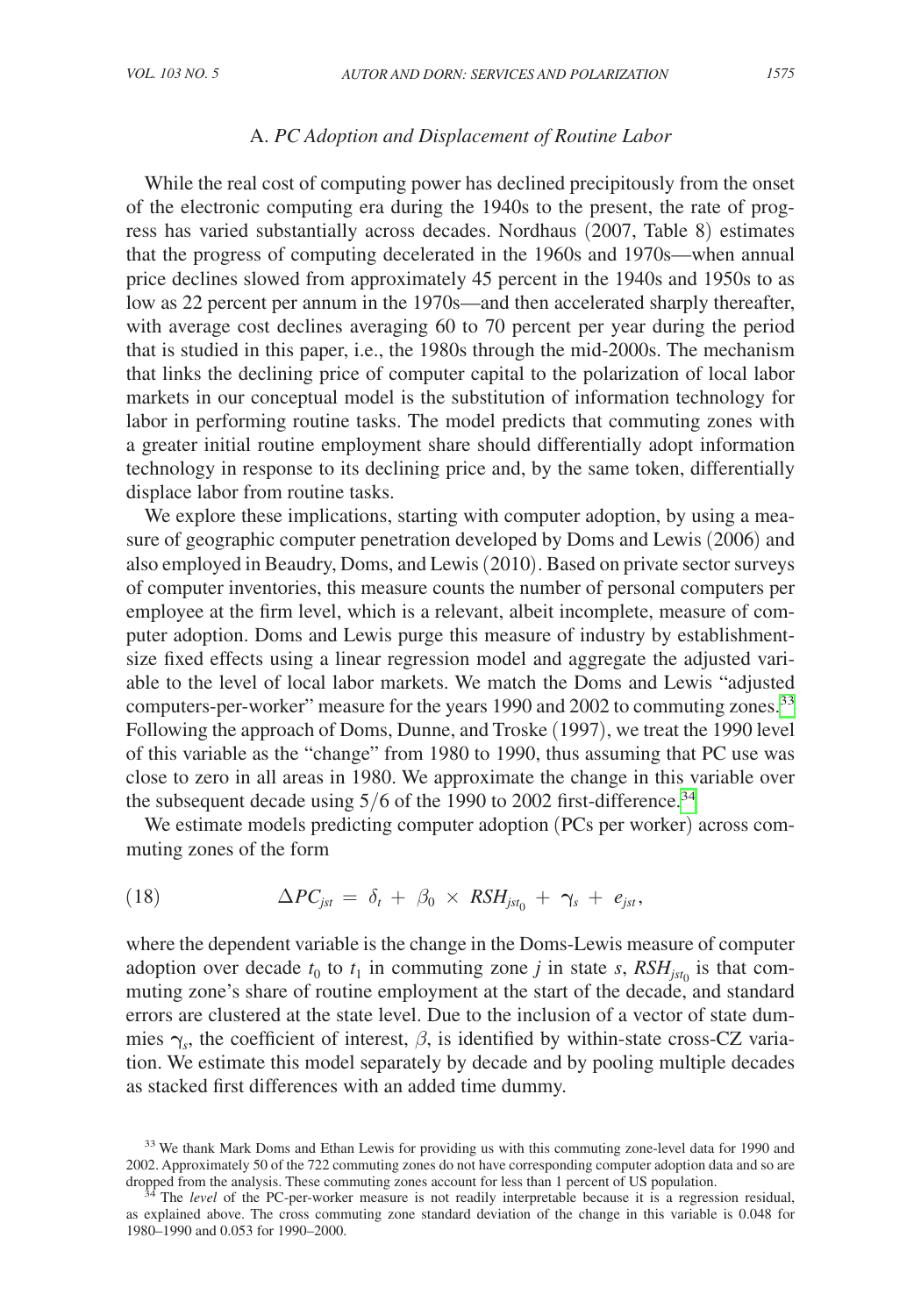### A. *PC Adoption and Displacement of Routine Labor*

While the real cost of computing power has declined precipitously from the onset of the electronic computing era during the 1940s to the present, the rate of progress has varied substantially across decades. Nordhaus (2007, Table 8) estimates that the progress of computing decelerated in the 1960s and 1970s—when annual price declines slowed from approximately 45 percent in the 1940s and 1950s to as low as 22 percent per annum in the 1970s—and then accelerated sharply thereafter, with average cost declines averaging 60 to 70 percent per year during the period that is studied in this paper, i.e., the 1980s through the mid-2000s. The mechanism that links the declining price of computer capital to the polarization of local labor markets in our conceptual model is the substitution of information technology for labor in performing routine tasks. The model predicts that commuting zones with a greater initial routine employment share should differentially adopt information technology in response to its declining price and, by the same token, differentially displace labor from routine tasks.

We explore these implications, starting with computer adoption, by using a measure of geographic computer penetration developed by Doms and Lewis (2006) and also employed in Beaudry, Doms, and Lewis (2010). Based on private sector surveys of computer inventories, this measure counts the number of personal computers per employee at the firm level, which is a relevant, albeit incomplete, measure of computer adoption. Doms and Lewis purge this measure of industry by establishment-size fixed effects using a linear regression model and aggregate the adjusted variable to the level of local labor markets. We match the Doms and Lewis "adjusted computers-per-worker" measure for the years 1990 and 2002 to commuting zones.[33] Following the approach of Doms, Dunne, and Troske (1997), we treat the 1990 level of this variable as the "change" from 1980 to 1990, thus assuming that PC use was close to zero in all areas in 1980. We approximate the change in this variable over the subsequent decade using 5/6 of the 1990 to 2002 first-difference.[34]

We estimate models predicting computer adoption (PCs per worker) across commuting zones of the form

$$\Delta PC_{jst} = \delta_t + \beta_0 \times RSH_{jst_0} + \gamma_s + e_{jst}, \tag{18}$$

where the dependent variable is the change in the Doms-Lewis measure of computer adoption over decade $t_0$ to $t_1$ in commuting zone $j$ in state $s$, $RSH_{jst_0}$ is that commuting zone's share of routine employment at the start of the decade, and standard errors are clustered at the state level. Due to the inclusion of a vector of state dummies $\gamma_s$, the coefficient of interest, $\beta$, is identified by within-state cross-CZ variation. We estimate this model separately by decade and by pooling multiple decades as stacked first differences with an added time dummy.

[33] We thank Mark Doms and Ethan Lewis for providing us with this commuting zone-level data for 1990 and 2002. Approximately 50 of the 722 commuting zones do not have corresponding computer adoption data and so are dropped from the analysis. These commuting zones account for less than 1 percent of US population.

[34] The *level* of the PC-per-worker measure is not readily interpretable because it is a regression residual, as explained above. The cross commuting zone standard deviation of the change in this variable is 0.048 for 1980–1990 and 0.053 for 1990–2000.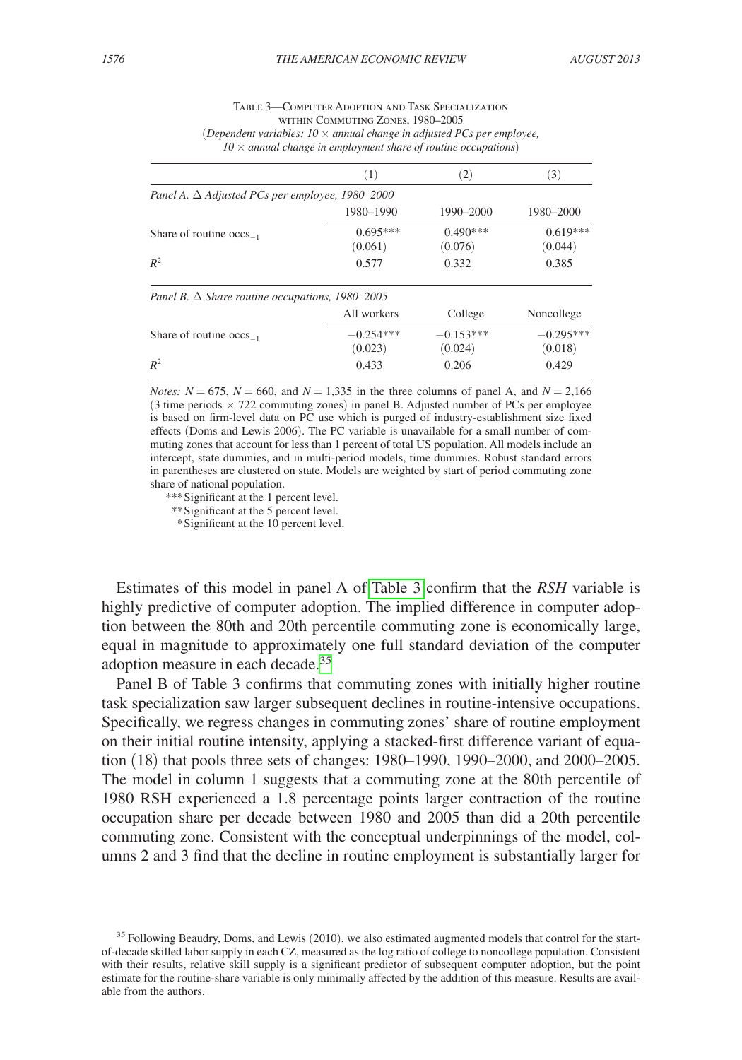Table 3—Computer Adoption and Task Specialization within Commuting Zones, 1980–2005

(*Dependent variables: 10 × annual change in adjusted PCs per employee, 10 × annual change in employment share of routine occupations*)

| | (1) | (2) | (3) |
|---|---|---|---|
| *Panel A. Δ Adjusted PCs per employee, 1980–2000* | | | |
| | 1980–1990 | 1990–2000 | 1980–2000 |
| Share of routine $\text{occs}_{-1}$ | 0.695*** | 0.490*** | 0.619*** |
| | (0.061) | (0.076) | (0.044) |
| $R^2$ | 0.577 | 0.332 | 0.385 |
| *Panel B. Δ Share routine occupations, 1980–2005* | | | |
| | All workers | College | Noncollege |
| Share of routine $\text{occs}_{-1}$ | −0.254*** | −0.153*** | −0.295*** |
| | (0.023) | (0.024) | (0.018) |
| $R^2$ | 0.433 | 0.206 | 0.429 |

*Notes:* $N = 675$, $N = 660$, and $N = 1{,}335$ in the three columns of panel A, and $N = 2{,}166$ (3 time periods × 722 commuting zones) in panel B. Adjusted number of PCs per employee is based on firm-level data on PC use which is purged of industry-establishment size fixed effects (Doms and Lewis 2006). The PC variable is unavailable for a small number of commuting zones that account for less than 1 percent of total US population. All models include an intercept, state dummies, and in multi-period models, time dummies. Robust standard errors in parentheses are clustered on state. Models are weighted by start of period commuting zone share of national population.

***Significant at the 1 percent level.

**Significant at the 5 percent level.

*Significant at the 10 percent level.

Estimates of this model in panel A of Table 3 confirm that the *RSH* variable is highly predictive of computer adoption. The implied difference in computer adoption between the 80th and 20th percentile commuting zone is economically large, equal in magnitude to approximately one full standard deviation of the computer adoption measure in each decade.[35]

Panel B of Table 3 confirms that commuting zones with initially higher routine task specialization saw larger subsequent declines in routine-intensive occupations. Specifically, we regress changes in commuting zones' share of routine employment on their initial routine intensity, applying a stacked-first difference variant of equation (18) that pools three sets of changes: 1980–1990, 1990–2000, and 2000–2005. The model in column 1 suggests that a commuting zone at the 80th percentile of 1980 RSH experienced a 1.8 percentage points larger contraction of the routine occupation share per decade between 1980 and 2005 than did a 20th percentile commuting zone. Consistent with the conceptual underpinnings of the model, columns 2 and 3 find that the decline in routine employment is substantially larger for

[35] Following Beaudry, Doms, and Lewis (2010), we also estimated augmented models that control for the start-of-decade skilled labor supply in each CZ, measured as the log ratio of college to noncollege population. Consistent with their results, relative skill supply is a significant predictor of subsequent computer adoption, but the point estimate for the routine-share variable is only minimally affected by the addition of this measure. Results are available from the authors.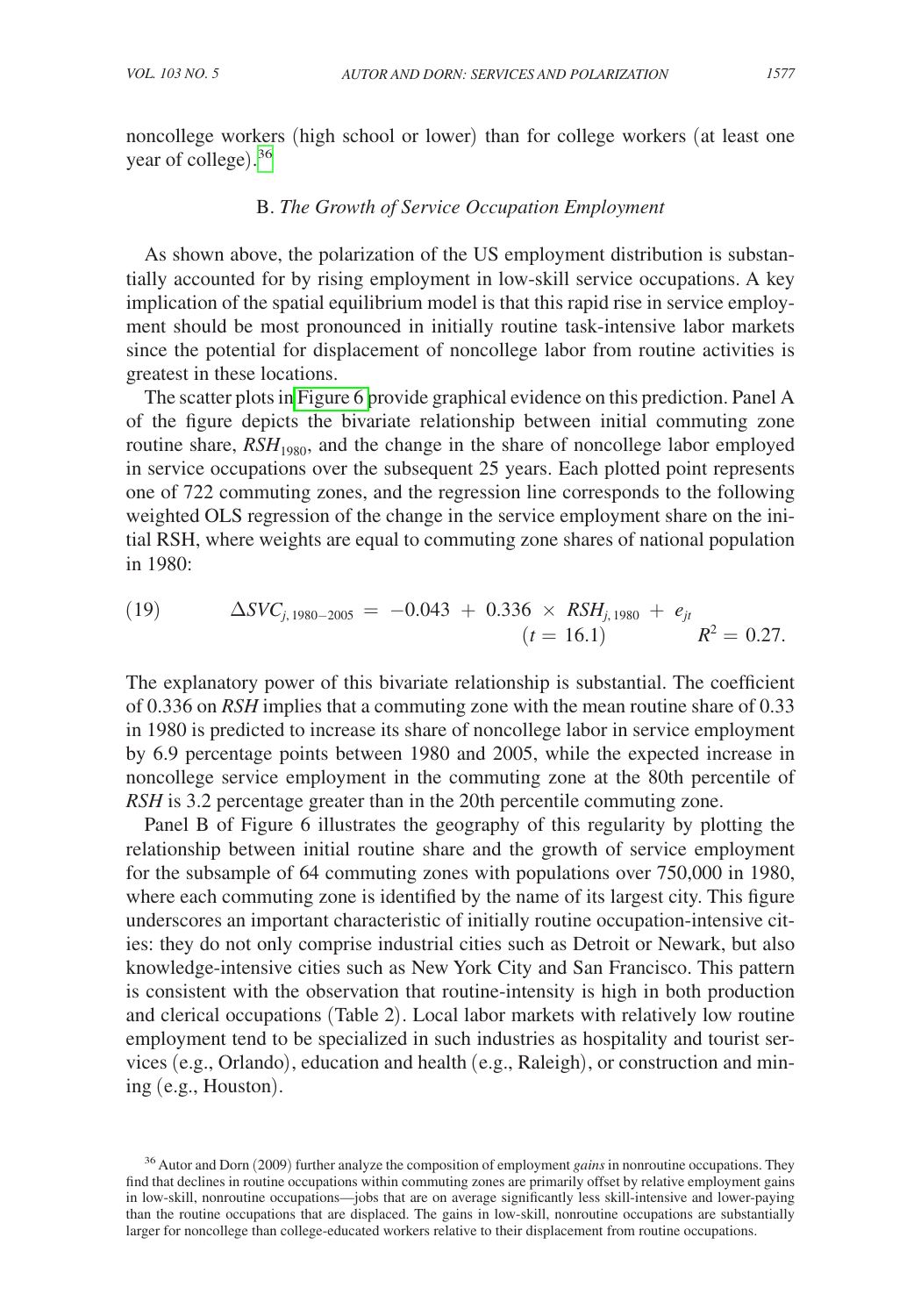noncollege workers (high school or lower) than for college workers (at least one year of college).[36]

### B. *The Growth of Service Occupation Employment*

As shown above, the polarization of the US employment distribution is substantially accounted for by rising employment in low-skill service occupations. A key implication of the spatial equilibrium model is that this rapid rise in service employment should be most pronounced in initially routine task-intensive labor markets since the potential for displacement of noncollege labor from routine activities is greatest in these locations.

The scatter plots in Figure 6 provide graphical evidence on this prediction. Panel A of the figure depicts the bivariate relationship between initial commuting zone routine share, $RSH_{1980}$, and the change in the share of noncollege labor employed in service occupations over the subsequent 25 years. Each plotted point represents one of 722 commuting zones, and the regression line corresponds to the following weighted OLS regression of the change in the service employment share on the initial RSH, where weights are equal to commuting zone shares of national population in 1980:

$$
(19) \qquad \Delta SVC_{j,1980-2005} = -0.043 + \underset{(t = 16.1)}{0.336} \times RSH_{j,1980} + e_{jt} \qquad R^2 = 0.27.
$$

The explanatory power of this bivariate relationship is substantial. The coefficient of 0.336 on *RSH* implies that a commuting zone with the mean routine share of 0.33 in 1980 is predicted to increase its share of noncollege labor in service employment by 6.9 percentage points between 1980 and 2005, while the expected increase in noncollege service employment in the commuting zone at the 80th percentile of *RSH* is 3.2 percentage greater than in the 20th percentile commuting zone.

Panel B of Figure 6 illustrates the geography of this regularity by plotting the relationship between initial routine share and the growth of service employment for the subsample of 64 commuting zones with populations over 750,000 in 1980, where each commuting zone is identified by the name of its largest city. This figure underscores an important characteristic of initially routine occupation-intensive cities: they do not only comprise industrial cities such as Detroit or Newark, but also knowledge-intensive cities such as New York City and San Francisco. This pattern is consistent with the observation that routine-intensity is high in both production and clerical occupations (Table 2). Local labor markets with relatively low routine employment tend to be specialized in such industries as hospitality and tourist services (e.g., Orlando), education and health (e.g., Raleigh), or construction and mining (e.g., Houston).

[36] Autor and Dorn (2009) further analyze the composition of employment *gains* in nonroutine occupations. They find that declines in routine occupations within commuting zones are primarily offset by relative employment gains in low-skill, nonroutine occupations—jobs that are on average significantly less skill-intensive and lower-paying than the routine occupations that are displaced. The gains in low-skill, nonroutine occupations are substantially larger for noncollege than college-educated workers relative to their displacement from routine occupations.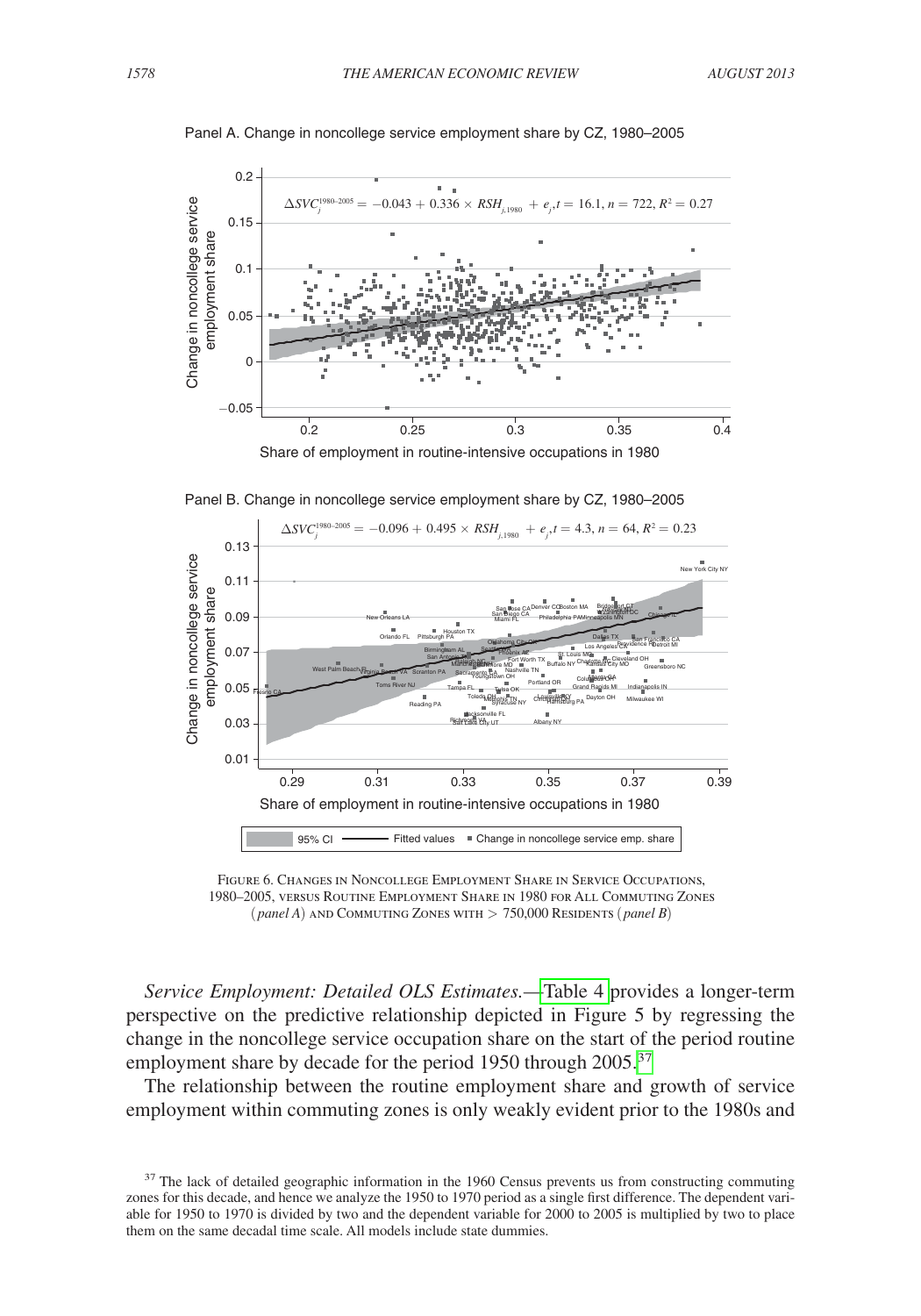Panel A. Change in noncollege service employment share by CZ, 1980–2005

$$\Delta SVC_j^{1980\text{–}2005} = -0.043 + 0.336 \times RSH_{j,1980} + e_j, t = 16.1, n = 722, R^2 = 0.27$$

Panel B. Change in noncollege service employment share by CZ, 1980–2005

$$\Delta SVC_j^{1980\text{–}2005} = -0.096 + 0.495 \times RSH_{j,1980} + e_j, t = 4.3, n = 64, R^2 = 0.23$$

Figure 6. Changes in Noncollege Employment Share in Service Occupations, 1980–2005, versus Routine Employment Share in 1980 for All Commuting Zones (*panel A*) and Commuting Zones with > 750,000 Residents (*panel B*)

*Service Employment: Detailed OLS Estimates.*—Table 4 provides a longer-term perspective on the predictive relationship depicted in Figure 5 by regressing the change in the noncollege service occupation share on the start of the period routine employment share by decade for the period 1950 through 2005.[37]

The relationship between the routine employment share and growth of service employment within commuting zones is only weakly evident prior to the 1980s and

[37] The lack of detailed geographic information in the 1960 Census prevents us from constructing commuting zones for this decade, and hence we analyze the 1950 to 1970 period as a single first difference. The dependent variable for 1950 to 1970 is divided by two and the dependent variable for 2000 to 2005 is multiplied by two to place them on the same decadal time scale. All models include state dummies.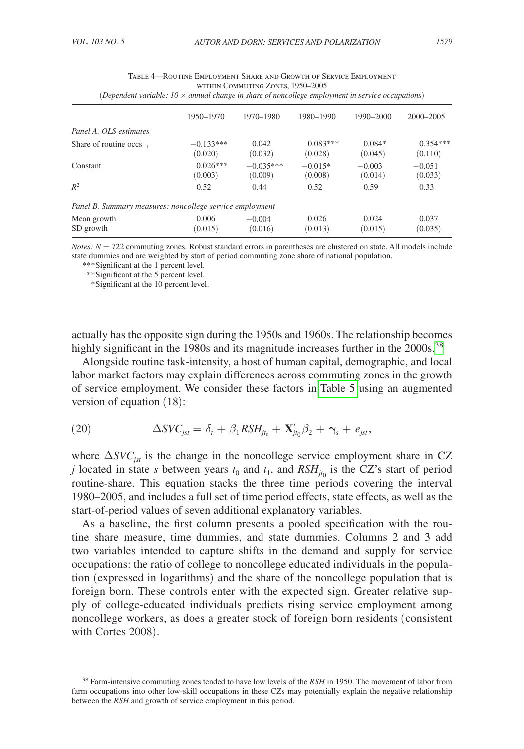Table 4—Routine Employment Share and Growth of Service Employment within Commuting Zones, 1950–2005

(*Dependent variable: 10 × annual change in share of noncollege employment in service occupations*)

| | 1950–1970 | 1970–1980 | 1980–1990 | 1990–2000 | 2000–2005 |
|---|---|---|---|---|---|
| *Panel A. OLS estimates* | | | | | |
| Share of routine $\text{occs}_{-1}$ | −0.133*** | 0.042 | 0.083*** | 0.084* | 0.354*** |
| | (0.020) | (0.032) | (0.028) | (0.045) | (0.110) |
| Constant | 0.026*** | −0.035*** | −0.015* | −0.003 | −0.051 |
| | (0.003) | (0.009) | (0.008) | (0.014) | (0.033) |
| $R^2$ | 0.52 | 0.44 | 0.52 | 0.59 | 0.33 |
| *Panel B. Summary measures: noncollege service employment* | | | | | |
| Mean growth | 0.006 | −0.004 | 0.026 | 0.024 | 0.037 |
| SD growth | (0.015) | (0.016) | (0.013) | (0.015) | (0.035) |

*Notes:* $N = 722$ commuting zones. Robust standard errors in parentheses are clustered on state. All models include state dummies and are weighted by start of period commuting zone share of national population.

***Significant at the 1 percent level.
**Significant at the 5 percent level.
*Significant at the 10 percent level.

actually has the opposite sign during the 1950s and 1960s. The relationship becomes highly significant in the 1980s and its magnitude increases further in the 2000s.[38]

Alongside routine task-intensity, a host of human capital, demographic, and local labor market factors may explain differences across commuting zones in the growth of service employment. We consider these factors in Table 5 using an augmented version of equation (18):

$$\Delta SVC_{jst} = \delta_t + \beta_1 RSH_{jt_0} + \mathbf{X}'_{jt_0}\beta_2 + \gamma_s + e_{jst}, \quad (20)$$

where $\Delta SVC_{jst}$ is the change in the noncollege service employment share in CZ $j$ located in state $s$ between years $t_0$ and $t_1$, and $RSH_{jt_0}$ is the CZ's start of period routine-share. This equation stacks the three time periods covering the interval 1980–2005, and includes a full set of time period effects, state effects, as well as the start-of-period values of seven additional explanatory variables.

As a baseline, the first column presents a pooled specification with the routine share measure, time dummies, and state dummies. Columns 2 and 3 add two variables intended to capture shifts in the demand and supply for service occupations: the ratio of college to noncollege educated individuals in the population (expressed in logarithms) and the share of the noncollege population that is foreign born. These controls enter with the expected sign. Greater relative supply of college-educated individuals predicts rising service employment among noncollege workers, as does a greater stock of foreign born residents (consistent with Cortes 2008).

[38] Farm-intensive commuting zones tended to have low levels of the *RSH* in 1950. The movement of labor from farm occupations into other low-skill occupations in these CZs may potentially explain the negative relationship between the *RSH* and growth of service employment in this period.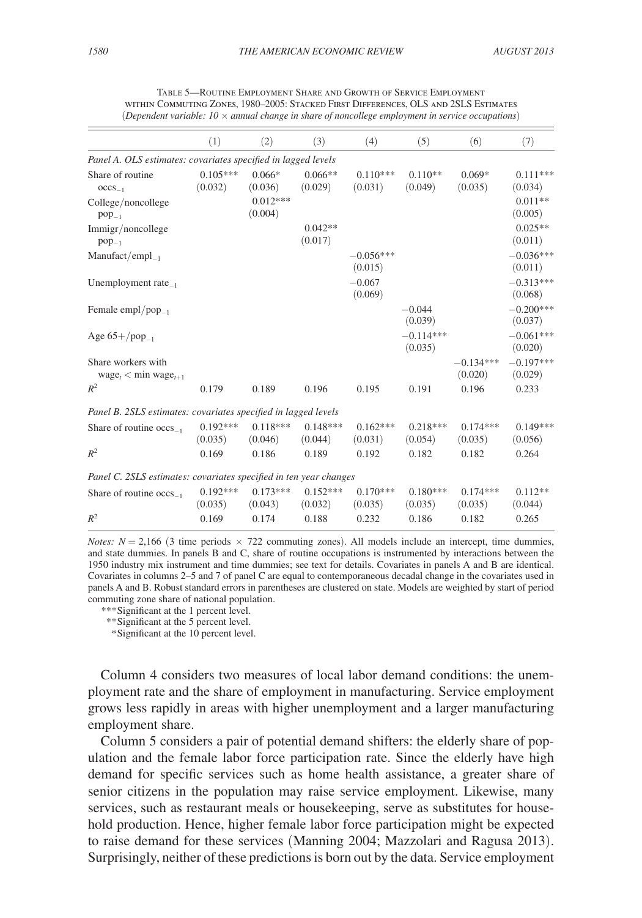Table 5—Routine Employment Share and Growth of Service Employment within Commuting Zones, 1980–2005: Stacked First Differences, OLS and 2SLS Estimates

(*Dependent variable: 10 × annual change in share of noncollege employment in service occupations*)

| | (1) | (2) | (3) | (4) | (5) | (6) | (7) |
|---|---|---|---|---|---|---|---|
| *Panel A. OLS estimates: covariates specified in lagged levels* | | | | | | | |
| Share of routine $\text{occs}_{-1}$ | 0.105*** | 0.066* | 0.066** | 0.110*** | 0.110** | 0.069* | 0.111*** |
| | (0.032) | (0.036) | (0.029) | (0.031) | (0.049) | (0.035) | (0.034) |
| College/noncollege $\text{pop}_{-1}$ | | 0.012*** | | | | | 0.011** |
| | | (0.004) | | | | | (0.005) |
| Immigr/noncollege $\text{pop}_{-1}$ | | | 0.042** | | | | 0.025** |
| | | | (0.017) | | | | (0.011) |
| Manufact/$\text{empl}_{-1}$ | | | | −0.056*** | | | −0.036*** |
| | | | | (0.015) | | | (0.011) |
| Unemployment $\text{rate}_{-1}$ | | | | −0.067 | | | −0.313*** |
| | | | | (0.069) | | | (0.068) |
| Female empl/$\text{pop}_{-1}$ | | | | | −0.044 | | −0.200*** |
| | | | | | (0.039) | | (0.037) |
| Age 65+/$\text{pop}_{-1}$ | | | | | −0.114*** | | −0.061*** |
| | | | | | (0.035) | | (0.020) |
| Share workers with $\text{wage}_t < \text{min wage}_{t+1}$ | | | | | | −0.134*** | −0.197*** |
| | | | | | | (0.020) | (0.029) |
| $R^2$ | 0.179 | 0.189 | 0.196 | 0.195 | 0.191 | 0.196 | 0.233 |
| *Panel B. 2SLS estimates: covariates specified in lagged levels* | | | | | | | |
| Share of routine $\text{occs}_{-1}$ | 0.192*** | 0.118*** | 0.148*** | 0.162*** | 0.218*** | 0.174*** | 0.149*** |
| | (0.035) | (0.046) | (0.044) | (0.031) | (0.054) | (0.035) | (0.056) |
| $R^2$ | 0.169 | 0.186 | 0.189 | 0.192 | 0.182 | 0.182 | 0.264 |
| *Panel C. 2SLS estimates: covariates specified in ten year changes* | | | | | | | |
| Share of routine $\text{occs}_{-1}$ | 0.192*** | 0.173*** | 0.152*** | 0.170*** | 0.180*** | 0.174*** | 0.112** |
| | (0.035) | (0.043) | (0.032) | (0.035) | (0.035) | (0.035) | (0.044) |
| $R^2$ | 0.169 | 0.174 | 0.188 | 0.232 | 0.186 | 0.182 | 0.265 |

*Notes:* $N = 2{,}166$ (3 time periods × 722 commuting zones). All models include an intercept, time dummies, and state dummies. In panels B and C, share of routine occupations is instrumented by interactions between the 1950 industry mix instrument and time dummies; see text for details. Covariates in panels A and B are identical. Covariates in columns 2–5 and 7 of panel C are equal to contemporaneous decadal change in the covariates used in panels A and B. Robust standard errors in parentheses are clustered on state. Models are weighted by start of period commuting zone share of national population.

***Significant at the 1 percent level.

**Significant at the 5 percent level.

*Significant at the 10 percent level.

Column 4 considers two measures of local labor demand conditions: the unemployment rate and the share of employment in manufacturing. Service employment grows less rapidly in areas with higher unemployment and a larger manufacturing employment share.

Column 5 considers a pair of potential demand shifters: the elderly share of population and the female labor force participation rate. Since the elderly have high demand for specific services such as home health assistance, a greater share of senior citizens in the population may raise service employment. Likewise, many services, such as restaurant meals or housekeeping, serve as substitutes for household production. Hence, higher female labor force participation might be expected to raise demand for these services (Manning 2004; Mazzolari and Ragusa 2013). Surprisingly, neither of these predictions is born out by the data. Service employment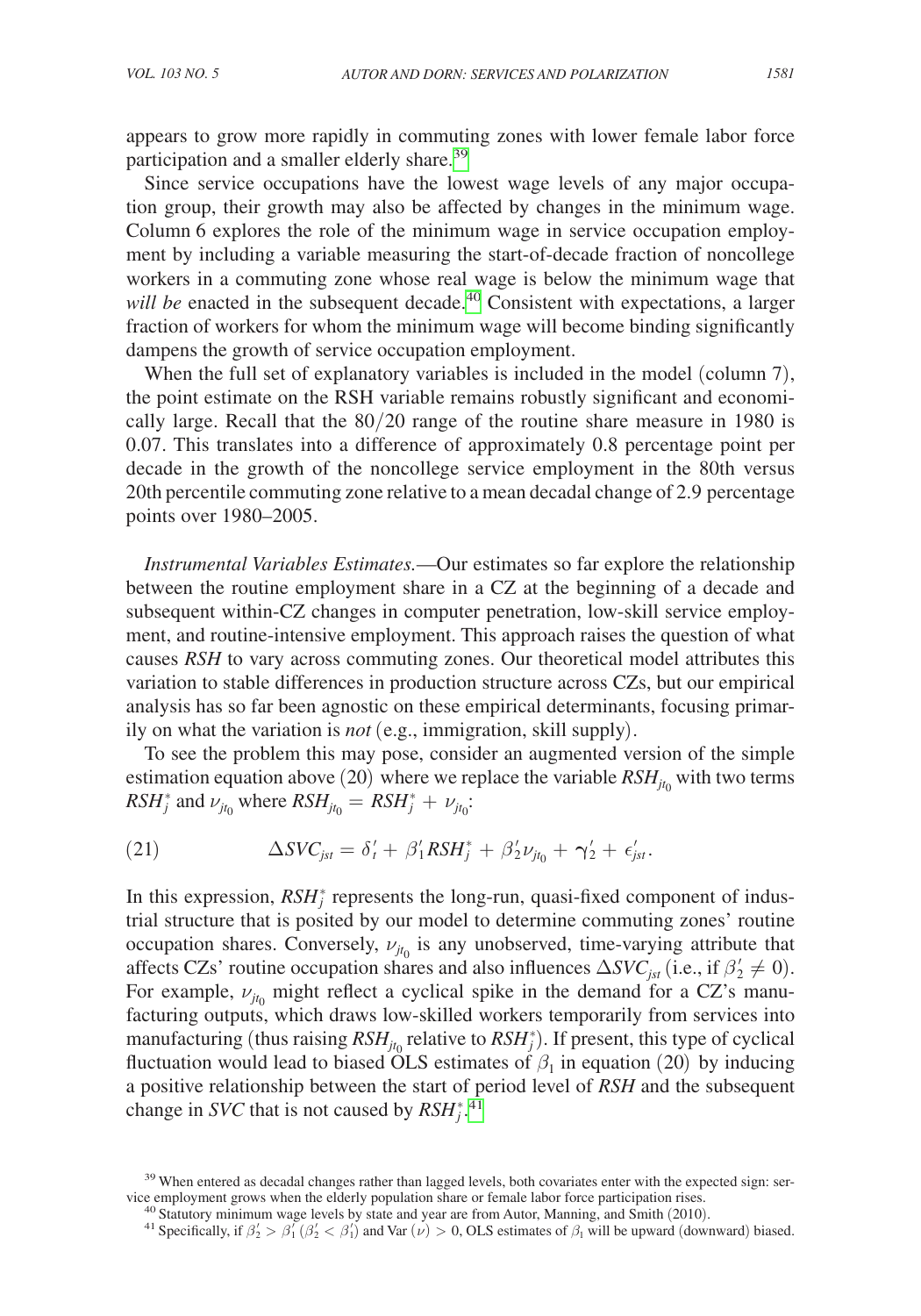appears to grow more rapidly in commuting zones with lower female labor force participation and a smaller elderly share.[39]

Since service occupations have the lowest wage levels of any major occupation group, their growth may also be affected by changes in the minimum wage. Column 6 explores the role of the minimum wage in service occupation employment by including a variable measuring the start-of-decade fraction of noncollege workers in a commuting zone whose real wage is below the minimum wage that *will be* enacted in the subsequent decade.[40] Consistent with expectations, a larger fraction of workers for whom the minimum wage will become binding significantly dampens the growth of service occupation employment.

When the full set of explanatory variables is included in the model (column 7), the point estimate on the RSH variable remains robustly significant and economically large. Recall that the 80/20 range of the routine share measure in 1980 is 0.07. This translates into a difference of approximately 0.8 percentage point per decade in the growth of the noncollege service employment in the 80th versus 20th percentile commuting zone relative to a mean decadal change of 2.9 percentage points over 1980–2005.

*Instrumental Variables Estimates.*—Our estimates so far explore the relationship between the routine employment share in a CZ at the beginning of a decade and subsequent within-CZ changes in computer penetration, low-skill service employment, and routine-intensive employment. This approach raises the question of what causes *RSH* to vary across commuting zones. Our theoretical model attributes this variation to stable differences in production structure across CZs, but our empirical analysis has so far been agnostic on these empirical determinants, focusing primarily on what the variation is *not* (e.g., immigration, skill supply).

To see the problem this may pose, consider an augmented version of the simple estimation equation above (20) where we replace the variable $RSH_{jt_0}$ with two terms $RSH_j^*$ and $\nu_{jt_0}$ where $RSH_{jt_0} = RSH_j^* + \nu_{jt_0}$:

$$\Delta SVC_{jst} = \delta_t' + \beta_1' RSH_j^* + \beta_2' \nu_{jt_0} + \gamma_2' + \epsilon_{jst}'. \tag{21}$$

In this expression, $RSH_j^*$ represents the long-run, quasi-fixed component of industrial structure that is posited by our model to determine commuting zones' routine occupation shares. Conversely, $\nu_{jt_0}$ is any unobserved, time-varying attribute that affects CZs' routine occupation shares and also influences $\Delta SVC_{jst}$ (i.e., if $\beta_2' \neq 0$). For example, $\nu_{jt_0}$ might reflect a cyclical spike in the demand for a CZ's manufacturing outputs, which draws low-skilled workers temporarily from services into manufacturing (thus raising $RSH_{jt_0}$ relative to $RSH_j^*$). If present, this type of cyclical fluctuation would lead to biased OLS estimates of $\beta_1$ in equation (20) by inducing a positive relationship between the start of period level of *RSH* and the subsequent change in *SVC* that is not caused by $RSH_j^*$.[41]

---

[39] When entered as decadal changes rather than lagged levels, both covariates enter with the expected sign: service employment grows when the elderly population share or female labor force participation rises.

[40] Statutory minimum wage levels by state and year are from Autor, Manning, and Smith (2010).

[41] Specifically, if $\beta_2' > \beta_1'$ ($\beta_2' < \beta_1'$) and $\text{Var}(\nu) > 0$, OLS estimates of $\beta_1$ will be upward (downward) biased.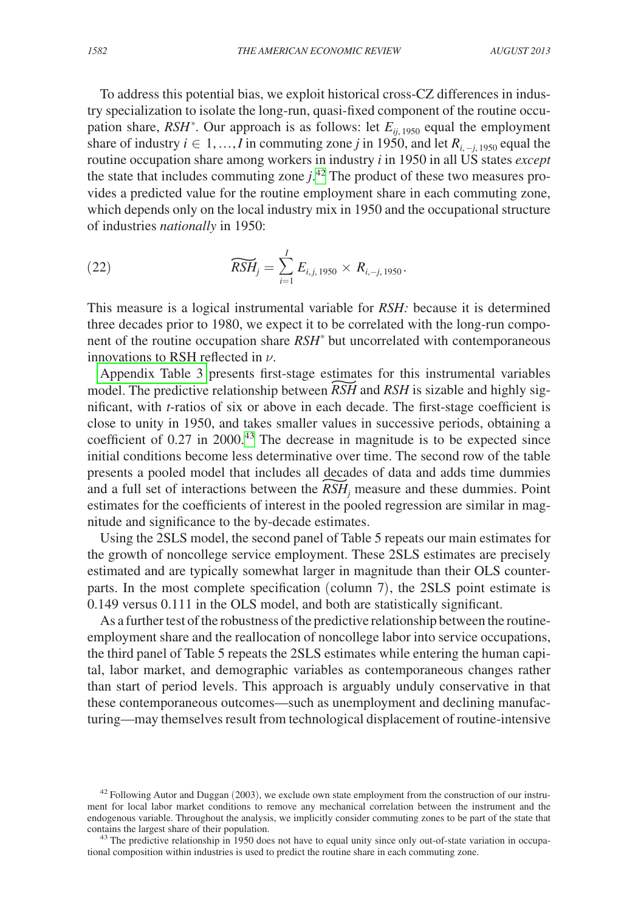To address this potential bias, we exploit historical cross-CZ differences in industry specialization to isolate the long-run, quasi-fixed component of the routine occupation share, $RSH^*$. Our approach is as follows: let $E_{ij,1950}$ equal the employment share of industry $i \in 1, \ldots, I$ in commuting zone $j$ in 1950, and let $R_{i,-j,1950}$ equal the routine occupation share among workers in industry $i$ in 1950 in all US states *except* the state that includes commuting zone $j$.[42] The product of these two measures provides a predicted value for the routine employment share in each commuting zone, which depends only on the local industry mix in 1950 and the occupational structure of industries *nationally* in 1950:

$$\widetilde{RSH}_j = \sum_{i=1}^{I} E_{i,j,1950} \times R_{i,-j,1950}. \tag{22}$$

This measure is a logical instrumental variable for *RSH:* because it is determined three decades prior to 1980, we expect it to be correlated with the long-run component of the routine occupation share $RSH^*$ but uncorrelated with contemporaneous innovations to RSH reflected in $\nu$.

Appendix Table 3 presents first-stage estimates for this instrumental variables model. The predictive relationship between $\widetilde{RSH}$ and $RSH$ is sizable and highly significant, with $t$-ratios of six or above in each decade. The first-stage coefficient is close to unity in 1950, and takes smaller values in successive periods, obtaining a coefficient of 0.27 in 2000.[43] The decrease in magnitude is to be expected since initial conditions become less determinative over time. The second row of the table presents a pooled model that includes all decades of data and adds time dummies and a full set of interactions between the $\widetilde{RSH}_j$ measure and these dummies. Point estimates for the coefficients of interest in the pooled regression are similar in magnitude and significance to the by-decade estimates.

Using the 2SLS model, the second panel of Table 5 repeats our main estimates for the growth of noncollege service employment. These 2SLS estimates are precisely estimated and are typically somewhat larger in magnitude than their OLS counterparts. In the most complete specification (column 7), the 2SLS point estimate is 0.149 versus 0.111 in the OLS model, and both are statistically significant.

As a further test of the robustness of the predictive relationship between the routine-employment share and the reallocation of noncollege labor into service occupations, the third panel of Table 5 repeats the 2SLS estimates while entering the human capital, labor market, and demographic variables as contemporaneous changes rather than start of period levels. This approach is arguably unduly conservative in that these contemporaneous outcomes—such as unemployment and declining manufacturing—may themselves result from technological displacement of routine-intensive

[42] Following Autor and Duggan (2003), we exclude own state employment from the construction of our instrument for local labor market conditions to remove any mechanical correlation between the instrument and the endogenous variable. Throughout the analysis, we implicitly consider commuting zones to be part of the state that contains the largest share of their population.

[43] The predictive relationship in 1950 does not have to equal unity since only out-of-state variation in occupational composition within industries is used to predict the routine share in each commuting zone.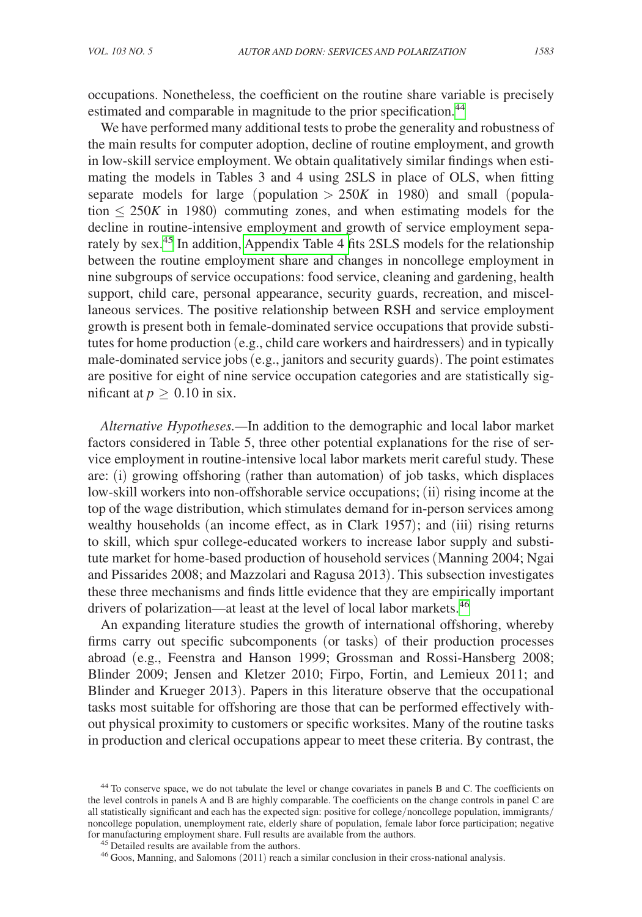occupations. Nonetheless, the coefficient on the routine share variable is precisely estimated and comparable in magnitude to the prior specification.[44]

We have performed many additional tests to probe the generality and robustness of the main results for computer adoption, decline of routine employment, and growth in low-skill service employment. We obtain qualitatively similar findings when estimating the models in Tables 3 and 4 using 2SLS in place of OLS, when fitting separate models for large (population $> 250K$ in 1980) and small (population $\leq 250K$ in 1980) commuting zones, and when estimating models for the decline in routine-intensive employment and growth of service employment separately by sex.[45] In addition, Appendix Table 4 fits 2SLS models for the relationship between the routine employment share and changes in noncollege employment in nine subgroups of service occupations: food service, cleaning and gardening, health support, child care, personal appearance, security guards, recreation, and miscellaneous services. The positive relationship between RSH and service employment growth is present both in female-dominated service occupations that provide substitutes for home production (e.g., child care workers and hairdressers) and in typically male-dominated service jobs (e.g., janitors and security guards). The point estimates are positive for eight of nine service occupation categories and are statistically significant at $p \geq 0.10$ in six.

*Alternative Hypotheses.*—In addition to the demographic and local labor market factors considered in Table 5, three other potential explanations for the rise of service employment in routine-intensive local labor markets merit careful study. These are: (i) growing offshoring (rather than automation) of job tasks, which displaces low-skill workers into non-offshorable service occupations; (ii) rising income at the top of the wage distribution, which stimulates demand for in-person services among wealthy households (an income effect, as in Clark 1957); and (iii) rising returns to skill, which spur college-educated workers to increase labor supply and substitute market for home-based production of household services (Manning 2004; Ngai and Pissarides 2008; and Mazzolari and Ragusa 2013). This subsection investigates these three mechanisms and finds little evidence that they are empirically important drivers of polarization—at least at the level of local labor markets.[46]

An expanding literature studies the growth of international offshoring, whereby firms carry out specific subcomponents (or tasks) of their production processes abroad (e.g., Feenstra and Hanson 1999; Grossman and Rossi-Hansberg 2008; Blinder 2009; Jensen and Kletzer 2010; Firpo, Fortin, and Lemieux 2011; and Blinder and Krueger 2013). Papers in this literature observe that the occupational tasks most suitable for offshoring are those that can be performed effectively without physical proximity to customers or specific worksites. Many of the routine tasks in production and clerical occupations appear to meet these criteria. By contrast, the

[44] To conserve space, we do not tabulate the level or change covariates in panels B and C. The coefficients on the level controls in panels A and B are highly comparable. The coefficients on the change controls in panel C are all statistically significant and each has the expected sign: positive for college/noncollege population, immigrants/noncollege population, unemployment rate, elderly share of population, female labor force participation; negative for manufacturing employment share. Full results are available from the authors.

[45] Detailed results are available from the authors.

[46] Goos, Manning, and Salomons (2011) reach a similar conclusion in their cross-national analysis.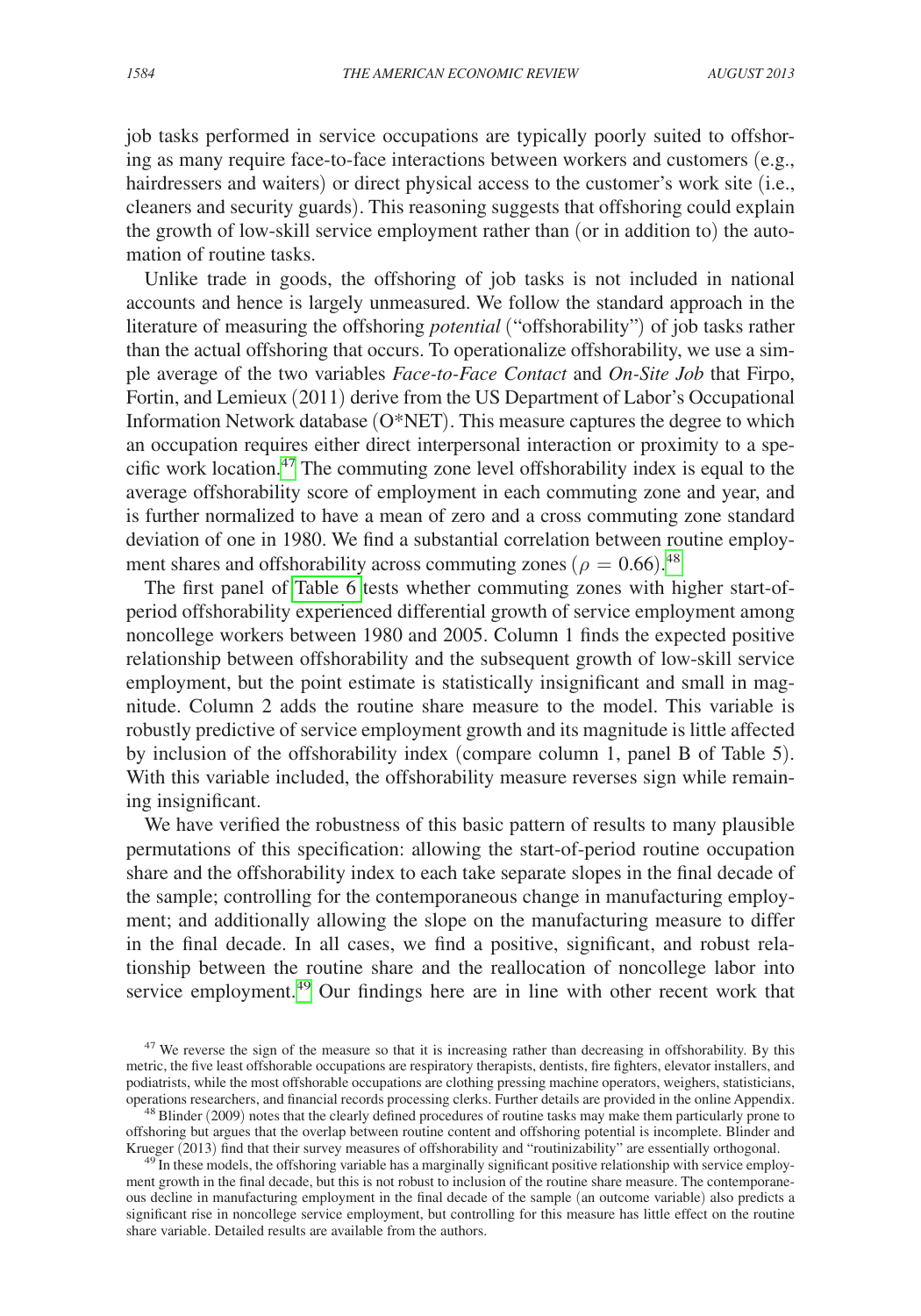job tasks performed in service occupations are typically poorly suited to offshoring as many require face-to-face interactions between workers and customers (e.g., hairdressers and waiters) or direct physical access to the customer's work site (i.e., cleaners and security guards). This reasoning suggests that offshoring could explain the growth of low-skill service employment rather than (or in addition to) the automation of routine tasks.

Unlike trade in goods, the offshoring of job tasks is not included in national accounts and hence is largely unmeasured. We follow the standard approach in the literature of measuring the offshoring *potential* ("offshorability") of job tasks rather than the actual offshoring that occurs. To operationalize offshorability, we use a simple average of the two variables *Face-to-Face Contact* and *On-Site Job* that Firpo, Fortin, and Lemieux (2011) derive from the US Department of Labor's Occupational Information Network database (O*NET). This measure captures the degree to which an occupation requires either direct interpersonal interaction or proximity to a specific work location.[47] The commuting zone level offshorability index is equal to the average offshorability score of employment in each commuting zone and year, and is further normalized to have a mean of zero and a cross commuting zone standard deviation of one in 1980. We find a substantial correlation between routine employment shares and offshorability across commuting zones ($\rho = 0.66$).[48]

The first panel of Table 6 tests whether commuting zones with higher start-of-period offshorability experienced differential growth of service employment among noncollege workers between 1980 and 2005. Column 1 finds the expected positive relationship between offshorability and the subsequent growth of low-skill service employment, but the point estimate is statistically insignificant and small in magnitude. Column 2 adds the routine share measure to the model. This variable is robustly predictive of service employment growth and its magnitude is little affected by inclusion of the offshorability index (compare column 1, panel B of Table 5). With this variable included, the offshorability measure reverses sign while remaining insignificant.

We have verified the robustness of this basic pattern of results to many plausible permutations of this specification: allowing the start-of-period routine occupation share and the offshorability index to each take separate slopes in the final decade of the sample; controlling for the contemporaneous change in manufacturing employment; and additionally allowing the slope on the manufacturing measure to differ in the final decade. In all cases, we find a positive, significant, and robust relationship between the routine share and the reallocation of noncollege labor into service employment.[49] Our findings here are in line with other recent work that

[47] We reverse the sign of the measure so that it is increasing rather than decreasing in offshorability. By this metric, the five least offshorable occupations are respiratory therapists, dentists, fire fighters, elevator installers, and podiatrists, while the most offshorable occupations are clothing pressing machine operators, weighers, statisticians, operations researchers, and financial records processing clerks. Further details are provided in the online Appendix.

[48] Blinder (2009) notes that the clearly defined procedures of routine tasks may make them particularly prone to offshoring but argues that the overlap between routine content and offshoring potential is incomplete. Blinder and Krueger (2013) find that their survey measures of offshorability and "routinizability" are essentially orthogonal.

[49] In these models, the offshoring variable has a marginally significant positive relationship with service employment growth in the final decade, but this is not robust to inclusion of the routine share measure. The contemporaneous decline in manufacturing employment in the final decade of the sample (an outcome variable) also predicts a significant rise in noncollege service employment, but controlling for this measure has little effect on the routine share variable. Detailed results are available from the authors.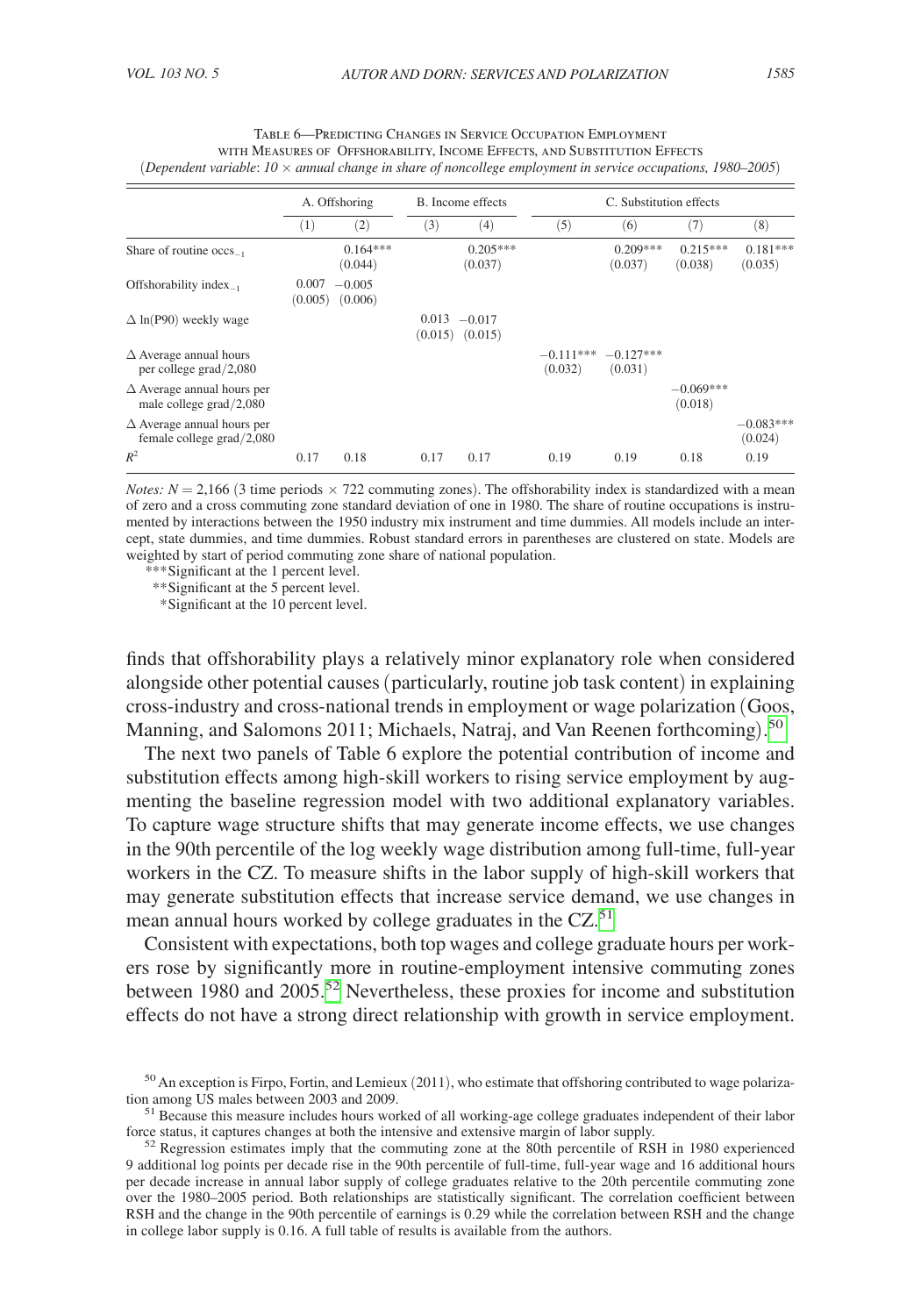Table 6—Predicting Changes in Service Occupation Employment with Measures of Offshorability, Income Effects, and Substitution Effects

(*Dependent variable*: *10 × annual change in share of noncollege employment in service occupations, 1980–2005*)

| | A. Offshoring | | B. Income effects | | C. Substitution effects | | | |
|---|---|---|---|---|---|---|---|---|
| | (1) | (2) | (3) | (4) | (5) | (6) | (7) | (8) |
| Share of routine occs$_{-1}$ | | 0.164*** (0.044) | | 0.205*** (0.037) | | 0.209*** (0.037) | 0.215*** (0.038) | 0.181*** (0.035) |
| Offshorability index$_{-1}$ | 0.007 (0.005) | −0.005 (0.006) | | | | | | |
| Δ ln(P90) weekly wage | | | 0.013 (0.015) | −0.017 (0.015) | | | | |
| Δ Average annual hours per college grad/2,080 | | | | | −0.111*** (0.032) | −0.127*** (0.031) | | |
| Δ Average annual hours per male college grad/2,080 | | | | | | | −0.069*** (0.018) | |
| Δ Average annual hours per female college grad/2,080 | | | | | | | | −0.083*** (0.024) |
| $R^2$ | 0.17 | 0.18 | 0.17 | 0.17 | 0.19 | 0.19 | 0.18 | 0.19 |

*Notes:* $N = 2{,}166$ (3 time periods × 722 commuting zones). The offshorability index is standardized with a mean of zero and a cross commuting zone standard deviation of one in 1980. The share of routine occupations is instrumented by interactions between the 1950 industry mix instrument and time dummies. All models include an intercept, state dummies, and time dummies. Robust standard errors in parentheses are clustered on state. Models are weighted by start of period commuting zone share of national population.

***Significant at the 1 percent level.

**Significant at the 5 percent level.

*Significant at the 10 percent level.

finds that offshorability plays a relatively minor explanatory role when considered alongside other potential causes (particularly, routine job task content) in explaining cross-industry and cross-national trends in employment or wage polarization (Goos, Manning, and Salomons 2011; Michaels, Natraj, and Van Reenen forthcoming).[50]

The next two panels of Table 6 explore the potential contribution of income and substitution effects among high-skill workers to rising service employment by augmenting the baseline regression model with two additional explanatory variables. To capture wage structure shifts that may generate income effects, we use changes in the 90th percentile of the log weekly wage distribution among full-time, full-year workers in the CZ. To measure shifts in the labor supply of high-skill workers that may generate substitution effects that increase service demand, we use changes in mean annual hours worked by college graduates in the CZ.[51]

Consistent with expectations, both top wages and college graduate hours per workers rose by significantly more in routine-employment intensive commuting zones between 1980 and 2005.[52] Nevertheless, these proxies for income and substitution effects do not have a strong direct relationship with growth in service employment.

[50] An exception is Firpo, Fortin, and Lemieux (2011), who estimate that offshoring contributed to wage polarization among US males between 2003 and 2009.

[51] Because this measure includes hours worked of all working-age college graduates independent of their labor force status, it captures changes at both the intensive and extensive margin of labor supply.

[52] Regression estimates imply that the commuting zone at the 80th percentile of RSH in 1980 experienced 9 additional log points per decade rise in the 90th percentile of full-time, full-year wage and 16 additional hours per decade increase in annual labor supply of college graduates relative to the 20th percentile commuting zone over the 1980–2005 period. Both relationships are statistically significant. The correlation coefficient between RSH and the change in the 90th percentile of earnings is 0.29 while the correlation between RSH and the change in college labor supply is 0.16. A full table of results is available from the authors.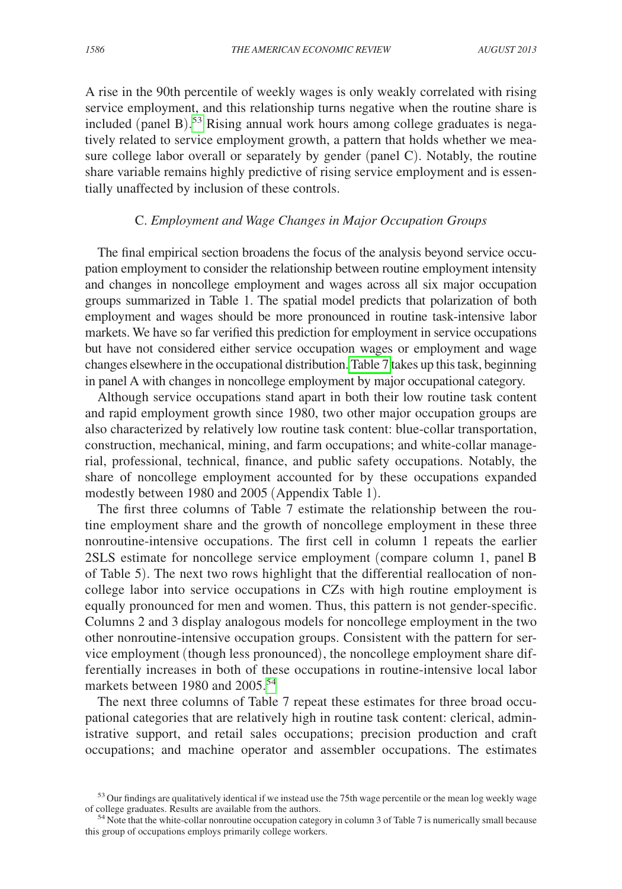A rise in the 90th percentile of weekly wages is only weakly correlated with rising service employment, and this relationship turns negative when the routine share is included (panel B).[53] Rising annual work hours among college graduates is negatively related to service employment growth, a pattern that holds whether we measure college labor overall or separately by gender (panel C). Notably, the routine share variable remains highly predictive of rising service employment and is essentially unaffected by inclusion of these controls.

### C. *Employment and Wage Changes in Major Occupation Groups*

The final empirical section broadens the focus of the analysis beyond service occupation employment to consider the relationship between routine employment intensity and changes in noncollege employment and wages across all six major occupation groups summarized in Table 1. The spatial model predicts that polarization of both employment and wages should be more pronounced in routine task-intensive labor markets. We have so far verified this prediction for employment in service occupations but have not considered either service occupation wages or employment and wage changes elsewhere in the occupational distribution. Table 7 takes up this task, beginning in panel A with changes in noncollege employment by major occupational category.

Although service occupations stand apart in both their low routine task content and rapid employment growth since 1980, two other major occupation groups are also characterized by relatively low routine task content: blue-collar transportation, construction, mechanical, mining, and farm occupations; and white-collar managerial, professional, technical, finance, and public safety occupations. Notably, the share of noncollege employment accounted for by these occupations expanded modestly between 1980 and 2005 (Appendix Table 1).

The first three columns of Table 7 estimate the relationship between the routine employment share and the growth of noncollege employment in these three nonroutine-intensive occupations. The first cell in column 1 repeats the earlier 2SLS estimate for noncollege service employment (compare column 1, panel B of Table 5). The next two rows highlight that the differential reallocation of noncollege labor into service occupations in CZs with high routine employment is equally pronounced for men and women. Thus, this pattern is not gender-specific. Columns 2 and 3 display analogous models for noncollege employment in the two other nonroutine-intensive occupation groups. Consistent with the pattern for service employment (though less pronounced), the noncollege employment share differentially increases in both of these occupations in routine-intensive local labor markets between 1980 and 2005.[54]

The next three columns of Table 7 repeat these estimates for three broad occupational categories that are relatively high in routine task content: clerical, administrative support, and retail sales occupations; precision production and craft occupations; and machine operator and assembler occupations. The estimates

[53] Our findings are qualitatively identical if we instead use the 75th wage percentile or the mean log weekly wage of college graduates. Results are available from the authors.

[54] Note that the white-collar nonroutine occupation category in column 3 of Table 7 is numerically small because this group of occupations employs primarily college workers.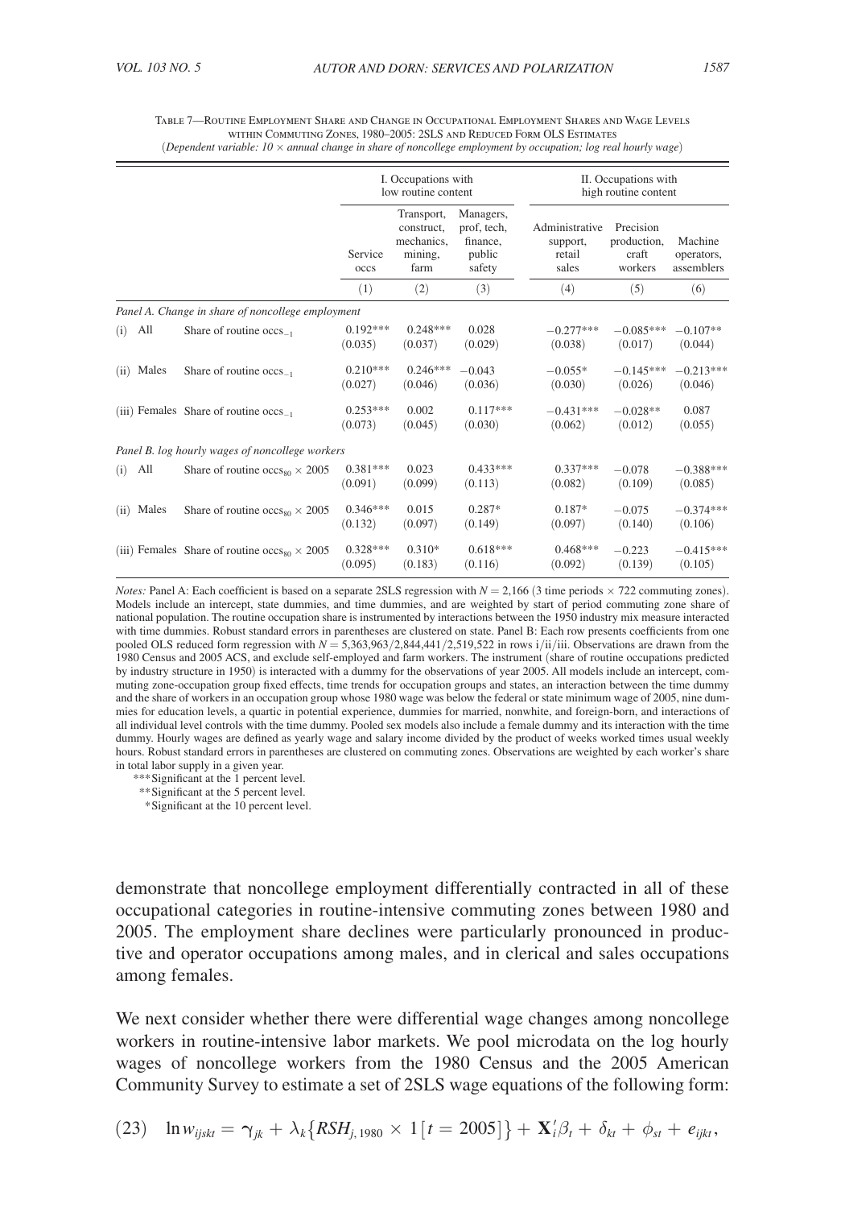Table 7—Routine Employment Share and Change in Occupational Employment Shares and Wage Levels within Commuting Zones, 1980–2005: 2SLS and Reduced Form OLS Estimates

(*Dependent variable: 10 × annual change in share of noncollege employment by occupation; log real hourly wage*)

| | | I. Occupations with low routine content | | | II. Occupations with high routine content | | |
|---|---|---|---|---|---|---|---|
| | | Service occs | Transport, construct, mechanics, mining, farm | Managers, prof, tech, finance, public safety | Administrative support, retail sales | Precision production, craft workers | Machine operators, assemblers |
| | | (1) | (2) | (3) | (4) | (5) | (6) |
| *Panel A. Change in share of noncollege employment* | | | | | | | |
| (i) All | Share of routine $\text{occs}_{-1}$ | 0.192*** | 0.248*** | 0.028 | −0.277*** | −0.085*** | −0.107** |
| | | (0.035) | (0.037) | (0.029) | (0.038) | (0.017) | (0.044) |
| (ii) Males | Share of routine $\text{occs}_{-1}$ | 0.210*** | 0.246*** | −0.043 | −0.055* | −0.145*** | −0.213*** |
| | | (0.027) | (0.046) | (0.036) | (0.030) | (0.026) | (0.046) |
| (iii) Females | Share of routine $\text{occs}_{-1}$ | 0.253*** | 0.002 | 0.117*** | −0.431*** | −0.028** | 0.087 |
| | | (0.073) | (0.045) | (0.030) | (0.062) | (0.012) | (0.055) |
| *Panel B. log hourly wages of noncollege workers* | | | | | | | |
| (i) All | Share of routine $\text{occs}_{80} \times 2005$ | 0.381*** | 0.023 | 0.433*** | 0.337*** | −0.078 | −0.388*** |
| | | (0.091) | (0.099) | (0.113) | (0.082) | (0.109) | (0.085) |
| (ii) Males | Share of routine $\text{occs}_{80} \times 2005$ | 0.346*** | 0.015 | 0.287* | 0.187* | −0.075 | −0.374*** |
| | | (0.132) | (0.097) | (0.149) | (0.097) | (0.140) | (0.106) |
| (iii) Females | Share of routine $\text{occs}_{80} \times 2005$ | 0.328*** | 0.310* | 0.618*** | 0.468*** | −0.223 | −0.415*** |
| | | (0.095) | (0.183) | (0.116) | (0.092) | (0.139) | (0.105) |

*Notes:* Panel A: Each coefficient is based on a separate 2SLS regression with $N = 2{,}166$ (3 time periods × 722 commuting zones). Models include an intercept, state dummies, and time dummies, and are weighted by start of period commuting zone share of national population. The routine occupation share is instrumented by interactions between the 1950 industry mix measure interacted with time dummies. Robust standard errors in parentheses are clustered on state. Panel B: Each row presents coefficients from one pooled OLS reduced form regression with $N = 5{,}363{,}963/2{,}844{,}441/2{,}519{,}522$ in rows i/ii/iii. Observations are drawn from the 1980 Census and 2005 ACS, and exclude self-employed and farm workers. The instrument (share of routine occupations predicted by industry structure in 1950) is interacted with a dummy for the observations of year 2005. All models include an intercept, commuting zone-occupation group fixed effects, time trends for occupation groups and states, an interaction between the time dummy and the share of workers in an occupation group whose 1980 wage was below the federal or state minimum wage of 2005, nine dummies for education levels, a quartic in potential experience, dummies for married, nonwhite, and foreign-born, and interactions of all individual level controls with the time dummy. Pooled sex models also include a female dummy and its interaction with the time dummy. Hourly wages are defined as yearly wage and salary income divided by the product of weeks worked times usual weekly hours. Robust standard errors in parentheses are clustered on commuting zones. Observations are weighted by each worker's share in total labor supply in a given year.

***Significant at the 1 percent level.
**Significant at the 5 percent level.
*Significant at the 10 percent level.

demonstrate that noncollege employment differentially contracted in all of these occupational categories in routine-intensive commuting zones between 1980 and 2005. The employment share declines were particularly pronounced in productive and operator occupations among males, and in clerical and sales occupations among females.

We next consider whether there were differential wage changes among noncollege workers in routine-intensive labor markets. We pool microdata on the log hourly wages of noncollege workers from the 1980 Census and the 2005 American Community Survey to estimate a set of 2SLS wage equations of the following form:

$$(23) \quad \ln w_{ijskt} = \gamma_{jk} + \lambda_k \{ RSH_{j,1980} \times 1[t = 2005] \} + \mathbf{X}_i' \beta_t + \delta_{kt} + \phi_{st} + e_{ijkt},$$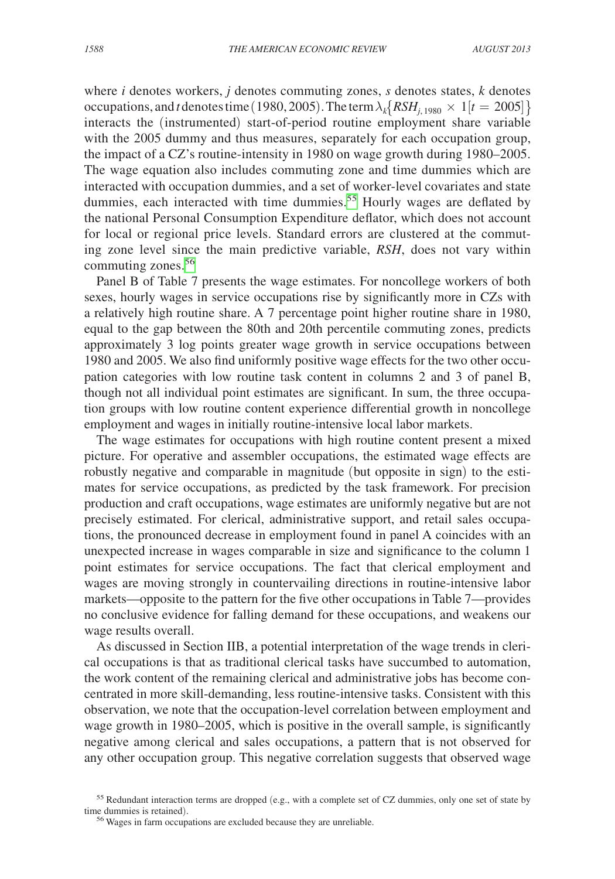where $i$ denotes workers, $j$ denotes commuting zones, $s$ denotes states, $k$ denotes occupations, and $t$ denotes time (1980, 2005). The term $\lambda_k\{RSH_{j,1980} \times 1[t = 2005]\}$ interacts the (instrumented) start-of-period routine employment share variable with the 2005 dummy and thus measures, separately for each occupation group, the impact of a CZ's routine-intensity in 1980 on wage growth during 1980–2005. The wage equation also includes commuting zone and time dummies which are interacted with occupation dummies, and a set of worker-level covariates and state dummies, each interacted with time dummies.[55] Hourly wages are deflated by the national Personal Consumption Expenditure deflator, which does not account for local or regional price levels. Standard errors are clustered at the commuting zone level since the main predictive variable, *RSH*, does not vary within commuting zones.[56]

Panel B of Table 7 presents the wage estimates. For noncollege workers of both sexes, hourly wages in service occupations rise by significantly more in CZs with a relatively high routine share. A 7 percentage point higher routine share in 1980, equal to the gap between the 80th and 20th percentile commuting zones, predicts approximately 3 log points greater wage growth in service occupations between 1980 and 2005. We also find uniformly positive wage effects for the two other occupation categories with low routine task content in columns 2 and 3 of panel B, though not all individual point estimates are significant. In sum, the three occupation groups with low routine content experience differential growth in noncollege employment and wages in initially routine-intensive local labor markets.

The wage estimates for occupations with high routine content present a mixed picture. For operative and assembler occupations, the estimated wage effects are robustly negative and comparable in magnitude (but opposite in sign) to the estimates for service occupations, as predicted by the task framework. For precision production and craft occupations, wage estimates are uniformly negative but are not precisely estimated. For clerical, administrative support, and retail sales occupations, the pronounced decrease in employment found in panel A coincides with an unexpected increase in wages comparable in size and significance to the column 1 point estimates for service occupations. The fact that clerical employment and wages are moving strongly in countervailing directions in routine-intensive labor markets—opposite to the pattern for the five other occupations in Table 7—provides no conclusive evidence for falling demand for these occupations, and weakens our wage results overall.

As discussed in Section IIB, a potential interpretation of the wage trends in clerical occupations is that as traditional clerical tasks have succumbed to automation, the work content of the remaining clerical and administrative jobs has become concentrated in more skill-demanding, less routine-intensive tasks. Consistent with this observation, we note that the occupation-level correlation between employment and wage growth in 1980–2005, which is positive in the overall sample, is significantly negative among clerical and sales occupations, a pattern that is not observed for any other occupation group. This negative correlation suggests that observed wage

[55] Redundant interaction terms are dropped (e.g., with a complete set of CZ dummies, only one set of state by time dummies is retained).

[56] Wages in farm occupations are excluded because they are unreliable.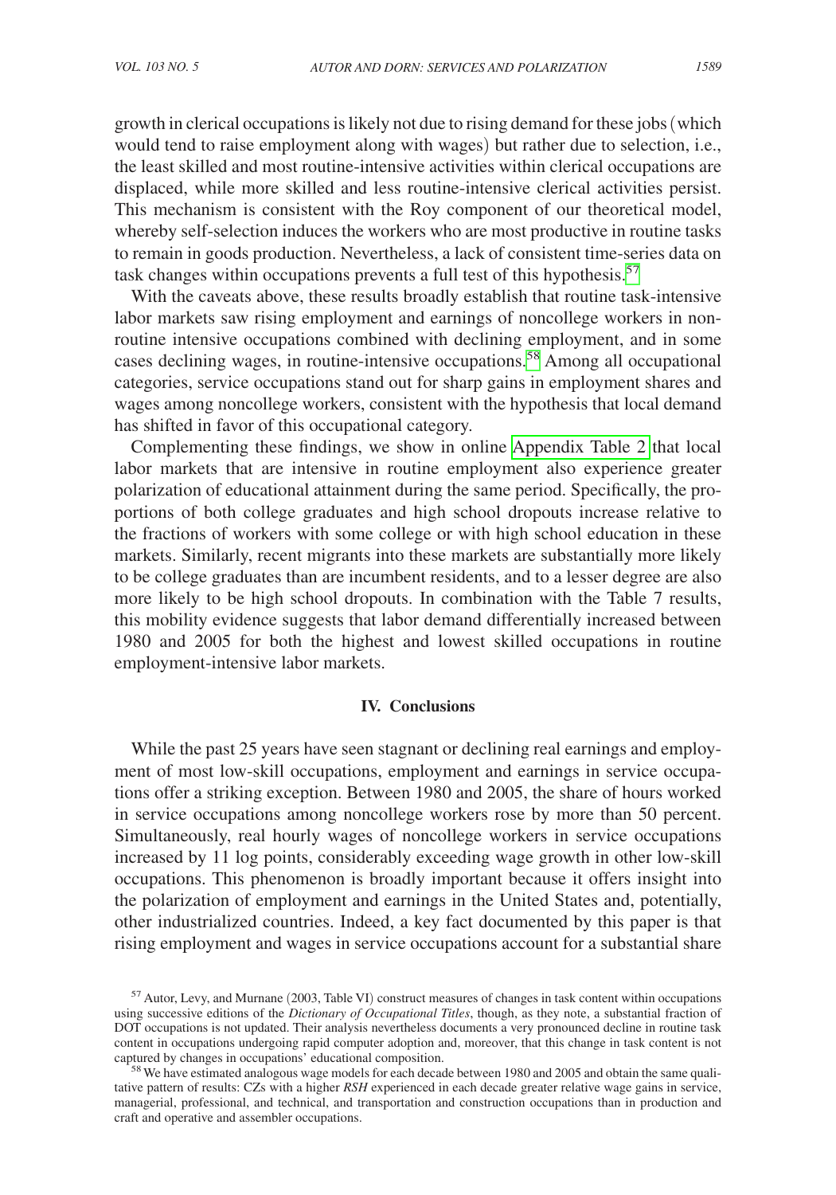growth in clerical occupations is likely not due to rising demand for these jobs (which would tend to raise employment along with wages) but rather due to selection, i.e., the least skilled and most routine-intensive activities within clerical occupations are displaced, while more skilled and less routine-intensive clerical activities persist. This mechanism is consistent with the Roy component of our theoretical model, whereby self-selection induces the workers who are most productive in routine tasks to remain in goods production. Nevertheless, a lack of consistent time-series data on task changes within occupations prevents a full test of this hypothesis.[57]

With the caveats above, these results broadly establish that routine task-intensive labor markets saw rising employment and earnings of noncollege workers in nonroutine intensive occupations combined with declining employment, and in some cases declining wages, in routine-intensive occupations.[58] Among all occupational categories, service occupations stand out for sharp gains in employment shares and wages among noncollege workers, consistent with the hypothesis that local demand has shifted in favor of this occupational category.

Complementing these findings, we show in online Appendix Table 2 that local labor markets that are intensive in routine employment also experience greater polarization of educational attainment during the same period. Specifically, the proportions of both college graduates and high school dropouts increase relative to the fractions of workers with some college or with high school education in these markets. Similarly, recent migrants into these markets are substantially more likely to be college graduates than are incumbent residents, and to a lesser degree are also more likely to be high school dropouts. In combination with the Table 7 results, this mobility evidence suggests that labor demand differentially increased between 1980 and 2005 for both the highest and lowest skilled occupations in routine employment-intensive labor markets.

## IV. Conclusions

While the past 25 years have seen stagnant or declining real earnings and employment of most low-skill occupations, employment and earnings in service occupations offer a striking exception. Between 1980 and 2005, the share of hours worked in service occupations among noncollege workers rose by more than 50 percent. Simultaneously, real hourly wages of noncollege workers in service occupations increased by 11 log points, considerably exceeding wage growth in other low-skill occupations. This phenomenon is broadly important because it offers insight into the polarization of employment and earnings in the United States and, potentially, other industrialized countries. Indeed, a key fact documented by this paper is that rising employment and wages in service occupations account for a substantial share

[57] Autor, Levy, and Murnane (2003, Table VI) construct measures of changes in task content within occupations using successive editions of the *Dictionary of Occupational Titles*, though, as they note, a substantial fraction of DOT occupations is not updated. Their analysis nevertheless documents a very pronounced decline in routine task content in occupations undergoing rapid computer adoption and, moreover, that this change in task content is not captured by changes in occupations' educational composition.

[58] We have estimated analogous wage models for each decade between 1980 and 2005 and obtain the same qualitative pattern of results: CZs with a higher *RSH* experienced in each decade greater relative wage gains in service, managerial, professional, and technical, and transportation and construction occupations than in production and craft and operative and assembler occupations.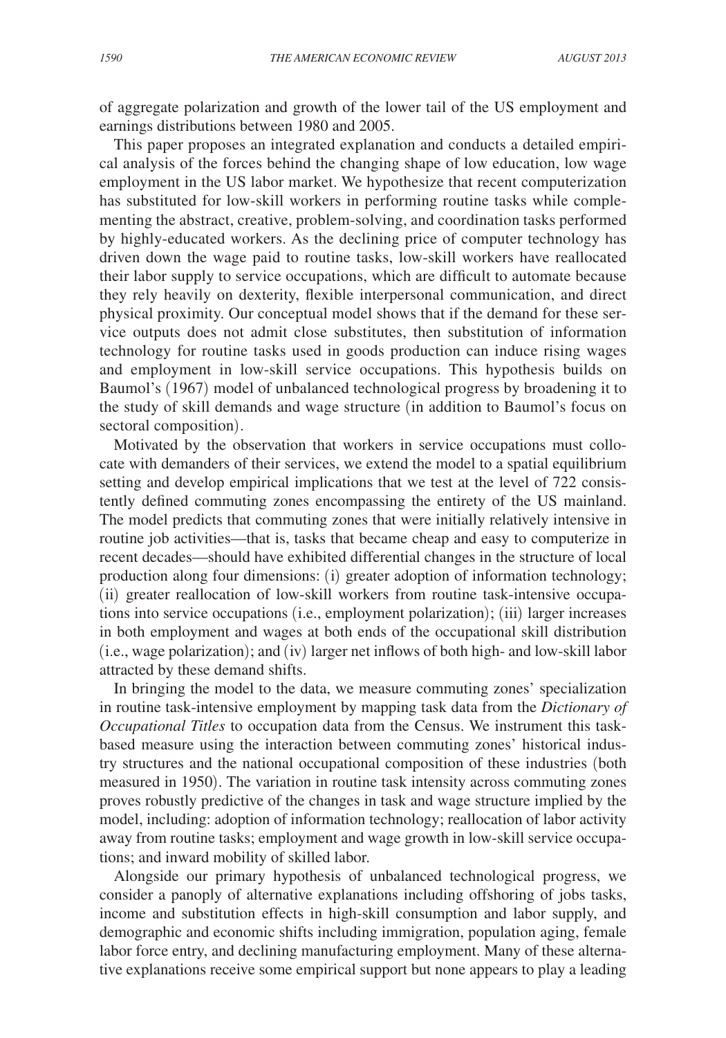of aggregate polarization and growth of the lower tail of the US employment and earnings distributions between 1980 and 2005.

This paper proposes an integrated explanation and conducts a detailed empirical analysis of the forces behind the changing shape of low education, low wage employment in the US labor market. We hypothesize that recent computerization has substituted for low-skill workers in performing routine tasks while complementing the abstract, creative, problem-solving, and coordination tasks performed by highly-educated workers. As the declining price of computer technology has driven down the wage paid to routine tasks, low-skill workers have reallocated their labor supply to service occupations, which are difficult to automate because they rely heavily on dexterity, flexible interpersonal communication, and direct physical proximity. Our conceptual model shows that if the demand for these service outputs does not admit close substitutes, then substitution of information technology for routine tasks used in goods production can induce rising wages and employment in low-skill service occupations. This hypothesis builds on Baumol's (1967) model of unbalanced technological progress by broadening it to the study of skill demands and wage structure (in addition to Baumol's focus on sectoral composition).

Motivated by the observation that workers in service occupations must collocate with demanders of their services, we extend the model to a spatial equilibrium setting and develop empirical implications that we test at the level of 722 consistently defined commuting zones encompassing the entirety of the US mainland. The model predicts that commuting zones that were initially relatively intensive in routine job activities—that is, tasks that became cheap and easy to computerize in recent decades—should have exhibited differential changes in the structure of local production along four dimensions: (i) greater adoption of information technology; (ii) greater reallocation of low-skill workers from routine task-intensive occupations into service occupations (i.e., employment polarization); (iii) larger increases in both employment and wages at both ends of the occupational skill distribution (i.e., wage polarization); and (iv) larger net inflows of both high- and low-skill labor attracted by these demand shifts.

In bringing the model to the data, we measure commuting zones' specialization in routine task-intensive employment by mapping task data from the *Dictionary of Occupational Titles* to occupation data from the Census. We instrument this task-based measure using the interaction between commuting zones' historical industry structures and the national occupational composition of these industries (both measured in 1950). The variation in routine task intensity across commuting zones proves robustly predictive of the changes in task and wage structure implied by the model, including: adoption of information technology; reallocation of labor activity away from routine tasks; employment and wage growth in low-skill service occupations; and inward mobility of skilled labor.

Alongside our primary hypothesis of unbalanced technological progress, we consider a panoply of alternative explanations including offshoring of jobs tasks, income and substitution effects in high-skill consumption and labor supply, and demographic and economic shifts including immigration, population aging, female labor force entry, and declining manufacturing employment. Many of these alternative explanations receive some empirical support but none appears to play a leading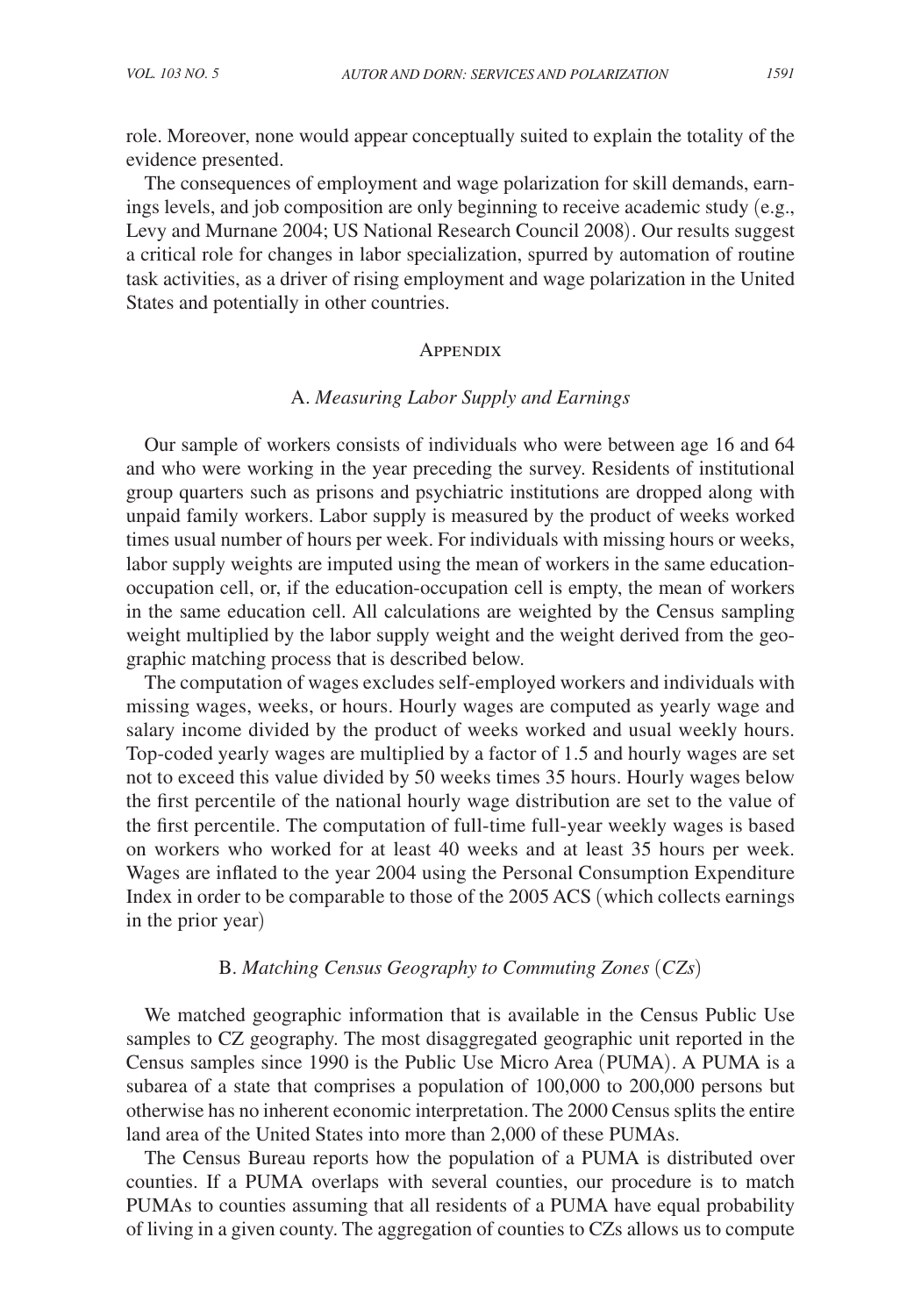role. Moreover, none would appear conceptually suited to explain the totality of the evidence presented.

The consequences of employment and wage polarization for skill demands, earnings levels, and job composition are only beginning to receive academic study (e.g., Levy and Murnane 2004; US National Research Council 2008). Our results suggest a critical role for changes in labor specialization, spurred by automation of routine task activities, as a driver of rising employment and wage polarization in the United States and potentially in other countries.

## Appendix

### A. *Measuring Labor Supply and Earnings*

Our sample of workers consists of individuals who were between age 16 and 64 and who were working in the year preceding the survey. Residents of institutional group quarters such as prisons and psychiatric institutions are dropped along with unpaid family workers. Labor supply is measured by the product of weeks worked times usual number of hours per week. For individuals with missing hours or weeks, labor supply weights are imputed using the mean of workers in the same education-occupation cell, or, if the education-occupation cell is empty, the mean of workers in the same education cell. All calculations are weighted by the Census sampling weight multiplied by the labor supply weight and the weight derived from the geographic matching process that is described below.

The computation of wages excludes self-employed workers and individuals with missing wages, weeks, or hours. Hourly wages are computed as yearly wage and salary income divided by the product of weeks worked and usual weekly hours. Top-coded yearly wages are multiplied by a factor of 1.5 and hourly wages are set not to exceed this value divided by 50 weeks times 35 hours. Hourly wages below the first percentile of the national hourly wage distribution are set to the value of the first percentile. The computation of full-time full-year weekly wages is based on workers who worked for at least 40 weeks and at least 35 hours per week. Wages are inflated to the year 2004 using the Personal Consumption Expenditure Index in order to be comparable to those of the 2005 ACS (which collects earnings in the prior year)

### B. *Matching Census Geography to Commuting Zones* (*CZs*)

We matched geographic information that is available in the Census Public Use samples to CZ geography. The most disaggregated geographic unit reported in the Census samples since 1990 is the Public Use Micro Area (PUMA). A PUMA is a subarea of a state that comprises a population of 100,000 to 200,000 persons but otherwise has no inherent economic interpretation. The 2000 Census splits the entire land area of the United States into more than 2,000 of these PUMAs.

The Census Bureau reports how the population of a PUMA is distributed over counties. If a PUMA overlaps with several counties, our procedure is to match PUMAs to counties assuming that all residents of a PUMA have equal probability of living in a given county. The aggregation of counties to CZs allows us to compute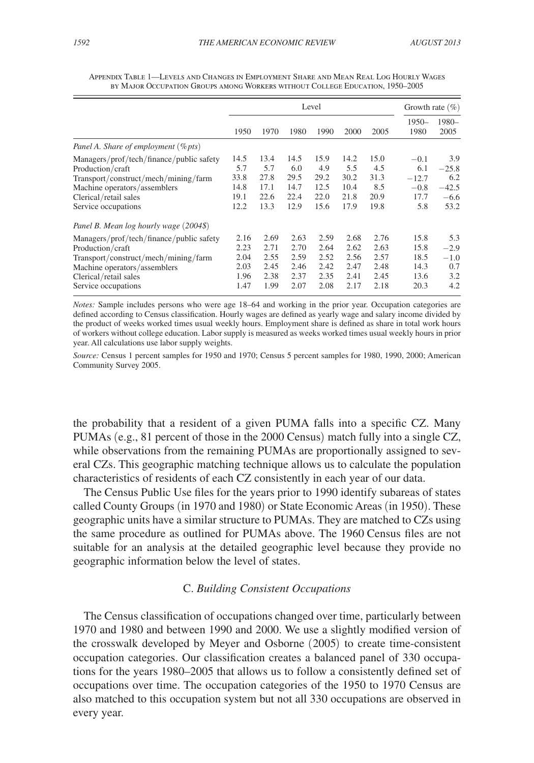Appendix Table 1—Levels and Changes in Employment Share and Mean Real Log Hourly Wages by Major Occupation Groups among Workers without College Education, 1950–2005

| | Level | | | | | | Growth rate (%) | |
|---|---|---|---|---|---|---|---|---|
| | 1950 | 1970 | 1980 | 1990 | 2000 | 2005 | 1950–1980 | 1980–2005 |
| *Panel A. Share of employment (%pts)* | | | | | | | | |
| Managers/prof/tech/finance/public safety | 14.5 | 13.4 | 14.5 | 15.9 | 14.2 | 15.0 | −0.1 | 3.9 |
| Production/craft | 5.7 | 5.7 | 6.0 | 4.9 | 5.5 | 4.5 | 6.1 | −25.8 |
| Transport/construct/mech/mining/farm | 33.8 | 27.8 | 29.5 | 29.2 | 30.2 | 31.3 | −12.7 | 6.2 |
| Machine operators/assemblers | 14.8 | 17.1 | 14.7 | 12.5 | 10.4 | 8.5 | −0.8 | −42.5 |
| Clerical/retail sales | 19.1 | 22.6 | 22.4 | 22.0 | 21.8 | 20.9 | 17.7 | −6.6 |
| Service occupations | 12.2 | 13.3 | 12.9 | 15.6 | 17.9 | 19.8 | 5.8 | 53.2 |
| *Panel B. Mean log hourly wage (2004$)* | | | | | | | | |
| Managers/prof/tech/finance/public safety | 2.16 | 2.69 | 2.63 | 2.59 | 2.68 | 2.76 | 15.8 | 5.3 |
| Production/craft | 2.23 | 2.71 | 2.70 | 2.64 | 2.62 | 2.63 | 15.8 | −2.9 |
| Transport/construct/mech/mining/farm | 2.04 | 2.55 | 2.59 | 2.52 | 2.56 | 2.57 | 18.5 | −1.0 |
| Machine operators/assemblers | 2.03 | 2.45 | 2.46 | 2.42 | 2.47 | 2.48 | 14.3 | 0.7 |
| Clerical/retail sales | 1.96 | 2.38 | 2.37 | 2.35 | 2.41 | 2.45 | 13.6 | 3.2 |
| Service occupations | 1.47 | 1.99 | 2.07 | 2.08 | 2.17 | 2.18 | 20.3 | 4.2 |

*Notes:* Sample includes persons who were age 18–64 and working in the prior year. Occupation categories are defined according to Census classification. Hourly wages are defined as yearly wage and salary income divided by the product of weeks worked times usual weekly hours. Employment share is defined as share in total work hours of workers without college education. Labor supply is measured as weeks worked times usual weekly hours in prior year. All calculations use labor supply weights.

*Source:* Census 1 percent samples for 1950 and 1970; Census 5 percent samples for 1980, 1990, 2000; American Community Survey 2005.

the probability that a resident of a given PUMA falls into a specific CZ. Many PUMAs (e.g., 81 percent of those in the 2000 Census) match fully into a single CZ, while observations from the remaining PUMAs are proportionally assigned to several CZs. This geographic matching technique allows us to calculate the population characteristics of residents of each CZ consistently in each year of our data.

The Census Public Use files for the years prior to 1990 identify subareas of states called County Groups (in 1970 and 1980) or State Economic Areas (in 1950). These geographic units have a similar structure to PUMAs. They are matched to CZs using the same procedure as outlined for PUMAs above. The 1960 Census files are not suitable for an analysis at the detailed geographic level because they provide no geographic information below the level of states.

### C. *Building Consistent Occupations*

The Census classification of occupations changed over time, particularly between 1970 and 1980 and between 1990 and 2000. We use a slightly modified version of the crosswalk developed by Meyer and Osborne (2005) to create time-consistent occupation categories. Our classification creates a balanced panel of 330 occupations for the years 1980–2005 that allows us to follow a consistently defined set of occupations over time. The occupation categories of the 1950 to 1970 Census are also matched to this occupation system but not all 330 occupations are observed in every year.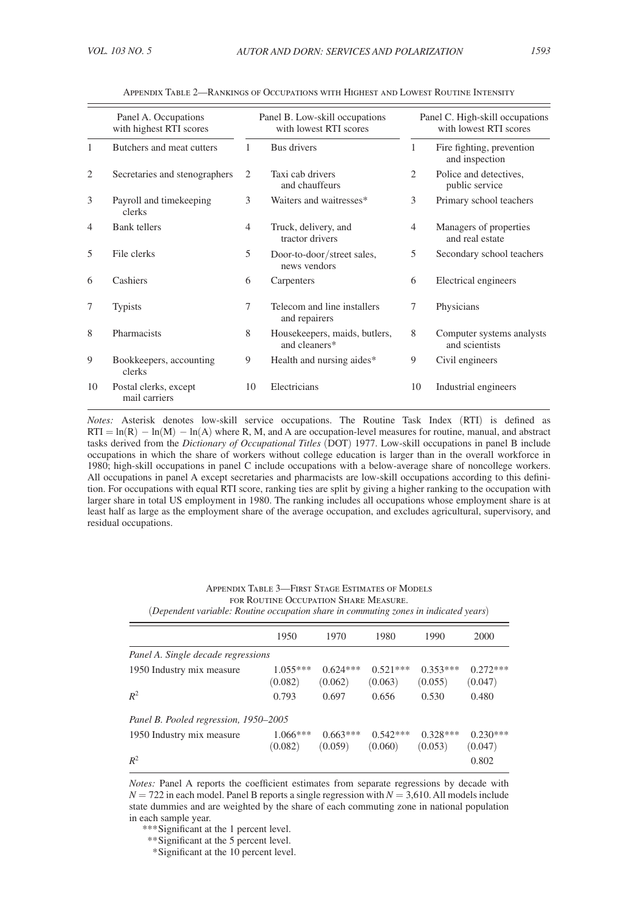Appendix Table 2—Rankings of Occupations with Highest and Lowest Routine Intensity

| | Panel A. Occupations with highest RTI scores | | Panel B. Low-skill occupations with lowest RTI scores | | Panel C. High-skill occupations with lowest RTI scores |
|---|---|---|---|---|---|
| 1 | Butchers and meat cutters | 1 | Bus drivers | 1 | Fire fighting, prevention and inspection |
| 2 | Secretaries and stenographers | 2 | Taxi cab drivers and chauffeurs | 2 | Police and detectives, public service |
| 3 | Payroll and timekeeping clerks | 3 | Waiters and waitresses* | 3 | Primary school teachers |
| 4 | Bank tellers | 4 | Truck, delivery, and tractor drivers | 4 | Managers of properties and real estate |
| 5 | File clerks | 5 | Door-to-door/street sales, news vendors | 5 | Secondary school teachers |
| 6 | Cashiers | 6 | Carpenters | 6 | Electrical engineers |
| 7 | Typists | 7 | Telecom and line installers and repairers | 7 | Physicians |
| 8 | Pharmacists | 8 | Housekeepers, maids, butlers, and cleaners* | 8 | Computer systems analysts and scientists |
| 9 | Bookkeepers, accounting clerks | 9 | Health and nursing aides* | 9 | Civil engineers |
| 10 | Postal clerks, except mail carriers | 10 | Electricians | 10 | Industrial engineers |

*Notes:* Asterisk denotes low-skill service occupations. The Routine Task Index (RTI) is defined as $RTI = \ln(R) - \ln(M) - \ln(A)$ where R, M, and A are occupation-level measures for routine, manual, and abstract tasks derived from the *Dictionary of Occupational Titles* (DOT) 1977. Low-skill occupations in panel B include occupations in which the share of workers without college education is larger than in the overall workforce in 1980; high-skill occupations in panel C include occupations with a below-average share of noncollege workers. All occupations in panel A except secretaries and pharmacists are low-skill occupations according to this definition. For occupations with equal RTI score, ranking ties are split by giving a higher ranking to the occupation with larger share in total US employment in 1980. The ranking includes all occupations whose employment share is at least half as large as the employment share of the average occupation, and excludes agricultural, supervisory, and residual occupations.

Appendix Table 3—First Stage Estimates of Models for Routine Occupation Share Measure.
(*Dependent variable: Routine occupation share in commuting zones in indicated years*)

| | 1950 | 1970 | 1980 | 1990 | 2000 |
|---|---|---|---|---|---|
| *Panel A. Single decade regressions* | | | | | |
| 1950 Industry mix measure | 1.055*** | 0.624*** | 0.521*** | 0.353*** | 0.272*** |
| | (0.082) | (0.062) | (0.063) | (0.055) | (0.047) |
| $R^2$ | 0.793 | 0.697 | 0.656 | 0.530 | 0.480 |
| *Panel B. Pooled regression, 1950–2005* | | | | | |
| 1950 Industry mix measure | 1.066*** | 0.663*** | 0.542*** | 0.328*** | 0.230*** |
| | (0.082) | (0.059) | (0.060) | (0.053) | (0.047) |
| $R^2$ | | | | | 0.802 |

*Notes:* Panel A reports the coefficient estimates from separate regressions by decade with $N = 722$ in each model. Panel B reports a single regression with $N = 3{,}610$. All models include state dummies and are weighted by the share of each commuting zone in national population in each sample year.

***Significant at the 1 percent level.
**Significant at the 5 percent level.
*Significant at the 10 percent level.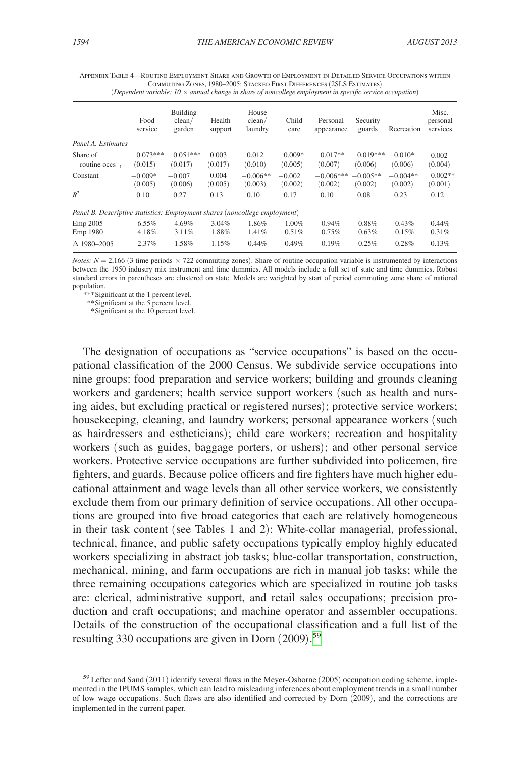Appendix Table 4—Routine Employment Share and Growth of Employment in Detailed Service Occupations within Commuting Zones, 1980–2005: Stacked First Differences (2SLS Estimates)

(*Dependent variable: 10 × annual change in share of noncollege employment in specific service occupation*)

| | Food service | Building clean/ garden | Health support | House clean/ laundry | Child care | Personal appearance | Security guards | Recreation | Misc. personal services |
|---|---|---|---|---|---|---|---|---|---|
| *Panel A. Estimates* | | | | | | | | | |
| Share of routine occs$_{-1}$ | 0.073*** | 0.051*** | 0.003 | 0.012 | 0.009* | 0.017** | 0.019*** | 0.010* | −0.002 |
| | (0.015) | (0.017) | (0.017) | (0.010) | (0.005) | (0.007) | (0.006) | (0.006) | (0.004) |
| Constant | −0.009* | −0.007 | 0.004 | −0.006** | −0.002 | −0.006*** | −0.005** | −0.004** | 0.002** |
| | (0.005) | (0.006) | (0.005) | (0.003) | (0.002) | (0.002) | (0.002) | (0.002) | (0.001) |
| $R^2$ | 0.10 | 0.27 | 0.13 | 0.10 | 0.17 | 0.10 | 0.08 | 0.23 | 0.12 |
| *Panel B. Descriptive statistics: Employment shares (noncollege employment)* | | | | | | | | | |
| Emp 2005 | 6.55% | 4.69% | 3.04% | 1.86% | 1.00% | 0.94% | 0.88% | 0.43% | 0.44% |
| Emp 1980 | 4.18% | 3.11% | 1.88% | 1.41% | 0.51% | 0.75% | 0.63% | 0.15% | 0.31% |
| Δ 1980–2005 | 2.37% | 1.58% | 1.15% | 0.44% | 0.49% | 0.19% | 0.25% | 0.28% | 0.13% |

*Notes:* $N = 2{,}166$ (3 time periods × 722 commuting zones). Share of routine occupation variable is instrumented by interactions between the 1950 industry mix instrument and time dummies. All models include a full set of state and time dummies. Robust standard errors in parentheses are clustered on state. Models are weighted by start of period commuting zone share of national population.

***Significant at the 1 percent level.

**Significant at the 5 percent level.

*Significant at the 10 percent level.

The designation of occupations as "service occupations" is based on the occupational classification of the 2000 Census. We subdivide service occupations into nine groups: food preparation and service workers; building and grounds cleaning workers and gardeners; health service support workers (such as health and nursing aides, but excluding practical or registered nurses); protective service workers; housekeeping, cleaning, and laundry workers; personal appearance workers (such as hairdressers and estheticians); child care workers; recreation and hospitality workers (such as guides, baggage porters, or ushers); and other personal service workers. Protective service occupations are further subdivided into policemen, fire fighters, and guards. Because police officers and fire fighters have much higher educational attainment and wage levels than all other service workers, we consistently exclude them from our primary definition of service occupations. All other occupations are grouped into five broad categories that each are relatively homogeneous in their task content (see Tables 1 and 2): White-collar managerial, professional, technical, finance, and public safety occupations typically employ highly educated workers specializing in abstract job tasks; blue-collar transportation, construction, mechanical, mining, and farm occupations are rich in manual job tasks; while the three remaining occupations categories which are specialized in routine job tasks are: clerical, administrative support, and retail sales occupations; precision production and craft occupations; and machine operator and assembler occupations. Details of the construction of the occupational classification and a full list of the resulting 330 occupations are given in Dorn (2009).[59]

[59] Lefter and Sand (2011) identify several flaws in the Meyer-Osborne (2005) occupation coding scheme, implemented in the IPUMS samples, which can lead to misleading inferences about employment trends in a small number of low wage occupations. Such flaws are also identified and corrected by Dorn (2009), and the corrections are implemented in the current paper.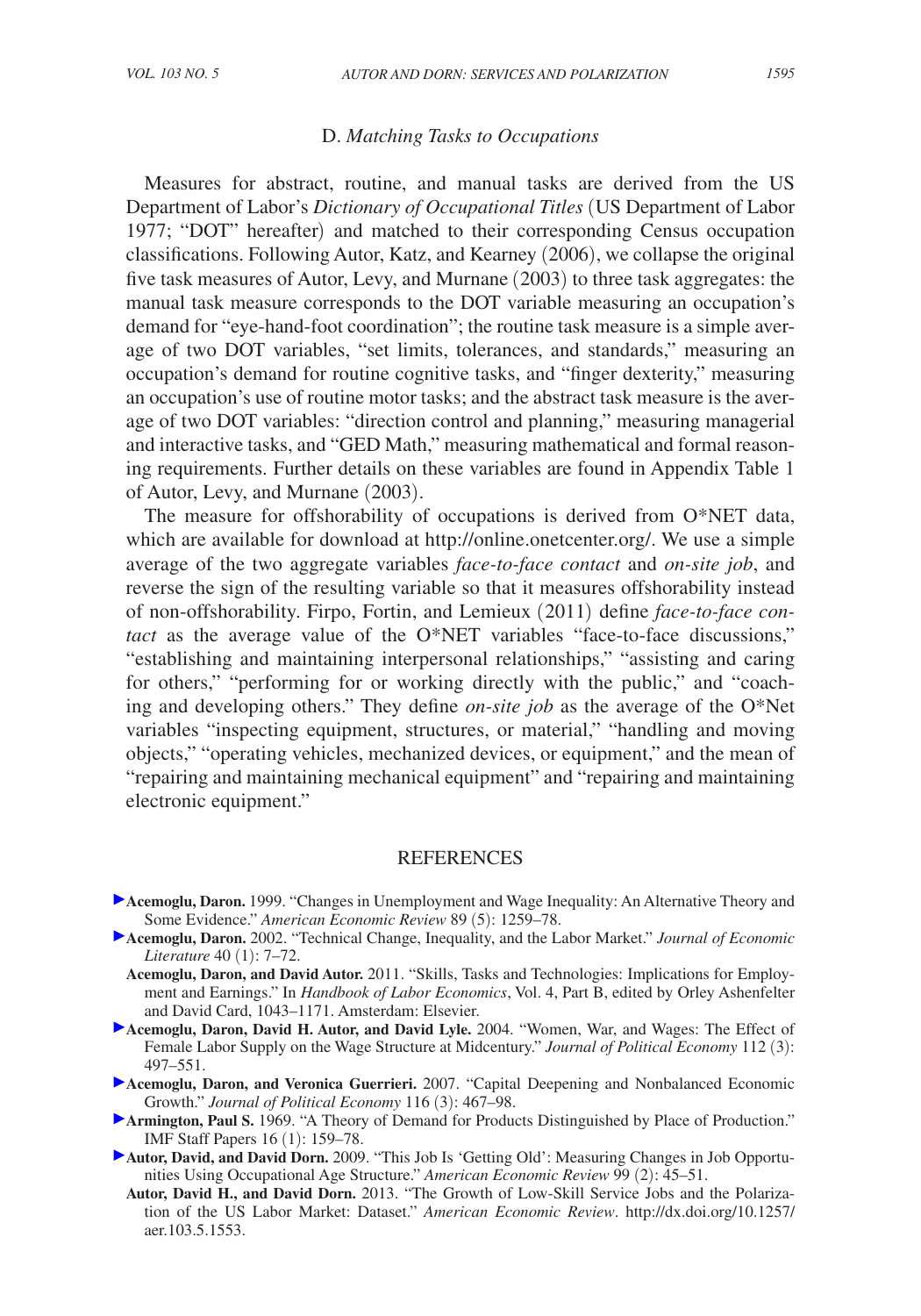### D. *Matching Tasks to Occupations*

Measures for abstract, routine, and manual tasks are derived from the US Department of Labor's *Dictionary of Occupational Titles* (US Department of Labor 1977; "DOT" hereafter) and matched to their corresponding Census occupation classifications. Following Autor, Katz, and Kearney (2006), we collapse the original five task measures of Autor, Levy, and Murnane (2003) to three task aggregates: the manual task measure corresponds to the DOT variable measuring an occupation's demand for "eye-hand-foot coordination"; the routine task measure is a simple average of two DOT variables, "set limits, tolerances, and standards," measuring an occupation's demand for routine cognitive tasks, and "finger dexterity," measuring an occupation's use of routine motor tasks; and the abstract task measure is the average of two DOT variables: "direction control and planning," measuring managerial and interactive tasks, and "GED Math," measuring mathematical and formal reasoning requirements. Further details on these variables are found in Appendix Table 1 of Autor, Levy, and Murnane (2003).

The measure for offshorability of occupations is derived from O*NET data, which are available for download at http://online.onetcenter.org/. We use a simple average of the two aggregate variables *face-to-face contact* and *on-site job*, and reverse the sign of the resulting variable so that it measures offshorability instead of non-offshorability. Firpo, Fortin, and Lemieux (2011) define *face-to-face contact* as the average value of the O*NET variables "face-to-face discussions," "establishing and maintaining interpersonal relationships," "assisting and caring for others," "performing for or working directly with the public," and "coaching and developing others." They define *on-site job* as the average of the O*Net variables "inspecting equipment, structures, or material," "handling and moving objects," "operating vehicles, mechanized devices, or equipment," and the mean of "repairing and maintaining mechanical equipment" and "repairing and maintaining electronic equipment."

## REFERENCES

**Acemoglu, Daron.** 1999. "Changes in Unemployment and Wage Inequality: An Alternative Theory and Some Evidence." *American Economic Review* 89 (5): 1259–78.

**Acemoglu, Daron.** 2002. "Technical Change, Inequality, and the Labor Market." *Journal of Economic Literature* 40 (1): 7–72.

**Acemoglu, Daron, and David Autor.** 2011. "Skills, Tasks and Technologies: Implications for Employment and Earnings." In *Handbook of Labor Economics*, Vol. 4, Part B, edited by Orley Ashenfelter and David Card, 1043–1171. Amsterdam: Elsevier.

**Acemoglu, Daron, David H. Autor, and David Lyle.** 2004. "Women, War, and Wages: The Effect of Female Labor Supply on the Wage Structure at Midcentury." *Journal of Political Economy* 112 (3): 497–551.

**Acemoglu, Daron, and Veronica Guerrieri.** 2007. "Capital Deepening and Nonbalanced Economic Growth." *Journal of Political Economy* 116 (3): 467–98.

**Armington, Paul S.** 1969. "A Theory of Demand for Products Distinguished by Place of Production." IMF Staff Papers 16 (1): 159–78.

**Autor, David, and David Dorn.** 2009. "This Job Is 'Getting Old': Measuring Changes in Job Opportunities Using Occupational Age Structure." *American Economic Review* 99 (2): 45–51.

**Autor, David H., and David Dorn.** 2013. "The Growth of Low-Skill Service Jobs and the Polarization of the US Labor Market: Dataset." *American Economic Review*. http://dx.doi.org/10.1257/aer.103.5.1553.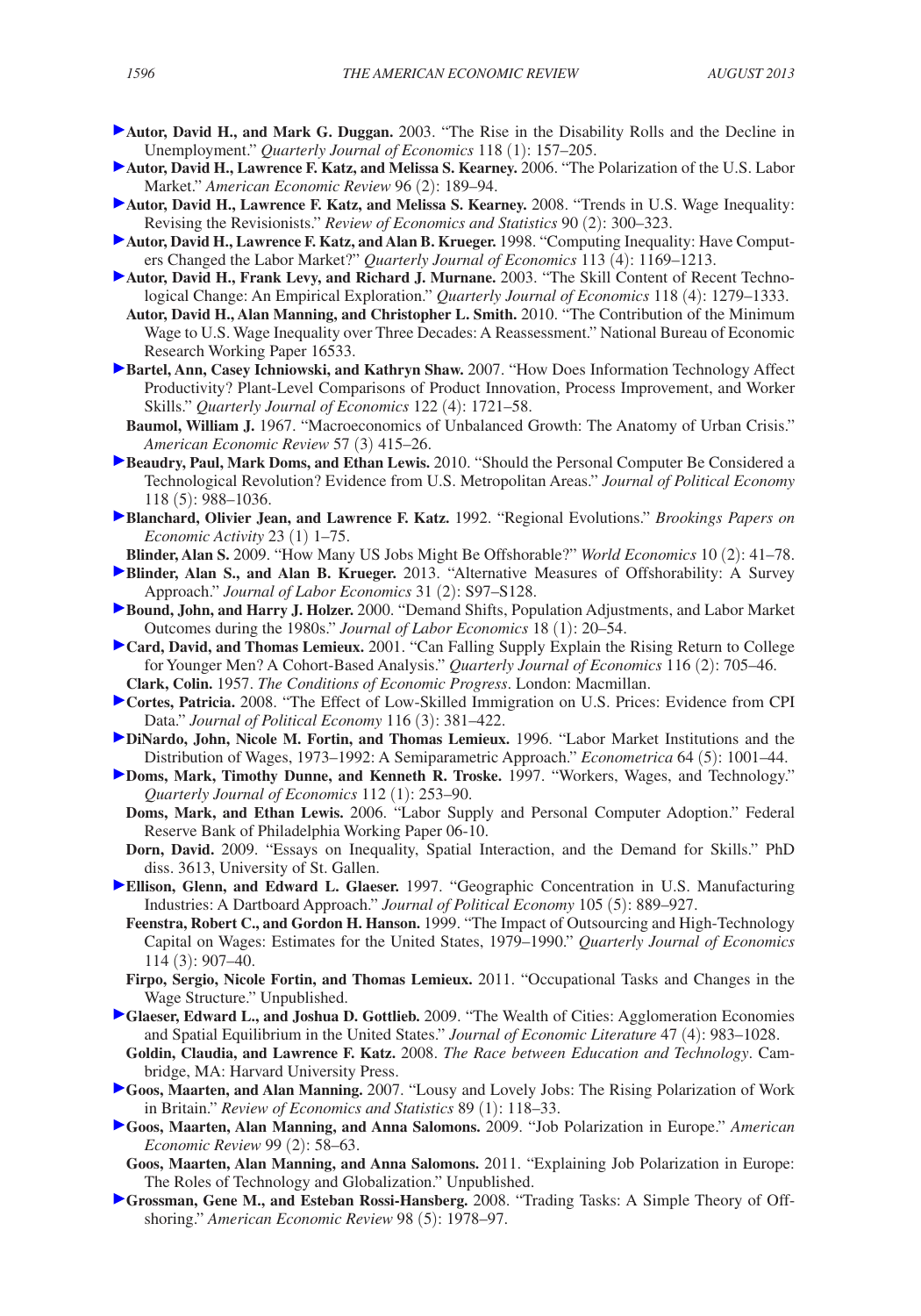**Autor, David H., and Mark G. Duggan.** 2003. "The Rise in the Disability Rolls and the Decline in Unemployment." *Quarterly Journal of Economics* 118 (1): 157–205.

**Autor, David H., Lawrence F. Katz, and Melissa S. Kearney.** 2006. "The Polarization of the U.S. Labor Market." *American Economic Review* 96 (2): 189–94.

**Autor, David H., Lawrence F. Katz, and Melissa S. Kearney.** 2008. "Trends in U.S. Wage Inequality: Revising the Revisionists." *Review of Economics and Statistics* 90 (2): 300–323.

**Autor, David H., Lawrence F. Katz, and Alan B. Krueger.** 1998. "Computing Inequality: Have Computers Changed the Labor Market?" *Quarterly Journal of Economics* 113 (4): 1169–1213.

**Autor, David H., Frank Levy, and Richard J. Murnane.** 2003. "The Skill Content of Recent Technological Change: An Empirical Exploration." *Quarterly Journal of Economics* 118 (4): 1279–1333.

**Autor, David H., Alan Manning, and Christopher L. Smith.** 2010. "The Contribution of the Minimum Wage to U.S. Wage Inequality over Three Decades: A Reassessment." National Bureau of Economic Research Working Paper 16533.

**Bartel, Ann, Casey Ichniowski, and Kathryn Shaw.** 2007. "How Does Information Technology Affect Productivity? Plant-Level Comparisons of Product Innovation, Process Improvement, and Worker Skills." *Quarterly Journal of Economics* 122 (4): 1721–58.

**Baumol, William J.** 1967. "Macroeconomics of Unbalanced Growth: The Anatomy of Urban Crisis." *American Economic Review* 57 (3) 415–26.

**Beaudry, Paul, Mark Doms, and Ethan Lewis.** 2010. "Should the Personal Computer Be Considered a Technological Revolution? Evidence from U.S. Metropolitan Areas." *Journal of Political Economy* 118 (5): 988–1036.

**Blanchard, Olivier Jean, and Lawrence F. Katz.** 1992. "Regional Evolutions." *Brookings Papers on Economic Activity* 23 (1) 1–75.

**Blinder, Alan S.** 2009. "How Many US Jobs Might Be Offshorable?" *World Economics* 10 (2): 41–78.

**Blinder, Alan S., and Alan B. Krueger.** 2013. "Alternative Measures of Offshorability: A Survey Approach." *Journal of Labor Economics* 31 (2): S97–S128.

**Bound, John, and Harry J. Holzer.** 2000. "Demand Shifts, Population Adjustments, and Labor Market Outcomes during the 1980s." *Journal of Labor Economics* 18 (1): 20–54.

**Card, David, and Thomas Lemieux.** 2001. "Can Falling Supply Explain the Rising Return to College for Younger Men? A Cohort-Based Analysis." *Quarterly Journal of Economics* 116 (2): 705–46.

**Clark, Colin.** 1957. *The Conditions of Economic Progress*. London: Macmillan.

**Cortes, Patricia.** 2008. "The Effect of Low-Skilled Immigration on U.S. Prices: Evidence from CPI Data." *Journal of Political Economy* 116 (3): 381–422.

**DiNardo, John, Nicole M. Fortin, and Thomas Lemieux.** 1996. "Labor Market Institutions and the Distribution of Wages, 1973–1992: A Semiparametric Approach." *Econometrica* 64 (5): 1001–44.

**Doms, Mark, Timothy Dunne, and Kenneth R. Troske.** 1997. "Workers, Wages, and Technology." *Quarterly Journal of Economics* 112 (1): 253–90.

**Doms, Mark, and Ethan Lewis.** 2006. "Labor Supply and Personal Computer Adoption." Federal Reserve Bank of Philadelphia Working Paper 06-10.

**Dorn, David.** 2009. "Essays on Inequality, Spatial Interaction, and the Demand for Skills." PhD diss. 3613, University of St. Gallen.

**Ellison, Glenn, and Edward L. Glaeser.** 1997. "Geographic Concentration in U.S. Manufacturing Industries: A Dartboard Approach." *Journal of Political Economy* 105 (5): 889–927.

**Feenstra, Robert C., and Gordon H. Hanson.** 1999. "The Impact of Outsourcing and High-Technology Capital on Wages: Estimates for the United States, 1979–1990." *Quarterly Journal of Economics* 114 (3): 907–40.

**Firpo, Sergio, Nicole Fortin, and Thomas Lemieux.** 2011. "Occupational Tasks and Changes in the Wage Structure." Unpublished.

**Glaeser, Edward L., and Joshua D. Gottlieb.** 2009. "The Wealth of Cities: Agglomeration Economies and Spatial Equilibrium in the United States." *Journal of Economic Literature* 47 (4): 983–1028.

**Goldin, Claudia, and Lawrence F. Katz.** 2008. *The Race between Education and Technology*. Cambridge, MA: Harvard University Press.

**Goos, Maarten, and Alan Manning.** 2007. "Lousy and Lovely Jobs: The Rising Polarization of Work in Britain." *Review of Economics and Statistics* 89 (1): 118–33.

**Goos, Maarten, Alan Manning, and Anna Salomons.** 2009. "Job Polarization in Europe." *American Economic Review* 99 (2): 58–63.

**Goos, Maarten, Alan Manning, and Anna Salomons.** 2011. "Explaining Job Polarization in Europe: The Roles of Technology and Globalization." Unpublished.

**Grossman, Gene M., and Esteban Rossi-Hansberg.** 2008. "Trading Tasks: A Simple Theory of Offshoring." *American Economic Review* 98 (5): 1978–97.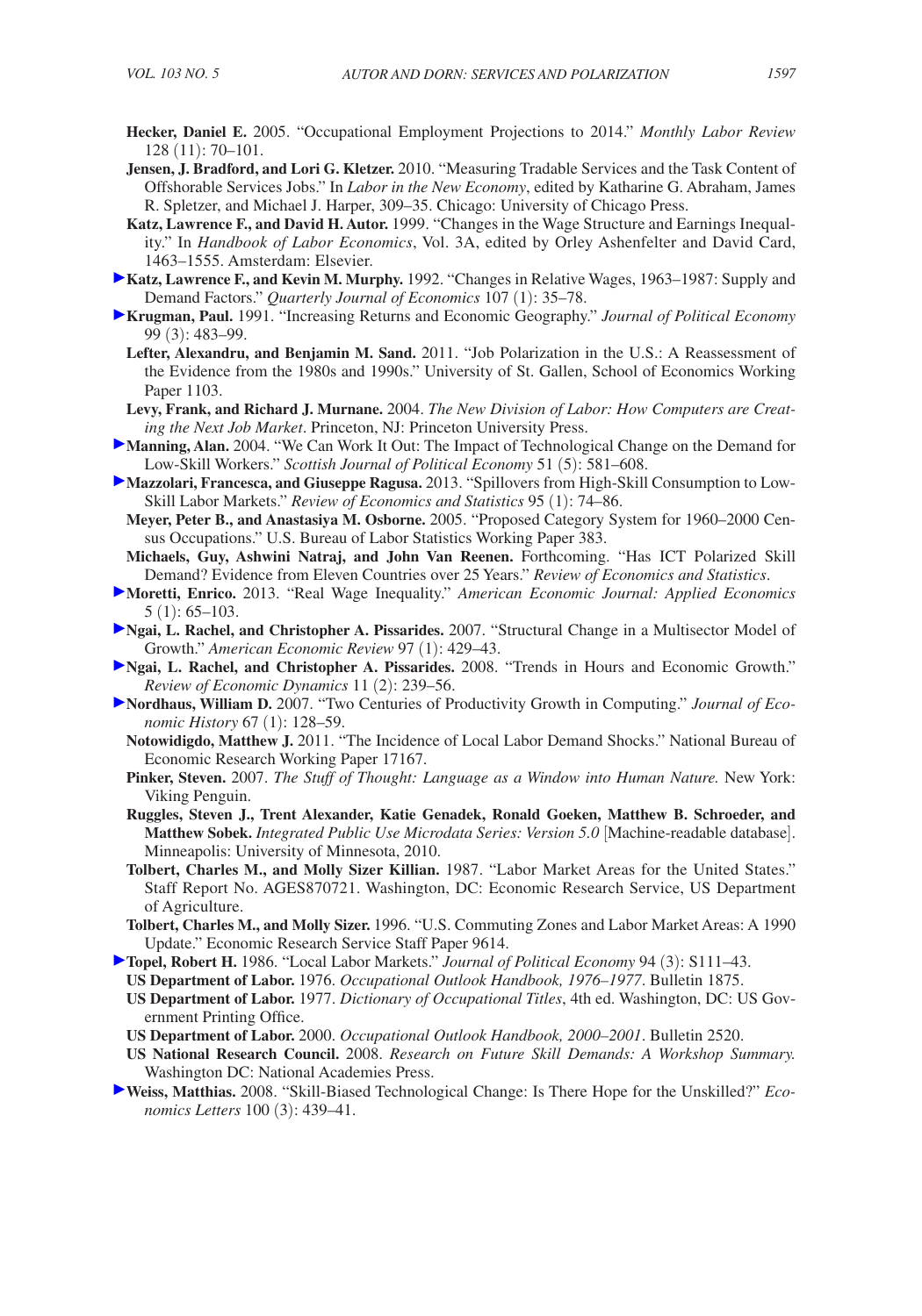**Hecker, Daniel E.** 2005. "Occupational Employment Projections to 2014." *Monthly Labor Review* 128 (11): 70–101.

**Jensen, J. Bradford, and Lori G. Kletzer.** 2010. "Measuring Tradable Services and the Task Content of Offshorable Services Jobs." In *Labor in the New Economy*, edited by Katharine G. Abraham, James R. Spletzer, and Michael J. Harper, 309–35. Chicago: University of Chicago Press.

**Katz, Lawrence F., and David H. Autor.** 1999. "Changes in the Wage Structure and Earnings Inequality." In *Handbook of Labor Economics*, Vol. 3A, edited by Orley Ashenfelter and David Card, 1463–1555. Amsterdam: Elsevier.

**Katz, Lawrence F., and Kevin M. Murphy.** 1992. "Changes in Relative Wages, 1963–1987: Supply and Demand Factors." *Quarterly Journal of Economics* 107 (1): 35–78.

**Krugman, Paul.** 1991. "Increasing Returns and Economic Geography." *Journal of Political Economy* 99 (3): 483–99.

**Lefter, Alexandru, and Benjamin M. Sand.** 2011. "Job Polarization in the U.S.: A Reassessment of the Evidence from the 1980s and 1990s." University of St. Gallen, School of Economics Working Paper 1103.

**Levy, Frank, and Richard J. Murnane.** 2004. *The New Division of Labor: How Computers are Creating the Next Job Market*. Princeton, NJ: Princeton University Press.

**Manning, Alan.** 2004. "We Can Work It Out: The Impact of Technological Change on the Demand for Low-Skill Workers." *Scottish Journal of Political Economy* 51 (5): 581–608.

**Mazzolari, Francesca, and Giuseppe Ragusa.** 2013. "Spillovers from High-Skill Consumption to Low-Skill Labor Markets." *Review of Economics and Statistics* 95 (1): 74–86.

**Meyer, Peter B., and Anastasiya M. Osborne.** 2005. "Proposed Category System for 1960–2000 Census Occupations." U.S. Bureau of Labor Statistics Working Paper 383.

**Michaels, Guy, Ashwini Natraj, and John Van Reenen.** Forthcoming. "Has ICT Polarized Skill Demand? Evidence from Eleven Countries over 25 Years." *Review of Economics and Statistics*.

**Moretti, Enrico.** 2013. "Real Wage Inequality." *American Economic Journal: Applied Economics* 5 (1): 65–103.

**Ngai, L. Rachel, and Christopher A. Pissarides.** 2007. "Structural Change in a Multisector Model of Growth." *American Economic Review* 97 (1): 429–43.

**Ngai, L. Rachel, and Christopher A. Pissarides.** 2008. "Trends in Hours and Economic Growth." *Review of Economic Dynamics* 11 (2): 239–56.

**Nordhaus, William D.** 2007. "Two Centuries of Productivity Growth in Computing." *Journal of Economic History* 67 (1): 128–59.

**Notowidigdo, Matthew J.** 2011. "The Incidence of Local Labor Demand Shocks." National Bureau of Economic Research Working Paper 17167.

**Pinker, Steven.** 2007. *The Stuff of Thought: Language as a Window into Human Nature.* New York: Viking Penguin.

**Ruggles, Steven J., Trent Alexander, Katie Genadek, Ronald Goeken, Matthew B. Schroeder, and Matthew Sobek.** *Integrated Public Use Microdata Series: Version 5.0* [Machine-readable database]. Minneapolis: University of Minnesota, 2010.

**Tolbert, Charles M., and Molly Sizer Killian.** 1987. "Labor Market Areas for the United States." Staff Report No. AGES870721. Washington, DC: Economic Research Service, US Department of Agriculture.

**Tolbert, Charles M., and Molly Sizer.** 1996. "U.S. Commuting Zones and Labor Market Areas: A 1990 Update." Economic Research Service Staff Paper 9614.

**Topel, Robert H.** 1986. "Local Labor Markets." *Journal of Political Economy* 94 (3): S111–43.

**US Department of Labor.** 1976. *Occupational Outlook Handbook, 1976–1977*. Bulletin 1875.

**US Department of Labor.** 1977. *Dictionary of Occupational Titles*, 4th ed. Washington, DC: US Government Printing Office.

**US Department of Labor.** 2000. *Occupational Outlook Handbook, 2000–2001*. Bulletin 2520.

**US National Research Council.** 2008. *Research on Future Skill Demands: A Workshop Summary.* Washington DC: National Academies Press.

**Weiss, Matthias.** 2008. "Skill-Biased Technological Change: Is There Hope for the Unskilled?" *Economics Letters* 100 (3): 439–41.